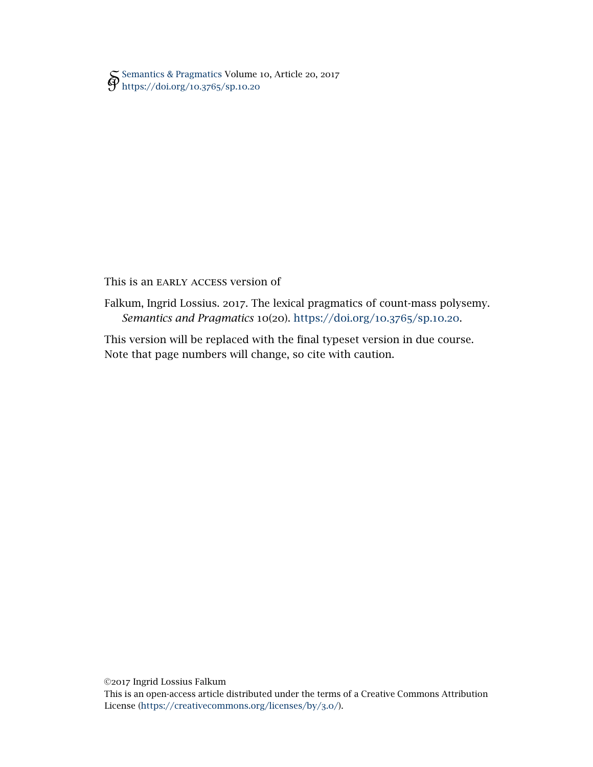Semantics & Pragmatics Volume 10, Article 20, 2017
https://doi.org/10.3765/sp.10.20

This is an EARLY ACCESS version of

Falkum, Ingrid Lossius. 2017. The lexical pragmatics of count-mass polysemy. *Semantics and Pragmatics* 10(20). https://doi.org/10.3765/sp.10.20.

This version will be replaced with the final typeset version in due course. Note that page numbers will change, so cite with caution.

©2017 Ingrid Lossius Falkum
This is an open-access article distributed under the terms of a Creative Commons Attribution License (https://creativecommons.org/licenses/by/3.0/).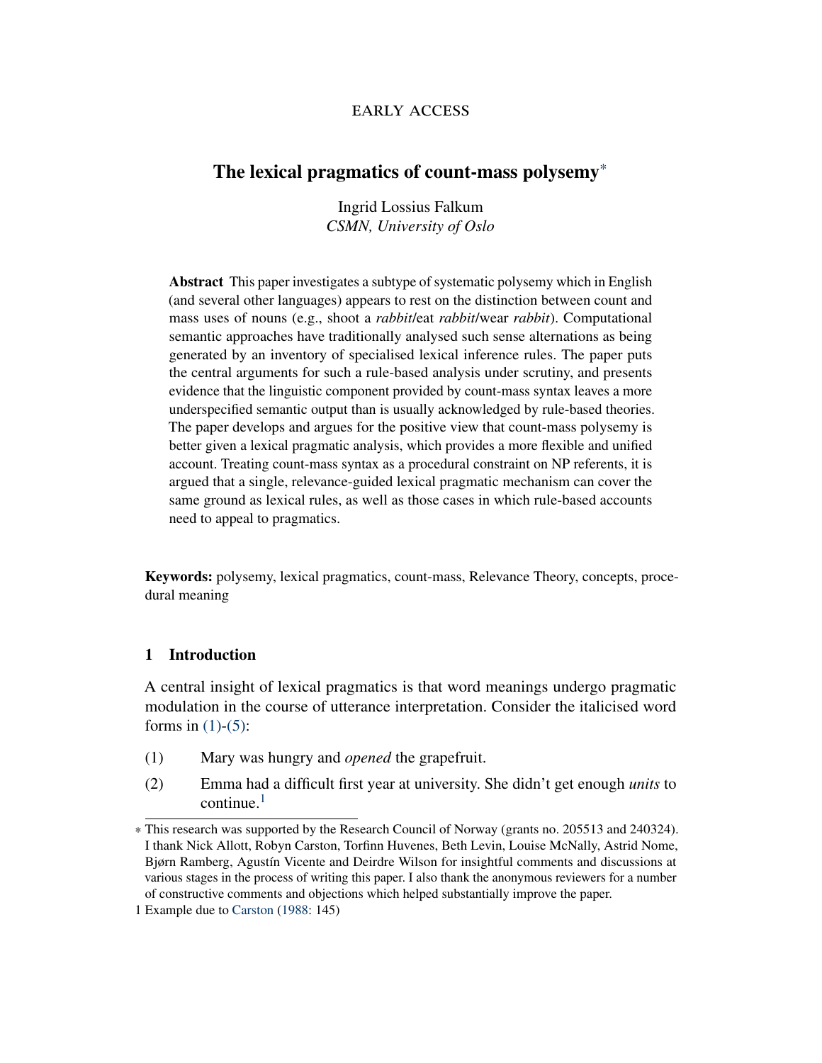EARLY ACCESS

# The lexical pragmatics of count-mass polysemy*

Ingrid Lossius Falkum
*CSMN, University of Oslo*

**Abstract** This paper investigates a subtype of systematic polysemy which in English (and several other languages) appears to rest on the distinction between count and mass uses of nouns (e.g., shoot a *rabbit*/eat *rabbit*/wear *rabbit*). Computational semantic approaches have traditionally analysed such sense alternations as being generated by an inventory of specialised lexical inference rules. The paper puts the central arguments for such a rule-based analysis under scrutiny, and presents evidence that the linguistic component provided by count-mass syntax leaves a more underspecified semantic output than is usually acknowledged by rule-based theories. The paper develops and argues for the positive view that count-mass polysemy is better given a lexical pragmatic analysis, which provides a more flexible and unified account. Treating count-mass syntax as a procedural constraint on NP referents, it is argued that a single, relevance-guided lexical pragmatic mechanism can cover the same ground as lexical rules, as well as those cases in which rule-based accounts need to appeal to pragmatics.

**Keywords:** polysemy, lexical pragmatics, count-mass, Relevance Theory, concepts, procedural meaning

## 1 Introduction

A central insight of lexical pragmatics is that word meanings undergo pragmatic modulation in the course of utterance interpretation. Consider the italicised word forms in (1)-(5):

(1) Mary was hungry and *opened* the grapefruit.

(2) Emma had a difficult first year at university. She didn't get enough *units* to continue.[1]

* This research was supported by the Research Council of Norway (grants no. 205513 and 240324). I thank Nick Allott, Robyn Carston, Torfinn Huvenes, Beth Levin, Louise McNally, Astrid Nome, Bjørn Ramberg, Agustín Vicente and Deirdre Wilson for insightful comments and discussions at various stages in the process of writing this paper. I also thank the anonymous reviewers for a number of constructive comments and objections which helped substantially improve the paper.

1 Example due to Carston (1988: 145)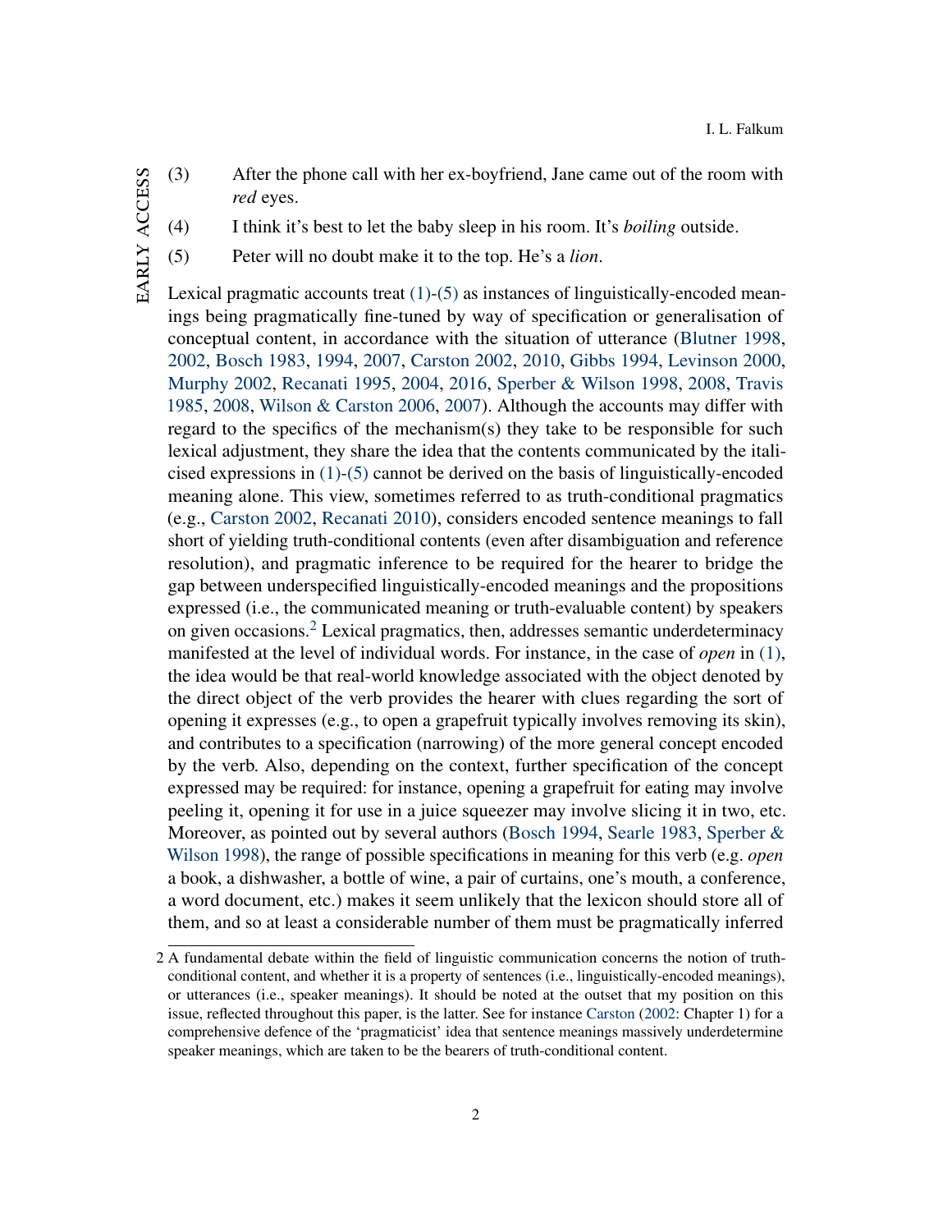(3) After the phone call with her ex-boyfriend, Jane came out of the room with *red* eyes.

(4) I think it's best to let the baby sleep in his room. It's *boiling* outside.

(5) Peter will no doubt make it to the top. He's a *lion*.

Lexical pragmatic accounts treat (1)-(5) as instances of linguistically-encoded meanings being pragmatically fine-tuned by way of specification or generalisation of conceptual content, in accordance with the situation of utterance (Blutner 1998, 2002, Bosch 1983, 1994, 2007, Carston 2002, 2010, Gibbs 1994, Levinson 2000, Murphy 2002, Recanati 1995, 2004, 2016, Sperber & Wilson 1998, 2008, Travis 1985, 2008, Wilson & Carston 2006, 2007). Although the accounts may differ with regard to the specifics of the mechanism(s) they take to be responsible for such lexical adjustment, they share the idea that the contents communicated by the italicised expressions in (1)-(5) cannot be derived on the basis of linguistically-encoded meaning alone. This view, sometimes referred to as truth-conditional pragmatics (e.g., Carston 2002, Recanati 2010), considers encoded sentence meanings to fall short of yielding truth-conditional contents (even after disambiguation and reference resolution), and pragmatic inference to be required for the hearer to bridge the gap between underspecified linguistically-encoded meanings and the propositions expressed (i.e., the communicated meaning or truth-evaluable content) by speakers on given occasions.[2] Lexical pragmatics, then, addresses semantic underdeterminacy manifested at the level of individual words. For instance, in the case of *open* in (1), the idea would be that real-world knowledge associated with the object denoted by the direct object of the verb provides the hearer with clues regarding the sort of opening it expresses (e.g., to open a grapefruit typically involves removing its skin), and contributes to a specification (narrowing) of the more general concept encoded by the verb. Also, depending on the context, further specification of the concept expressed may be required: for instance, opening a grapefruit for eating may involve peeling it, opening it for use in a juice squeezer may involve slicing it in two, etc. Moreover, as pointed out by several authors (Bosch 1994, Searle 1983, Sperber & Wilson 1998), the range of possible specifications in meaning for this verb (e.g. *open* a book, a dishwasher, a bottle of wine, a pair of curtains, one's mouth, a conference, a word document, etc.) makes it seem unlikely that the lexicon should store all of them, and so at least a considerable number of them must be pragmatically inferred

[2] A fundamental debate within the field of linguistic communication concerns the notion of truth-conditional content, and whether it is a property of sentences (i.e., linguistically-encoded meanings), or utterances (i.e., speaker meanings). It should be noted at the outset that my position on this issue, reflected throughout this paper, is the latter. See for instance Carston (2002: Chapter 1) for a comprehensive defence of the 'pragmaticist' idea that sentence meanings massively underdetermine speaker meanings, which are taken to be the bearers of truth-conditional content.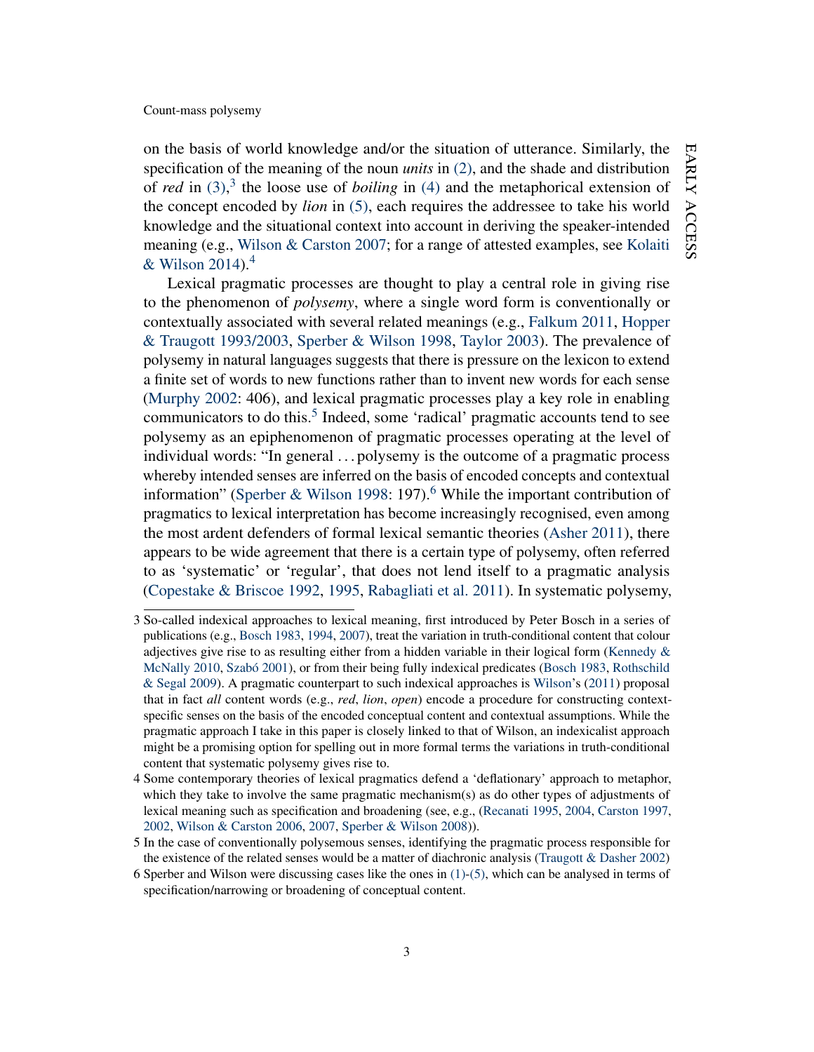on the basis of world knowledge and/or the situation of utterance. Similarly, the specification of the meaning of the noun *units* in (2), and the shade and distribution of *red* in (3),[3] the loose use of *boiling* in (4) and the metaphorical extension of the concept encoded by *lion* in (5), each requires the addressee to take his world knowledge and the situational context into account in deriving the speaker-intended meaning (e.g., Wilson & Carston 2007; for a range of attested examples, see Kolaiti & Wilson 2014).[4]

Lexical pragmatic processes are thought to play a central role in giving rise to the phenomenon of *polysemy*, where a single word form is conventionally or contextually associated with several related meanings (e.g., Falkum 2011, Hopper & Traugott 1993/2003, Sperber & Wilson 1998, Taylor 2003). The prevalence of polysemy in natural languages suggests that there is pressure on the lexicon to extend a finite set of words to new functions rather than to invent new words for each sense (Murphy 2002: 406), and lexical pragmatic processes play a key role in enabling communicators to do this.[5] Indeed, some 'radical' pragmatic accounts tend to see polysemy as an epiphenomenon of pragmatic processes operating at the level of individual words: "In general . . . polysemy is the outcome of a pragmatic process whereby intended senses are inferred on the basis of encoded concepts and contextual information" (Sperber & Wilson 1998: 197).[6] While the important contribution of pragmatics to lexical interpretation has become increasingly recognised, even among the most ardent defenders of formal lexical semantic theories (Asher 2011), there appears to be wide agreement that there is a certain type of polysemy, often referred to as 'systematic' or 'regular', that does not lend itself to a pragmatic analysis (Copestake & Briscoe 1992, 1995, Rabagliati et al. 2011). In systematic polysemy,

---

3 So-called indexical approaches to lexical meaning, first introduced by Peter Bosch in a series of publications (e.g., Bosch 1983, 1994, 2007), treat the variation in truth-conditional content that colour adjectives give rise to as resulting either from a hidden variable in their logical form (Kennedy & McNally 2010, Szabó 2001), or from their being fully indexical predicates (Bosch 1983, Rothschild & Segal 2009). A pragmatic counterpart to such indexical approaches is Wilson's (2011) proposal that in fact *all* content words (e.g., *red*, *lion*, *open*) encode a procedure for constructing context-specific senses on the basis of the encoded conceptual content and contextual assumptions. While the pragmatic approach I take in this paper is closely linked to that of Wilson, an indexicalist approach might be a promising option for spelling out in more formal terms the variations in truth-conditional content that systematic polysemy gives rise to.

4 Some contemporary theories of lexical pragmatics defend a 'deflationary' approach to metaphor, which they take to involve the same pragmatic mechanism(s) as do other types of adjustments of lexical meaning such as specification and broadening (see, e.g., (Recanati 1995, 2004, Carston 1997, 2002, Wilson & Carston 2006, 2007, Sperber & Wilson 2008)).

5 In the case of conventionally polysemous senses, identifying the pragmatic process responsible for the existence of the related senses would be a matter of diachronic analysis (Traugott & Dasher 2002)

6 Sperber and Wilson were discussing cases like the ones in (1)-(5), which can be analysed in terms of specification/narrowing or broadening of conceptual content.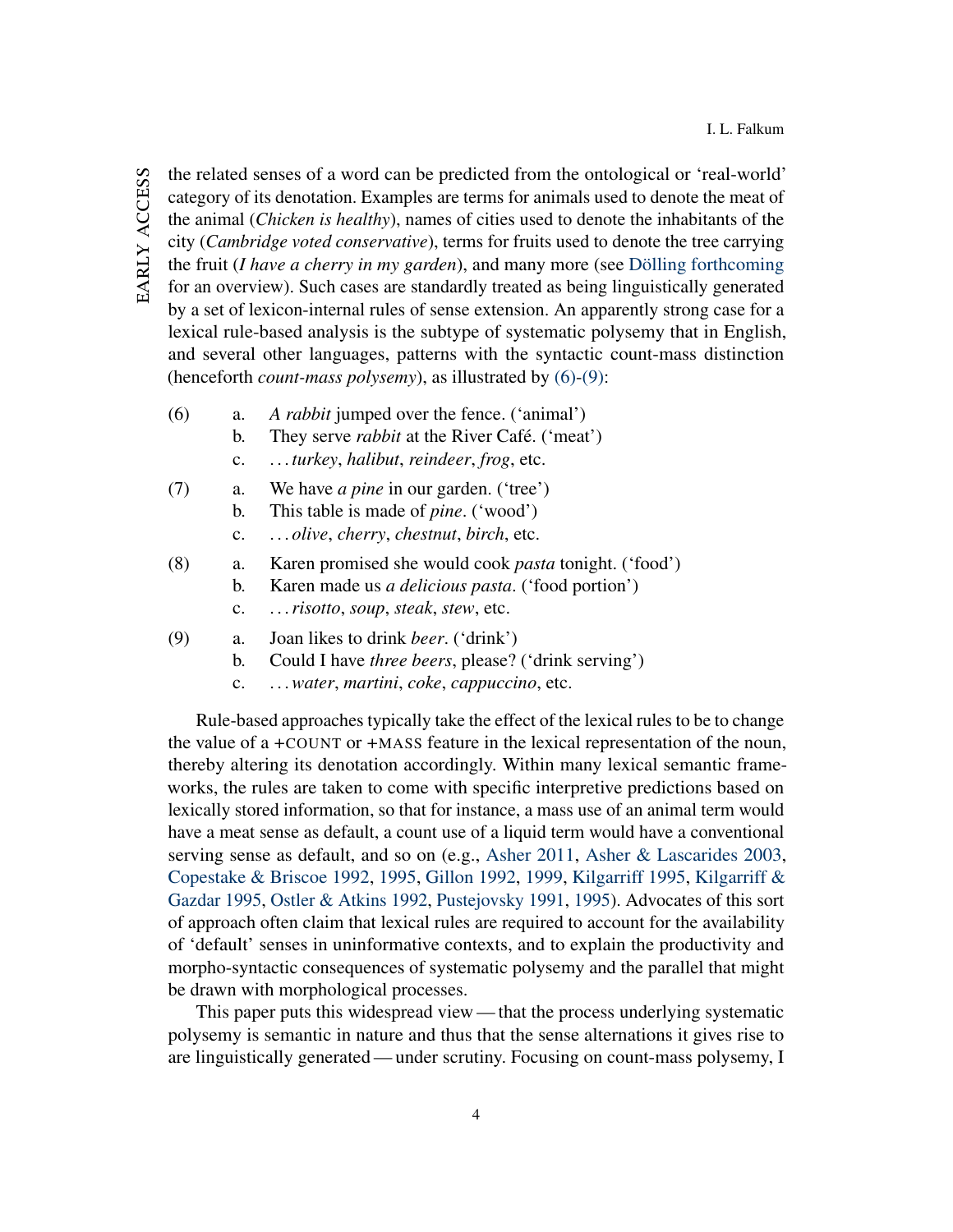the related senses of a word can be predicted from the ontological or 'real-world' category of its denotation. Examples are terms for animals used to denote the meat of the animal (*Chicken is healthy*), names of cities used to denote the inhabitants of the city (*Cambridge voted conservative*), terms for fruits used to denote the tree carrying the fruit (*I have a cherry in my garden*), and many more (see Dölling forthcoming for an overview). Such cases are standardly treated as being linguistically generated by a set of lexicon-internal rules of sense extension. An apparently strong case for a lexical rule-based analysis is the subtype of systematic polysemy that in English, and several other languages, patterns with the syntactic count-mass distinction (henceforth *count-mass polysemy*), as illustrated by (6)-(9):

(6) a. *A rabbit* jumped over the fence. ('animal')
  b. They serve *rabbit* at the River Café. ('meat')
  c. . . . *turkey*, *halibut*, *reindeer*, *frog*, etc.

(7) a. We have *a pine* in our garden. ('tree')
  b. This table is made of *pine*. ('wood')
  c. . . . *olive*, *cherry*, *chestnut*, *birch*, etc.

(8) a. Karen promised she would cook *pasta* tonight. ('food')
  b. Karen made us *a delicious pasta*. ('food portion')
  c. . . . *risotto*, *soup*, *steak*, *stew*, etc.

(9) a. Joan likes to drink *beer*. ('drink')
  b. Could I have *three beers*, please? ('drink serving')
  c. . . . *water*, *martini*, *coke*, *cappuccino*, etc.

Rule-based approaches typically take the effect of the lexical rules to be to change the value of a +COUNT or +MASS feature in the lexical representation of the noun, thereby altering its denotation accordingly. Within many lexical semantic frameworks, the rules are taken to come with specific interpretive predictions based on lexically stored information, so that for instance, a mass use of an animal term would have a meat sense as default, a count use of a liquid term would have a conventional serving sense as default, and so on (e.g., Asher 2011, Asher & Lascarides 2003, Copestake & Briscoe 1992, 1995, Gillon 1992, 1999, Kilgarriff 1995, Kilgarriff & Gazdar 1995, Ostler & Atkins 1992, Pustejovsky 1991, 1995). Advocates of this sort of approach often claim that lexical rules are required to account for the availability of 'default' senses in uninformative contexts, and to explain the productivity and morpho-syntactic consequences of systematic polysemy and the parallel that might be drawn with morphological processes.

This paper puts this widespread view — that the process underlying systematic polysemy is semantic in nature and thus that the sense alternations it gives rise to are linguistically generated — under scrutiny. Focusing on count-mass polysemy, I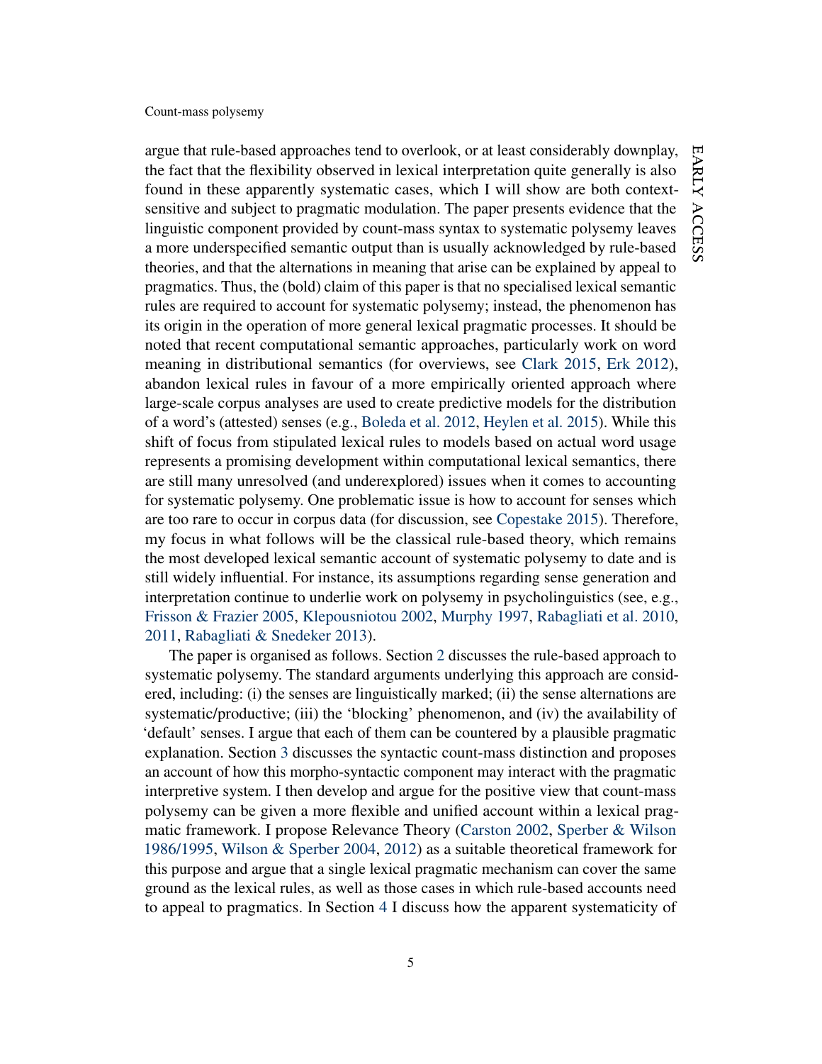argue that rule-based approaches tend to overlook, or at least considerably downplay, the fact that the flexibility observed in lexical interpretation quite generally is also found in these apparently systematic cases, which I will show are both context-sensitive and subject to pragmatic modulation. The paper presents evidence that the linguistic component provided by count-mass syntax to systematic polysemy leaves a more underspecified semantic output than is usually acknowledged by rule-based theories, and that the alternations in meaning that arise can be explained by appeal to pragmatics. Thus, the (bold) claim of this paper is that no specialised lexical semantic rules are required to account for systematic polysemy; instead, the phenomenon has its origin in the operation of more general lexical pragmatic processes. It should be noted that recent computational semantic approaches, particularly work on word meaning in distributional semantics (for overviews, see Clark 2015, Erk 2012), abandon lexical rules in favour of a more empirically oriented approach where large-scale corpus analyses are used to create predictive models for the distribution of a word's (attested) senses (e.g., Boleda et al. 2012, Heylen et al. 2015). While this shift of focus from stipulated lexical rules to models based on actual word usage represents a promising development within computational lexical semantics, there are still many unresolved (and underexplored) issues when it comes to accounting for systematic polysemy. One problematic issue is how to account for senses which are too rare to occur in corpus data (for discussion, see Copestake 2015). Therefore, my focus in what follows will be the classical rule-based theory, which remains the most developed lexical semantic account of systematic polysemy to date and is still widely influential. For instance, its assumptions regarding sense generation and interpretation continue to underlie work on polysemy in psycholinguistics (see, e.g., Frisson & Frazier 2005, Klepousniotou 2002, Murphy 1997, Rabagliati et al. 2010, 2011, Rabagliati & Snedeker 2013).

The paper is organised as follows. Section 2 discusses the rule-based approach to systematic polysemy. The standard arguments underlying this approach are considered, including: (i) the senses are linguistically marked; (ii) the sense alternations are systematic/productive; (iii) the 'blocking' phenomenon, and (iv) the availability of 'default' senses. I argue that each of them can be countered by a plausible pragmatic explanation. Section 3 discusses the syntactic count-mass distinction and proposes an account of how this morpho-syntactic component may interact with the pragmatic interpretive system. I then develop and argue for the positive view that count-mass polysemy can be given a more flexible and unified account within a lexical pragmatic framework. I propose Relevance Theory (Carston 2002, Sperber & Wilson 1986/1995, Wilson & Sperber 2004, 2012) as a suitable theoretical framework for this purpose and argue that a single lexical pragmatic mechanism can cover the same ground as the lexical rules, as well as those cases in which rule-based accounts need to appeal to pragmatics. In Section 4 I discuss how the apparent systematicity of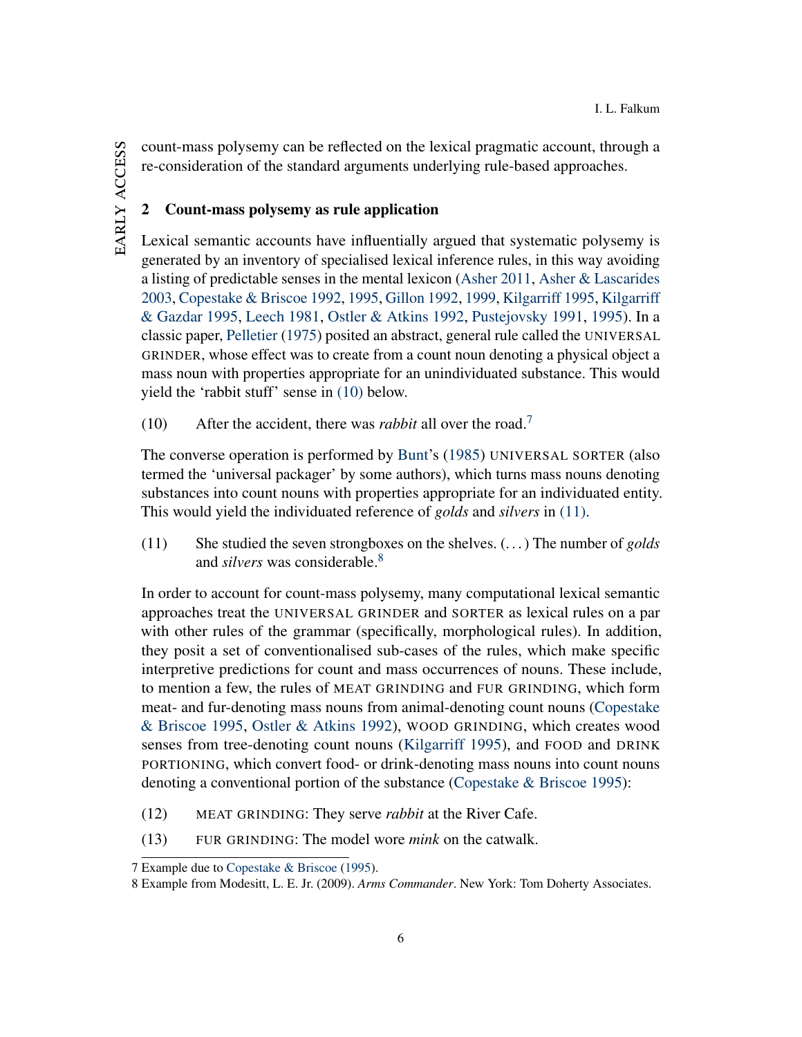count-mass polysemy can be reflected on the lexical pragmatic account, through a re-consideration of the standard arguments underlying rule-based approaches.

## 2 Count-mass polysemy as rule application

Lexical semantic accounts have influentially argued that systematic polysemy is generated by an inventory of specialised lexical inference rules, in this way avoiding a listing of predictable senses in the mental lexicon (Asher 2011, Asher & Lascarides 2003, Copestake & Briscoe 1992, 1995, Gillon 1992, 1999, Kilgarriff 1995, Kilgarriff & Gazdar 1995, Leech 1981, Ostler & Atkins 1992, Pustejovsky 1991, 1995). In a classic paper, Pelletier (1975) posited an abstract, general rule called the UNIVERSAL GRINDER, whose effect was to create from a count noun denoting a physical object a mass noun with properties appropriate for an unindividuated substance. This would yield the 'rabbit stuff' sense in (10) below.

(10) After the accident, there was *rabbit* all over the road.[7]

The converse operation is performed by Bunt's (1985) UNIVERSAL SORTER (also termed the 'universal packager' by some authors), which turns mass nouns denoting substances into count nouns with properties appropriate for an individuated entity. This would yield the individuated reference of *golds* and *silvers* in (11).

(11) She studied the seven strongboxes on the shelves. (...) The number of *golds* and *silvers* was considerable.[8]

In order to account for count-mass polysemy, many computational lexical semantic approaches treat the UNIVERSAL GRINDER and SORTER as lexical rules on a par with other rules of the grammar (specifically, morphological rules). In addition, they posit a set of conventionalised sub-cases of the rules, which make specific interpretive predictions for count and mass occurrences of nouns. These include, to mention a few, the rules of MEAT GRINDING and FUR GRINDING, which form meat- and fur-denoting mass nouns from animal-denoting count nouns (Copestake & Briscoe 1995, Ostler & Atkins 1992), WOOD GRINDING, which creates wood senses from tree-denoting count nouns (Kilgarriff 1995), and FOOD and DRINK PORTIONING, which convert food- or drink-denoting mass nouns into count nouns denoting a conventional portion of the substance (Copestake & Briscoe 1995):

(12) MEAT GRINDING: They serve *rabbit* at the River Cafe.

(13) FUR GRINDING: The model wore *mink* on the catwalk.

---

7 Example due to Copestake & Briscoe (1995).

8 Example from Modesitt, L. E. Jr. (2009). *Arms Commander*. New York: Tom Doherty Associates.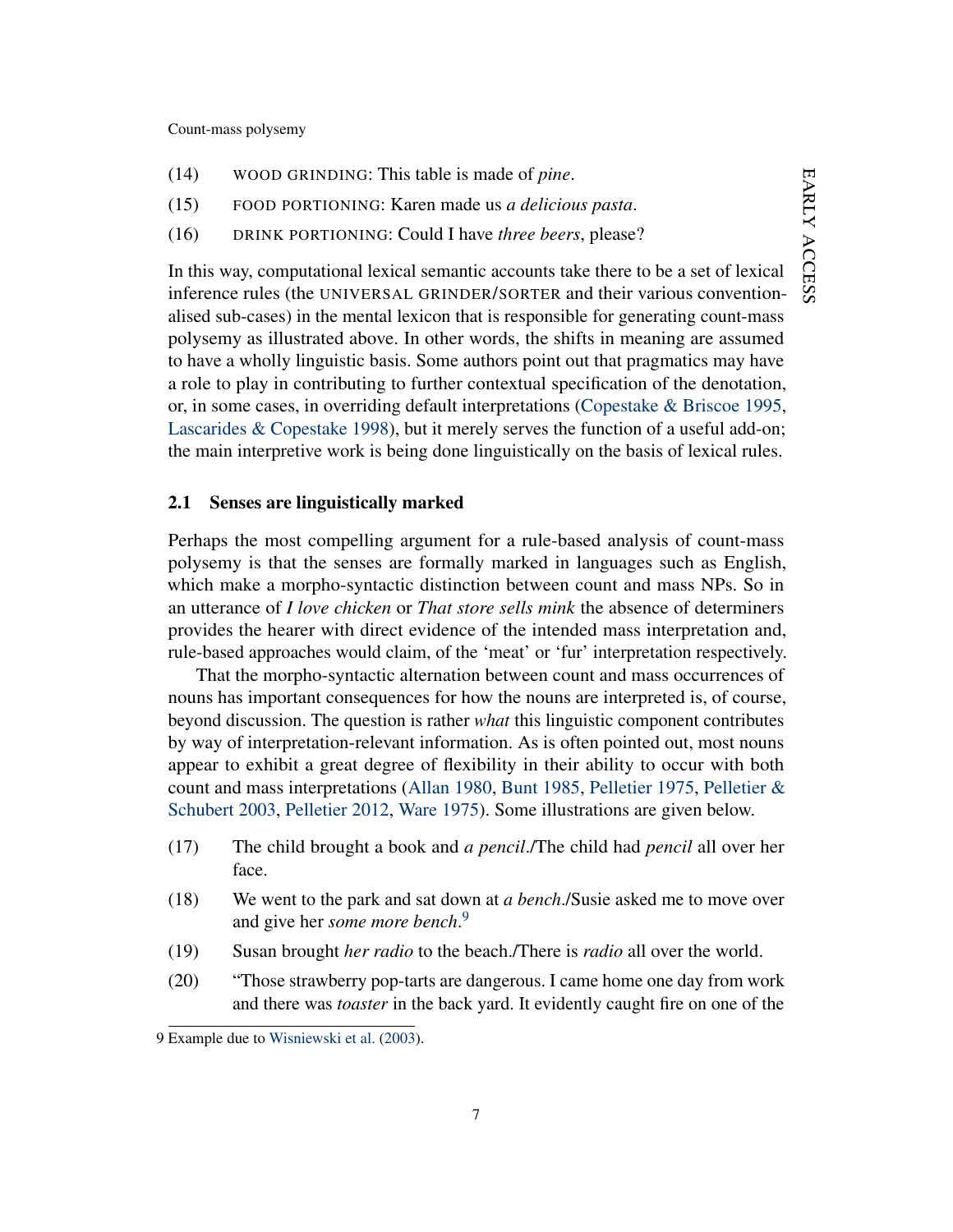(14) WOOD GRINDING: This table is made of *pine*.

(15) FOOD PORTIONING: Karen made us *a delicious pasta*.

(16) DRINK PORTIONING: Could I have *three beers*, please?

In this way, computational lexical semantic accounts take there to be a set of lexical inference rules (the UNIVERSAL GRINDER/SORTER and their various conventionalised sub-cases) in the mental lexicon that is responsible for generating count-mass polysemy as illustrated above. In other words, the shifts in meaning are assumed to have a wholly linguistic basis. Some authors point out that pragmatics may have a role to play in contributing to further contextual specification of the denotation, or, in some cases, in overriding default interpretations (Copestake & Briscoe 1995, Lascarides & Copestake 1998), but it merely serves the function of a useful add-on; the main interpretive work is being done linguistically on the basis of lexical rules.

### 2.1 Senses are linguistically marked

Perhaps the most compelling argument for a rule-based analysis of count-mass polysemy is that the senses are formally marked in languages such as English, which make a morpho-syntactic distinction between count and mass NPs. So in an utterance of *I love chicken* or *That store sells mink* the absence of determiners provides the hearer with direct evidence of the intended mass interpretation and, rule-based approaches would claim, of the 'meat' or 'fur' interpretation respectively.

That the morpho-syntactic alternation between count and mass occurrences of nouns has important consequences for how the nouns are interpreted is, of course, beyond discussion. The question is rather *what* this linguistic component contributes by way of interpretation-relevant information. As is often pointed out, most nouns appear to exhibit a great degree of flexibility in their ability to occur with both count and mass interpretations (Allan 1980, Bunt 1985, Pelletier 1975, Pelletier & Schubert 2003, Pelletier 2012, Ware 1975). Some illustrations are given below.

(17) The child brought a book and *a pencil*./The child had *pencil* all over her face.

(18) We went to the park and sat down at *a bench*./Susie asked me to move over and give her *some more bench*.[9]

(19) Susan brought *her radio* to the beach./There is *radio* all over the world.

(20) "Those strawberry pop-tarts are dangerous. I came home one day from work and there was *toaster* in the back yard. It evidently caught fire on one of the

9 Example due to Wisniewski et al. (2003).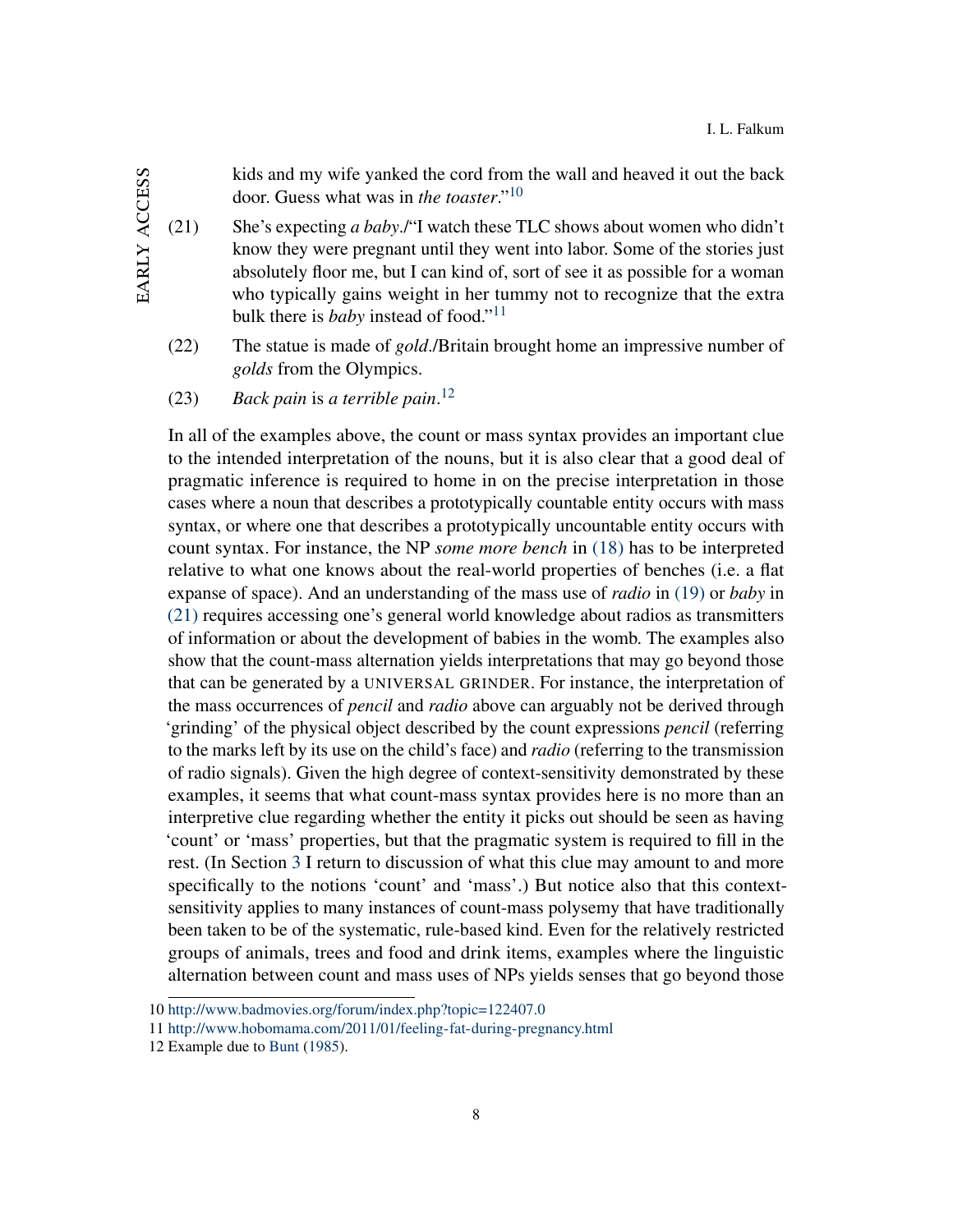kids and my wife yanked the cord from the wall and heaved it out the back door. Guess what was in *the toaster*."[10]

(21) She's expecting *a baby*./"I watch these TLC shows about women who didn't know they were pregnant until they went into labor. Some of the stories just absolutely floor me, but I can kind of, sort of see it as possible for a woman who typically gains weight in her tummy not to recognize that the extra bulk there is *baby* instead of food."[11]

(22) The statue is made of *gold*./Britain brought home an impressive number of *golds* from the Olympics.

(23) *Back pain* is *a terrible pain*.[12]

In all of the examples above, the count or mass syntax provides an important clue to the intended interpretation of the nouns, but it is also clear that a good deal of pragmatic inference is required to home in on the precise interpretation in those cases where a noun that describes a prototypically countable entity occurs with mass syntax, or where one that describes a prototypically uncountable entity occurs with count syntax. For instance, the NP *some more bench* in (18) has to be interpreted relative to what one knows about the real-world properties of benches (i.e. a flat expanse of space). And an understanding of the mass use of *radio* in (19) or *baby* in (21) requires accessing one's general world knowledge about radios as transmitters of information or about the development of babies in the womb. The examples also show that the count-mass alternation yields interpretations that may go beyond those that can be generated by a UNIVERSAL GRINDER. For instance, the interpretation of the mass occurrences of *pencil* and *radio* above can arguably not be derived through 'grinding' of the physical object described by the count expressions *pencil* (referring to the marks left by its use on the child's face) and *radio* (referring to the transmission of radio signals). Given the high degree of context-sensitivity demonstrated by these examples, it seems that what count-mass syntax provides here is no more than an interpretive clue regarding whether the entity it picks out should be seen as having 'count' or 'mass' properties, but that the pragmatic system is required to fill in the rest. (In Section 3 I return to discussion of what this clue may amount to and more specifically to the notions 'count' and 'mass'.) But notice also that this context-sensitivity applies to many instances of count-mass polysemy that have traditionally been taken to be of the systematic, rule-based kind. Even for the relatively restricted groups of animals, trees and food and drink items, examples where the linguistic alternation between count and mass uses of NPs yields senses that go beyond those

10 http://www.badmovies.org/forum/index.php?topic=122407.0

11 http://www.hobomama.com/2011/01/feeling-fat-during-pregnancy.html

12 Example due to Bunt (1985).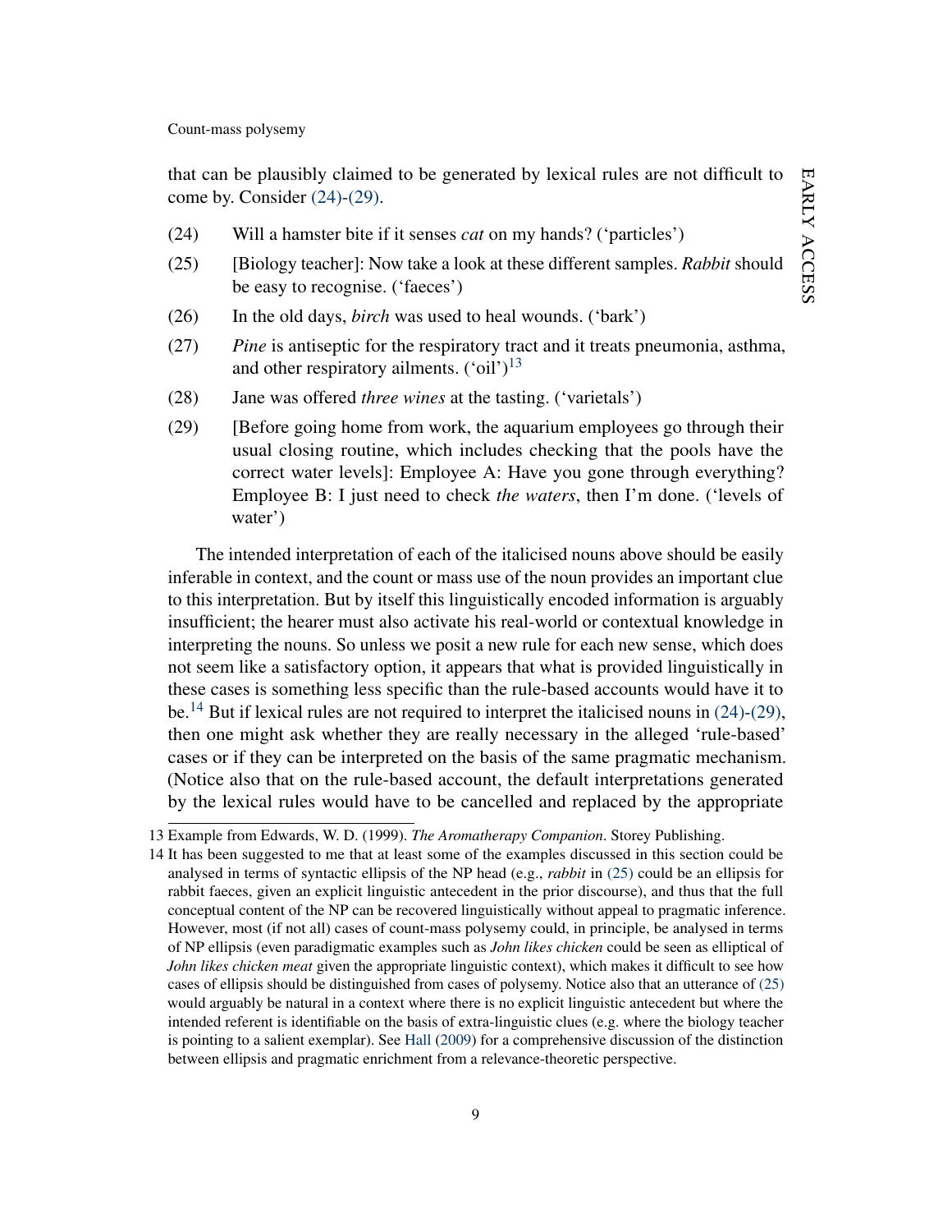that can be plausibly claimed to be generated by lexical rules are not difficult to come by. Consider (24)-(29).

(24) Will a hamster bite if it senses *cat* on my hands? ('particles')

(25) [Biology teacher]: Now take a look at these different samples. *Rabbit* should be easy to recognise. ('faeces')

(26) In the old days, *birch* was used to heal wounds. ('bark')

(27) *Pine* is antiseptic for the respiratory tract and it treats pneumonia, asthma, and other respiratory ailments. ('oil')[13]

(28) Jane was offered *three wines* at the tasting. ('varietals')

(29) [Before going home from work, the aquarium employees go through their usual closing routine, which includes checking that the pools have the correct water levels]: Employee A: Have you gone through everything? Employee B: I just need to check *the waters*, then I'm done. ('levels of water')

The intended interpretation of each of the italicised nouns above should be easily inferable in context, and the count or mass use of the noun provides an important clue to this interpretation. But by itself this linguistically encoded information is arguably insufficient; the hearer must also activate his real-world or contextual knowledge in interpreting the nouns. So unless we posit a new rule for each new sense, which does not seem like a satisfactory option, it appears that what is provided linguistically in these cases is something less specific than the rule-based accounts would have it to be.[14] But if lexical rules are not required to interpret the italicised nouns in (24)-(29), then one might ask whether they are really necessary in the alleged 'rule-based' cases or if they can be interpreted on the basis of the same pragmatic mechanism. (Notice also that on the rule-based account, the default interpretations generated by the lexical rules would have to be cancelled and replaced by the appropriate

---

13 Example from Edwards, W. D. (1999). *The Aromatherapy Companion*. Storey Publishing.

14 It has been suggested to me that at least some of the examples discussed in this section could be analysed in terms of syntactic ellipsis of the NP head (e.g., *rabbit* in (25) could be an ellipsis for rabbit faeces, given an explicit linguistic antecedent in the prior discourse), and thus that the full conceptual content of the NP can be recovered linguistically without appeal to pragmatic inference. However, most (if not all) cases of count-mass polysemy could, in principle, be analysed in terms of NP ellipsis (even paradigmatic examples such as *John likes chicken* could be seen as elliptical of *John likes chicken meat* given the appropriate linguistic context), which makes it difficult to see how cases of ellipsis should be distinguished from cases of polysemy. Notice also that an utterance of (25) would arguably be natural in a context where there is no explicit linguistic antecedent but where the intended referent is identifiable on the basis of extra-linguistic clues (e.g. where the biology teacher is pointing to a salient exemplar). See Hall (2009) for a comprehensive discussion of the distinction between ellipsis and pragmatic enrichment from a relevance-theoretic perspective.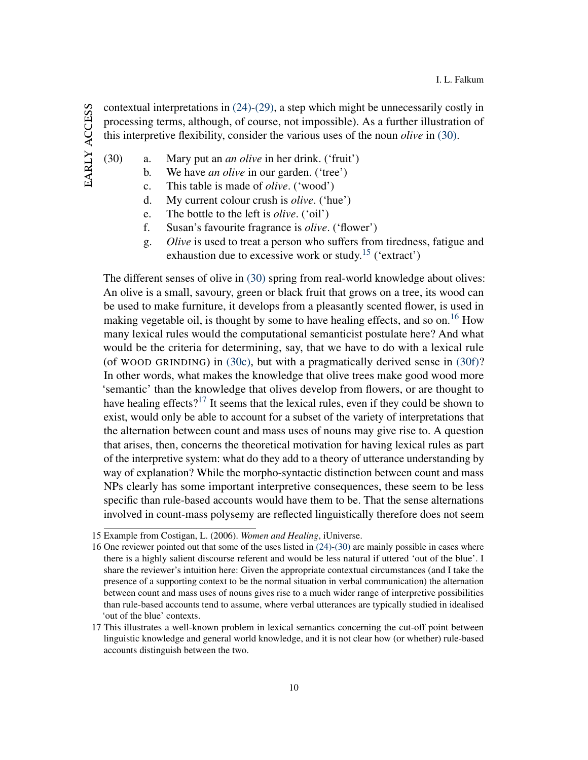contextual interpretations in (24)-(29), a step which might be unnecessarily costly in processing terms, although, of course, not impossible). As a further illustration of this interpretive flexibility, consider the various uses of the noun *olive* in (30).

(30)
a. Mary put an *an olive* in her drink. ('fruit')
b. We have *an olive* in our garden. ('tree')
c. This table is made of *olive*. ('wood')
d. My current colour crush is *olive*. ('hue')
e. The bottle to the left is *olive*. ('oil')
f. Susan's favourite fragrance is *olive*. ('flower')
g. *Olive* is used to treat a person who suffers from tiredness, fatigue and exhaustion due to excessive work or study.[15] ('extract')

The different senses of olive in (30) spring from real-world knowledge about olives: An olive is a small, savoury, green or black fruit that grows on a tree, its wood can be used to make furniture, it develops from a pleasantly scented flower, is used in making vegetable oil, is thought by some to have healing effects, and so on.[16] How many lexical rules would the computational semanticist postulate here? And what would be the criteria for determining, say, that we have to do with a lexical rule (of WOOD GRINDING) in (30c), but with a pragmatically derived sense in (30f)? In other words, what makes the knowledge that olive trees make good wood more 'semantic' than the knowledge that olives develop from flowers, or are thought to have healing effects?[17] It seems that the lexical rules, even if they could be shown to exist, would only be able to account for a subset of the variety of interpretations that the alternation between count and mass uses of nouns may give rise to. A question that arises, then, concerns the theoretical motivation for having lexical rules as part of the interpretive system: what do they add to a theory of utterance understanding by way of explanation? While the morpho-syntactic distinction between count and mass NPs clearly has some important interpretive consequences, these seem to be less specific than rule-based accounts would have them to be. That the sense alternations involved in count-mass polysemy are reflected linguistically therefore does not seem

---

15 Example from Costigan, L. (2006). *Women and Healing*, iUniverse.

16 One reviewer pointed out that some of the uses listed in (24)-(30) are mainly possible in cases where there is a highly salient discourse referent and would be less natural if uttered 'out of the blue'. I share the reviewer's intuition here: Given the appropriate contextual circumstances (and I take the presence of a supporting context to be the normal situation in verbal communication) the alternation between count and mass uses of nouns gives rise to a much wider range of interpretive possibilities than rule-based accounts tend to assume, where verbal utterances are typically studied in idealised 'out of the blue' contexts.

17 This illustrates a well-known problem in lexical semantics concerning the cut-off point between linguistic knowledge and general world knowledge, and it is not clear how (or whether) rule-based accounts distinguish between the two.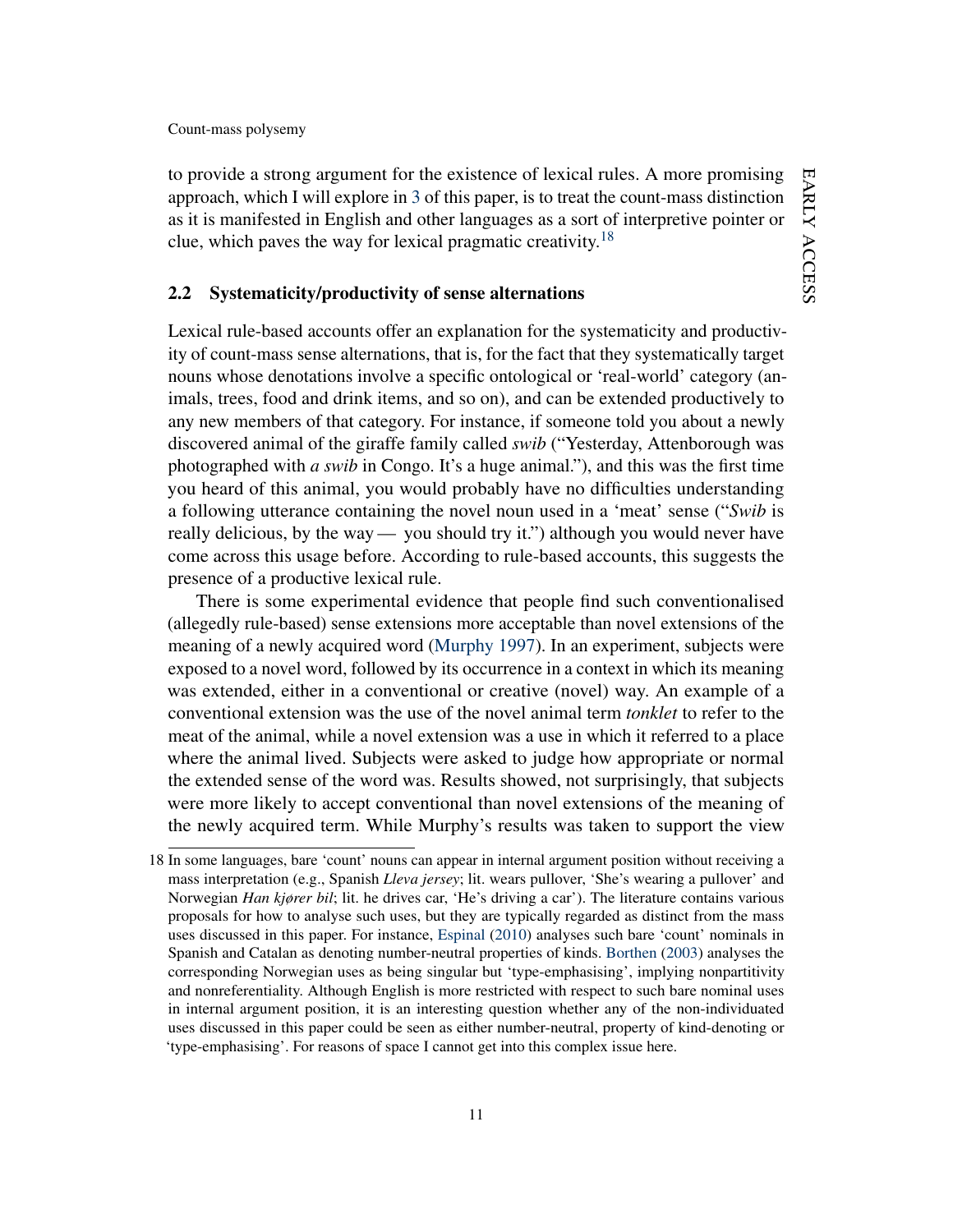to provide a strong argument for the existence of lexical rules. A more promising approach, which I will explore in 3 of this paper, is to treat the count-mass distinction as it is manifested in English and other languages as a sort of interpretive pointer or clue, which paves the way for lexical pragmatic creativity.[18]

## 2.2 Systematicity/productivity of sense alternations

Lexical rule-based accounts offer an explanation for the systematicity and productivity of count-mass sense alternations, that is, for the fact that they systematically target nouns whose denotations involve a specific ontological or 'real-world' category (animals, trees, food and drink items, and so on), and can be extended productively to any new members of that category. For instance, if someone told you about a newly discovered animal of the giraffe family called *swib* ("Yesterday, Attenborough was photographed with *a swib* in Congo. It's a huge animal."), and this was the first time you heard of this animal, you would probably have no difficulties understanding a following utterance containing the novel noun used in a 'meat' sense ("*Swib* is really delicious, by the way — you should try it.") although you would never have come across this usage before. According to rule-based accounts, this suggests the presence of a productive lexical rule.

There is some experimental evidence that people find such conventionalised (allegedly rule-based) sense extensions more acceptable than novel extensions of the meaning of a newly acquired word (Murphy 1997). In an experiment, subjects were exposed to a novel word, followed by its occurrence in a context in which its meaning was extended, either in a conventional or creative (novel) way. An example of a conventional extension was the use of the novel animal term *tonklet* to refer to the meat of the animal, while a novel extension was a use in which it referred to a place where the animal lived. Subjects were asked to judge how appropriate or normal the extended sense of the word was. Results showed, not surprisingly, that subjects were more likely to accept conventional than novel extensions of the meaning of the newly acquired term. While Murphy's results was taken to support the view

---

18 In some languages, bare 'count' nouns can appear in internal argument position without receiving a mass interpretation (e.g., Spanish *Lleva jersey*; lit. wears pullover, 'She's wearing a pullover' and Norwegian *Han kjører bil*; lit. he drives car, 'He's driving a car'). The literature contains various proposals for how to analyse such uses, but they are typically regarded as distinct from the mass uses discussed in this paper. For instance, Espinal (2010) analyses such bare 'count' nominals in Spanish and Catalan as denoting number-neutral properties of kinds. Borthen (2003) analyses the corresponding Norwegian uses as being singular but 'type-emphasising', implying nonpartitivity and nonreferentiality. Although English is more restricted with respect to such bare nominal uses in internal argument position, it is an interesting question whether any of the non-individuated uses discussed in this paper could be seen as either number-neutral, property of kind-denoting or 'type-emphasising'. For reasons of space I cannot get into this complex issue here.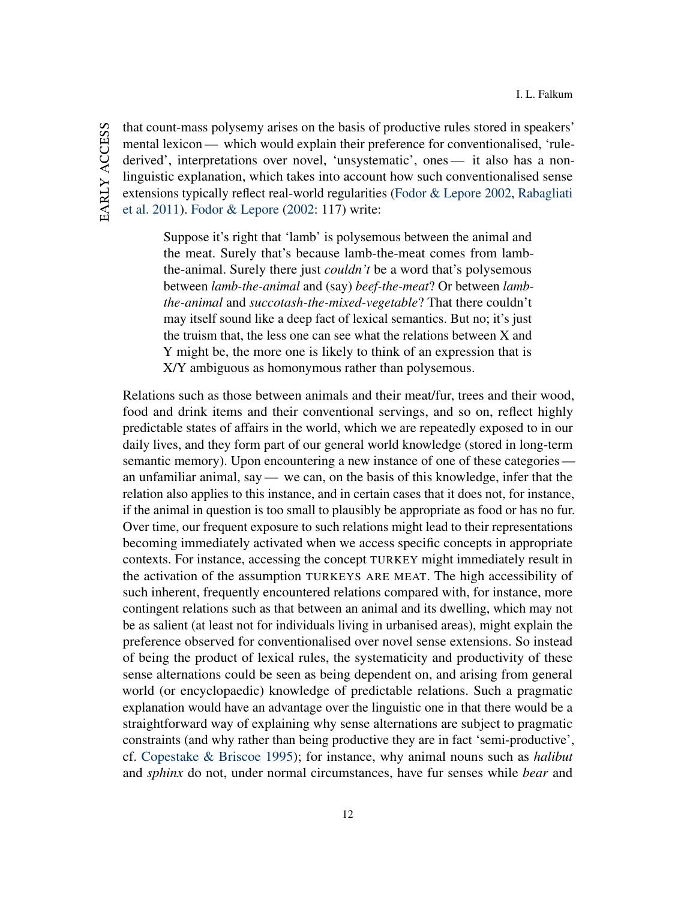that count-mass polysemy arises on the basis of productive rules stored in speakers' mental lexicon — which would explain their preference for conventionalised, 'rule-derived', interpretations over novel, 'unsystematic', ones — it also has a non-linguistic explanation, which takes into account how such conventionalised sense extensions typically reflect real-world regularities (Fodor & Lepore 2002, Rabagliati et al. 2011). Fodor & Lepore (2002: 117) write:

> Suppose it's right that 'lamb' is polysemous between the animal and the meat. Surely that's because lamb-the-meat comes from lamb-the-animal. Surely there just *couldn't* be a word that's polysemous between *lamb-the-animal* and (say) *beef-the-meat*? Or between *lamb-the-animal* and *succotash-the-mixed-vegetable*? That there couldn't may itself sound like a deep fact of lexical semantics. But no; it's just the truism that, the less one can see what the relations between X and Y might be, the more one is likely to think of an expression that is X/Y ambiguous as homonymous rather than polysemous.

Relations such as those between animals and their meat/fur, trees and their wood, food and drink items and their conventional servings, and so on, reflect highly predictable states of affairs in the world, which we are repeatedly exposed to in our daily lives, and they form part of our general world knowledge (stored in long-term semantic memory). Upon encountering a new instance of one of these categories — an unfamiliar animal, say — we can, on the basis of this knowledge, infer that the relation also applies to this instance, and in certain cases that it does not, for instance, if the animal in question is too small to plausibly be appropriate as food or has no fur. Over time, our frequent exposure to such relations might lead to their representations becoming immediately activated when we access specific concepts in appropriate contexts. For instance, accessing the concept TURKEY might immediately result in the activation of the assumption TURKEYS ARE MEAT. The high accessibility of such inherent, frequently encountered relations compared with, for instance, more contingent relations such as that between an animal and its dwelling, which may not be as salient (at least not for individuals living in urbanised areas), might explain the preference observed for conventionalised over novel sense extensions. So instead of being the product of lexical rules, the systematicity and productivity of these sense alternations could be seen as being dependent on, and arising from general world (or encyclopaedic) knowledge of predictable relations. Such a pragmatic explanation would have an advantage over the linguistic one in that there would be a straightforward way of explaining why sense alternations are subject to pragmatic constraints (and why rather than being productive they are in fact 'semi-productive', cf. Copestake & Briscoe 1995); for instance, why animal nouns such as *halibut* and *sphinx* do not, under normal circumstances, have fur senses while *bear* and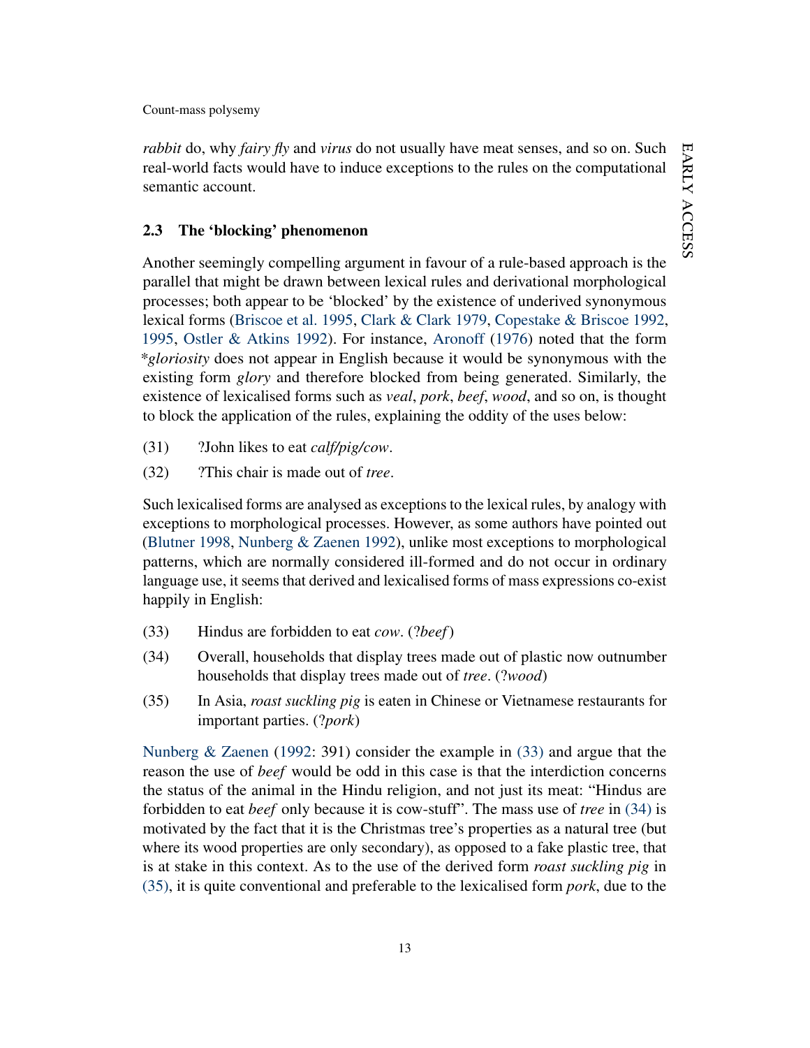*rabbit* do, why *fairy fly* and *virus* do not usually have meat senses, and so on. Such real-world facts would have to induce exceptions to the rules on the computational semantic account.

## 2.3 The 'blocking' phenomenon

Another seemingly compelling argument in favour of a rule-based approach is the parallel that might be drawn between lexical rules and derivational morphological processes; both appear to be 'blocked' by the existence of underived synonymous lexical forms (Briscoe et al. 1995, Clark & Clark 1979, Copestake & Briscoe 1992, 1995, Ostler & Atkins 1992). For instance, Aronoff (1976) noted that the form *\*gloriosity* does not appear in English because it would be synonymous with the existing form *glory* and therefore blocked from being generated. Similarly, the existence of lexicalised forms such as *veal*, *pork*, *beef*, *wood*, and so on, is thought to block the application of the rules, explaining the oddity of the uses below:

(31) ?John likes to eat *calf/pig/cow*.

(32) ?This chair is made out of *tree*.

Such lexicalised forms are analysed as exceptions to the lexical rules, by analogy with exceptions to morphological processes. However, as some authors have pointed out (Blutner 1998, Nunberg & Zaenen 1992), unlike most exceptions to morphological patterns, which are normally considered ill-formed and do not occur in ordinary language use, it seems that derived and lexicalised forms of mass expressions co-exist happily in English:

(33) Hindus are forbidden to eat *cow*. (?*beef*)

(34) Overall, households that display trees made out of plastic now outnumber households that display trees made out of *tree*. (?*wood*)

(35) In Asia, *roast suckling pig* is eaten in Chinese or Vietnamese restaurants for important parties. (?*pork*)

Nunberg & Zaenen (1992: 391) consider the example in (33) and argue that the reason the use of *beef* would be odd in this case is that the interdiction concerns the status of the animal in the Hindu religion, and not just its meat: "Hindus are forbidden to eat *beef* only because it is cow-stuff". The mass use of *tree* in (34) is motivated by the fact that it is the Christmas tree's properties as a natural tree (but where its wood properties are only secondary), as opposed to a fake plastic tree, that is at stake in this context. As to the use of the derived form *roast suckling pig* in (35), it is quite conventional and preferable to the lexicalised form *pork*, due to the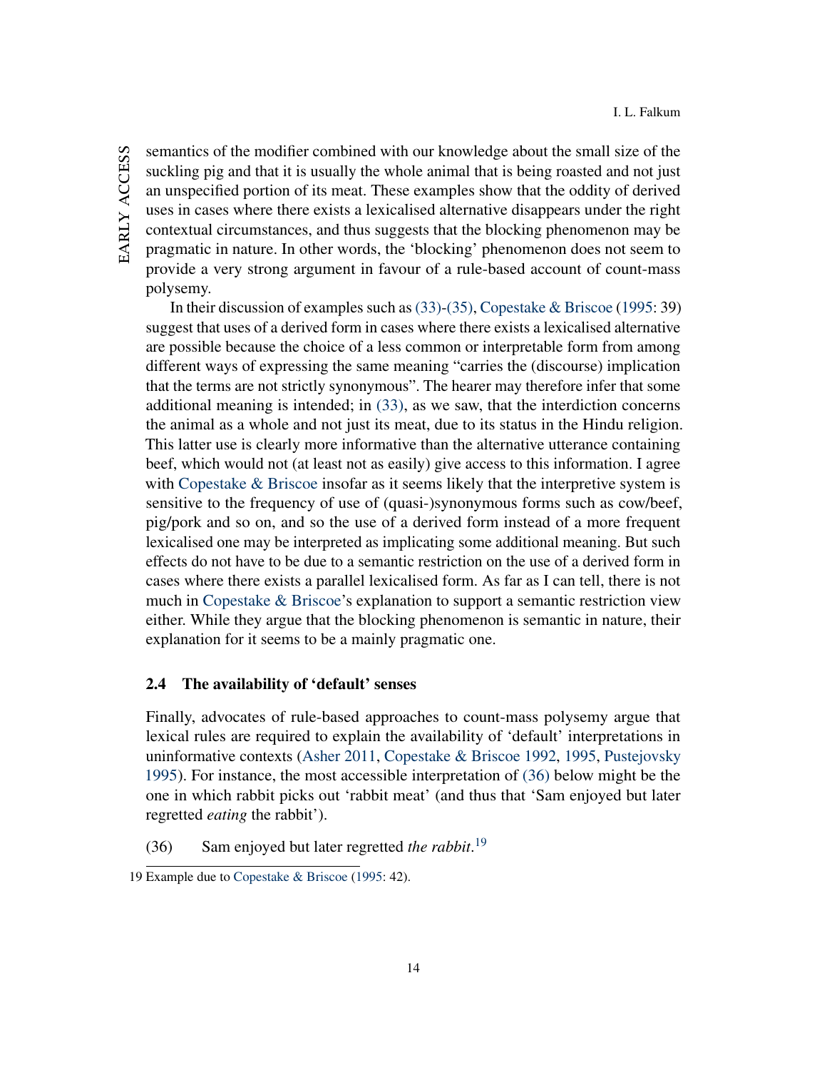semantics of the modifier combined with our knowledge about the small size of the suckling pig and that it is usually the whole animal that is being roasted and not just an unspecified portion of its meat. These examples show that the oddity of derived uses in cases where there exists a lexicalised alternative disappears under the right contextual circumstances, and thus suggests that the blocking phenomenon may be pragmatic in nature. In other words, the 'blocking' phenomenon does not seem to provide a very strong argument in favour of a rule-based account of count-mass polysemy.

In their discussion of examples such as (33)-(35), Copestake & Briscoe (1995: 39) suggest that uses of a derived form in cases where there exists a lexicalised alternative are possible because the choice of a less common or interpretable form from among different ways of expressing the same meaning "carries the (discourse) implication that the terms are not strictly synonymous". The hearer may therefore infer that some additional meaning is intended; in (33), as we saw, that the interdiction concerns the animal as a whole and not just its meat, due to its status in the Hindu religion. This latter use is clearly more informative than the alternative utterance containing beef, which would not (at least not as easily) give access to this information. I agree with Copestake & Briscoe insofar as it seems likely that the interpretive system is sensitive to the frequency of use of (quasi-)synonymous forms such as cow/beef, pig/pork and so on, and so the use of a derived form instead of a more frequent lexicalised one may be interpreted as implicating some additional meaning. But such effects do not have to be due to a semantic restriction on the use of a derived form in cases where there exists a parallel lexicalised form. As far as I can tell, there is not much in Copestake & Briscoe's explanation to support a semantic restriction view either. While they argue that the blocking phenomenon is semantic in nature, their explanation for it seems to be a mainly pragmatic one.

### 2.4 The availability of 'default' senses

Finally, advocates of rule-based approaches to count-mass polysemy argue that lexical rules are required to explain the availability of 'default' interpretations in uninformative contexts (Asher 2011, Copestake & Briscoe 1992, 1995, Pustejovsky 1995). For instance, the most accessible interpretation of (36) below might be the one in which rabbit picks out 'rabbit meat' (and thus that 'Sam enjoyed but later regretted *eating* the rabbit').

(36) Sam enjoyed but later regretted *the rabbit*.[19]

[19] Example due to Copestake & Briscoe (1995: 42).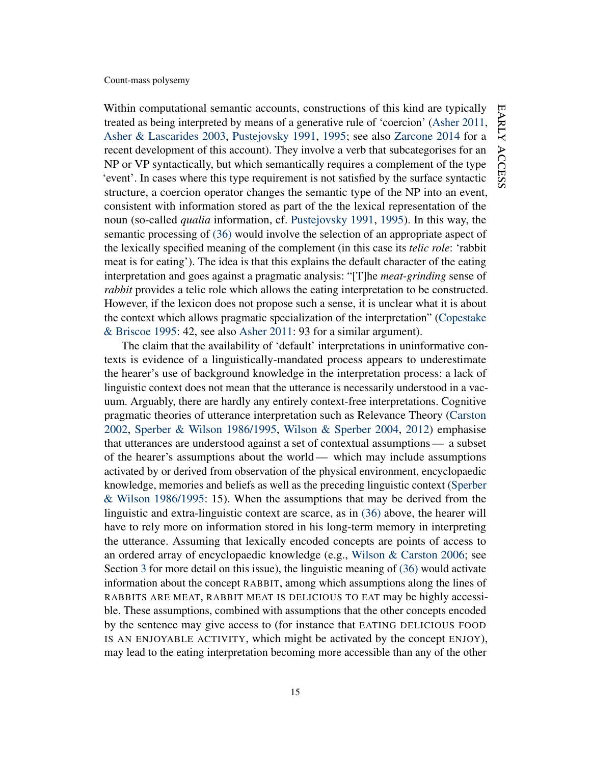Within computational semantic accounts, constructions of this kind are typically treated as being interpreted by means of a generative rule of 'coercion' (Asher 2011, Asher & Lascarides 2003, Pustejovsky 1991, 1995; see also Zarcone 2014 for a recent development of this account). They involve a verb that subcategorises for an NP or VP syntactically, but which semantically requires a complement of the type 'event'. In cases where this type requirement is not satisfied by the surface syntactic structure, a coercion operator changes the semantic type of the NP into an event, consistent with information stored as part of the the lexical representation of the noun (so-called *qualia* information, cf. Pustejovsky 1991, 1995). In this way, the semantic processing of (36) would involve the selection of an appropriate aspect of the lexically specified meaning of the complement (in this case its *telic role*: 'rabbit meat is for eating'). The idea is that this explains the default character of the eating interpretation and goes against a pragmatic analysis: "[T]he *meat-grinding* sense of *rabbit* provides a telic role which allows the eating interpretation to be constructed. However, if the lexicon does not propose such a sense, it is unclear what it is about the context which allows pragmatic specialization of the interpretation" (Copestake & Briscoe 1995: 42, see also Asher 2011: 93 for a similar argument).

The claim that the availability of 'default' interpretations in uninformative contexts is evidence of a linguistically-mandated process appears to underestimate the hearer's use of background knowledge in the interpretation process: a lack of linguistic context does not mean that the utterance is necessarily understood in a vacuum. Arguably, there are hardly any entirely context-free interpretations. Cognitive pragmatic theories of utterance interpretation such as Relevance Theory (Carston 2002, Sperber & Wilson 1986/1995, Wilson & Sperber 2004, 2012) emphasise that utterances are understood against a set of contextual assumptions — a subset of the hearer's assumptions about the world — which may include assumptions activated by or derived from observation of the physical environment, encyclopaedic knowledge, memories and beliefs as well as the preceding linguistic context (Sperber & Wilson 1986/1995: 15). When the assumptions that may be derived from the linguistic and extra-linguistic context are scarce, as in (36) above, the hearer will have to rely more on information stored in his long-term memory in interpreting the utterance. Assuming that lexically encoded concepts are points of access to an ordered array of encyclopaedic knowledge (e.g., Wilson & Carston 2006; see Section 3 for more detail on this issue), the linguistic meaning of (36) would activate information about the concept RABBIT, among which assumptions along the lines of RABBITS ARE MEAT, RABBIT MEAT IS DELICIOUS TO EAT may be highly accessible. These assumptions, combined with assumptions that the other concepts encoded by the sentence may give access to (for instance that EATING DELICIOUS FOOD IS AN ENJOYABLE ACTIVITY, which might be activated by the concept ENJOY), may lead to the eating interpretation becoming more accessible than any of the other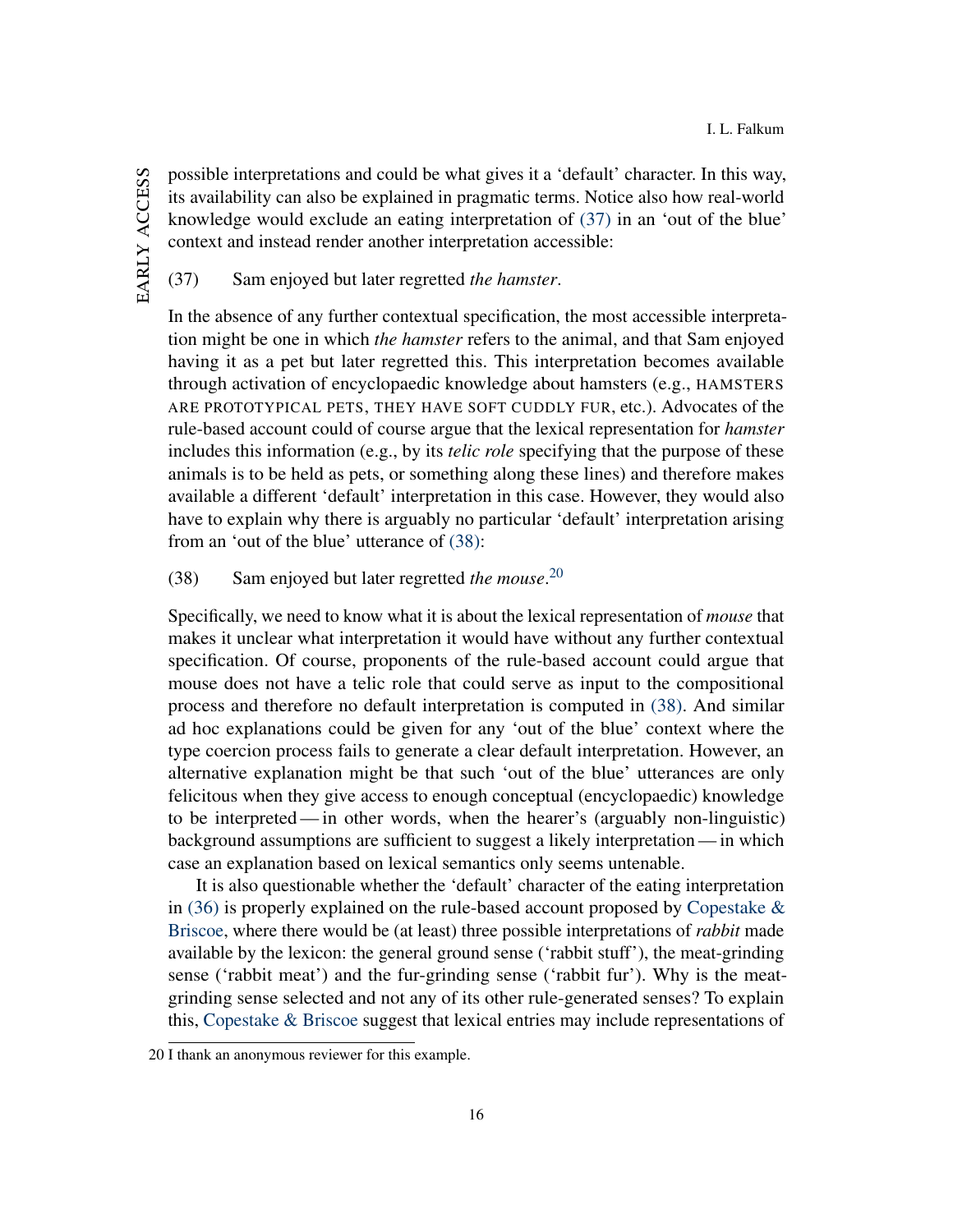possible interpretations and could be what gives it a 'default' character. In this way, its availability can also be explained in pragmatic terms. Notice also how real-world knowledge would exclude an eating interpretation of (37) in an 'out of the blue' context and instead render another interpretation accessible:

(37) Sam enjoyed but later regretted *the hamster*.

In the absence of any further contextual specification, the most accessible interpretation might be one in which *the hamster* refers to the animal, and that Sam enjoyed having it as a pet but later regretted this. This interpretation becomes available through activation of encyclopaedic knowledge about hamsters (e.g., HAMSTERS ARE PROTOTYPICAL PETS, THEY HAVE SOFT CUDDLY FUR, etc.). Advocates of the rule-based account could of course argue that the lexical representation for *hamster* includes this information (e.g., by its *telic role* specifying that the purpose of these animals is to be held as pets, or something along these lines) and therefore makes available a different 'default' interpretation in this case. However, they would also have to explain why there is arguably no particular 'default' interpretation arising from an 'out of the blue' utterance of (38):

(38) Sam enjoyed but later regretted *the mouse*.[20]

Specifically, we need to know what it is about the lexical representation of *mouse* that makes it unclear what interpretation it would have without any further contextual specification. Of course, proponents of the rule-based account could argue that mouse does not have a telic role that could serve as input to the compositional process and therefore no default interpretation is computed in (38). And similar ad hoc explanations could be given for any 'out of the blue' context where the type coercion process fails to generate a clear default interpretation. However, an alternative explanation might be that such 'out of the blue' utterances are only felicitous when they give access to enough conceptual (encyclopaedic) knowledge to be interpreted — in other words, when the hearer's (arguably non-linguistic) background assumptions are sufficient to suggest a likely interpretation — in which case an explanation based on lexical semantics only seems untenable.

It is also questionable whether the 'default' character of the eating interpretation in (36) is properly explained on the rule-based account proposed by Copestake & Briscoe, where there would be (at least) three possible interpretations of *rabbit* made available by the lexicon: the general ground sense ('rabbit stuff'), the meat-grinding sense ('rabbit meat') and the fur-grinding sense ('rabbit fur'). Why is the meat-grinding sense selected and not any of its other rule-generated senses? To explain this, Copestake & Briscoe suggest that lexical entries may include representations of

20 I thank an anonymous reviewer for this example.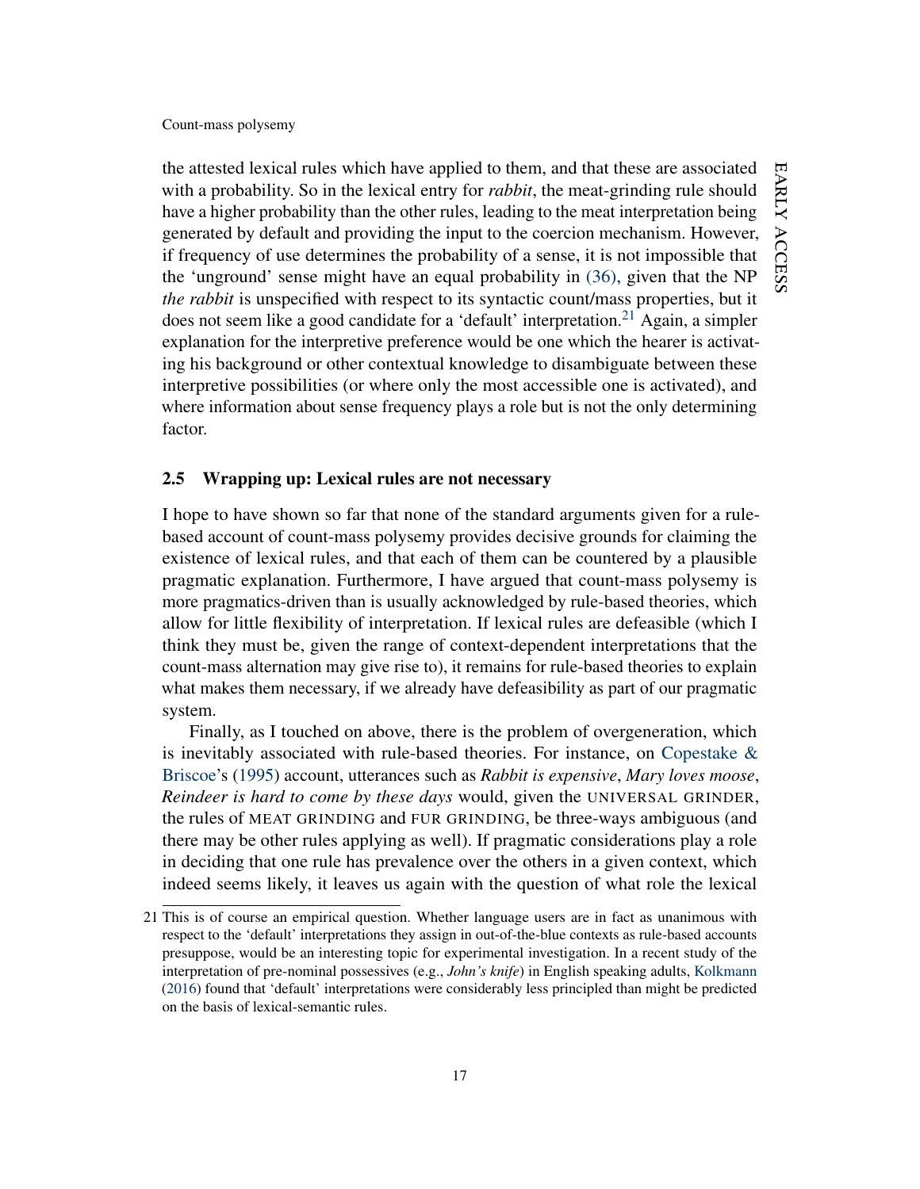the attested lexical rules which have applied to them, and that these are associated with a probability. So in the lexical entry for *rabbit*, the meat-grinding rule should have a higher probability than the other rules, leading to the meat interpretation being generated by default and providing the input to the coercion mechanism. However, if frequency of use determines the probability of a sense, it is not impossible that the 'unground' sense might have an equal probability in (36), given that the NP *the rabbit* is unspecified with respect to its syntactic count/mass properties, but it does not seem like a good candidate for a 'default' interpretation.[21] Again, a simpler explanation for the interpretive preference would be one which the hearer is activating his background or other contextual knowledge to disambiguate between these interpretive possibilities (or where only the most accessible one is activated), and where information about sense frequency plays a role but is not the only determining factor.

### 2.5 Wrapping up: Lexical rules are not necessary

I hope to have shown so far that none of the standard arguments given for a rule-based account of count-mass polysemy provides decisive grounds for claiming the existence of lexical rules, and that each of them can be countered by a plausible pragmatic explanation. Furthermore, I have argued that count-mass polysemy is more pragmatics-driven than is usually acknowledged by rule-based theories, which allow for little flexibility of interpretation. If lexical rules are defeasible (which I think they must be, given the range of context-dependent interpretations that the count-mass alternation may give rise to), it remains for rule-based theories to explain what makes them necessary, if we already have defeasibility as part of our pragmatic system.

Finally, as I touched on above, there is the problem of overgeneration, which is inevitably associated with rule-based theories. For instance, on Copestake & Briscoe's (1995) account, utterances such as *Rabbit is expensive*, *Mary loves moose*, *Reindeer is hard to come by these days* would, given the UNIVERSAL GRINDER, the rules of MEAT GRINDING and FUR GRINDING, be three-ways ambiguous (and there may be other rules applying as well). If pragmatic considerations play a role in deciding that one rule has prevalence over the others in a given context, which indeed seems likely, it leaves us again with the question of what role the lexical

[21] This is of course an empirical question. Whether language users are in fact as unanimous with respect to the 'default' interpretations they assign in out-of-the-blue contexts as rule-based accounts presuppose, would be an interesting topic for experimental investigation. In a recent study of the interpretation of pre-nominal possessives (e.g., *John's knife*) in English speaking adults, Kolkmann (2016) found that 'default' interpretations were considerably less principled than might be predicted on the basis of lexical-semantic rules.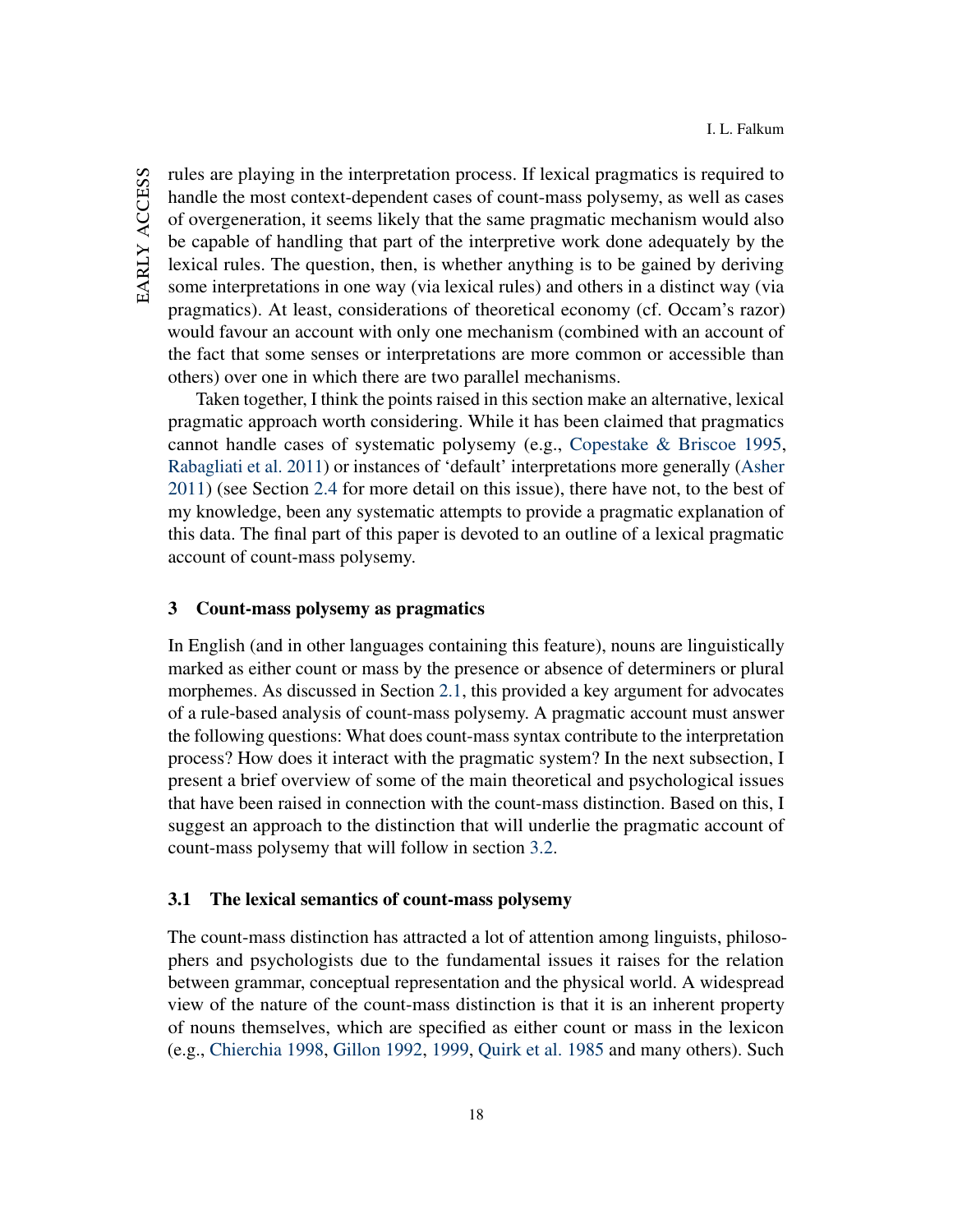rules are playing in the interpretation process. If lexical pragmatics is required to handle the most context-dependent cases of count-mass polysemy, as well as cases of overgeneration, it seems likely that the same pragmatic mechanism would also be capable of handling that part of the interpretive work done adequately by the lexical rules. The question, then, is whether anything is to be gained by deriving some interpretations in one way (via lexical rules) and others in a distinct way (via pragmatics). At least, considerations of theoretical economy (cf. Occam's razor) would favour an account with only one mechanism (combined with an account of the fact that some senses or interpretations are more common or accessible than others) over one in which there are two parallel mechanisms.

Taken together, I think the points raised in this section make an alternative, lexical pragmatic approach worth considering. While it has been claimed that pragmatics cannot handle cases of systematic polysemy (e.g., Copestake & Briscoe 1995, Rabagliati et al. 2011) or instances of 'default' interpretations more generally (Asher 2011) (see Section 2.4 for more detail on this issue), there have not, to the best of my knowledge, been any systematic attempts to provide a pragmatic explanation of this data. The final part of this paper is devoted to an outline of a lexical pragmatic account of count-mass polysemy.

## 3 Count-mass polysemy as pragmatics

In English (and in other languages containing this feature), nouns are linguistically marked as either count or mass by the presence or absence of determiners or plural morphemes. As discussed in Section 2.1, this provided a key argument for advocates of a rule-based analysis of count-mass polysemy. A pragmatic account must answer the following questions: What does count-mass syntax contribute to the interpretation process? How does it interact with the pragmatic system? In the next subsection, I present a brief overview of some of the main theoretical and psychological issues that have been raised in connection with the count-mass distinction. Based on this, I suggest an approach to the distinction that will underlie the pragmatic account of count-mass polysemy that will follow in section 3.2.

### 3.1 The lexical semantics of count-mass polysemy

The count-mass distinction has attracted a lot of attention among linguists, philosophers and psychologists due to the fundamental issues it raises for the relation between grammar, conceptual representation and the physical world. A widespread view of the nature of the count-mass distinction is that it is an inherent property of nouns themselves, which are specified as either count or mass in the lexicon (e.g., Chierchia 1998, Gillon 1992, 1999, Quirk et al. 1985 and many others). Such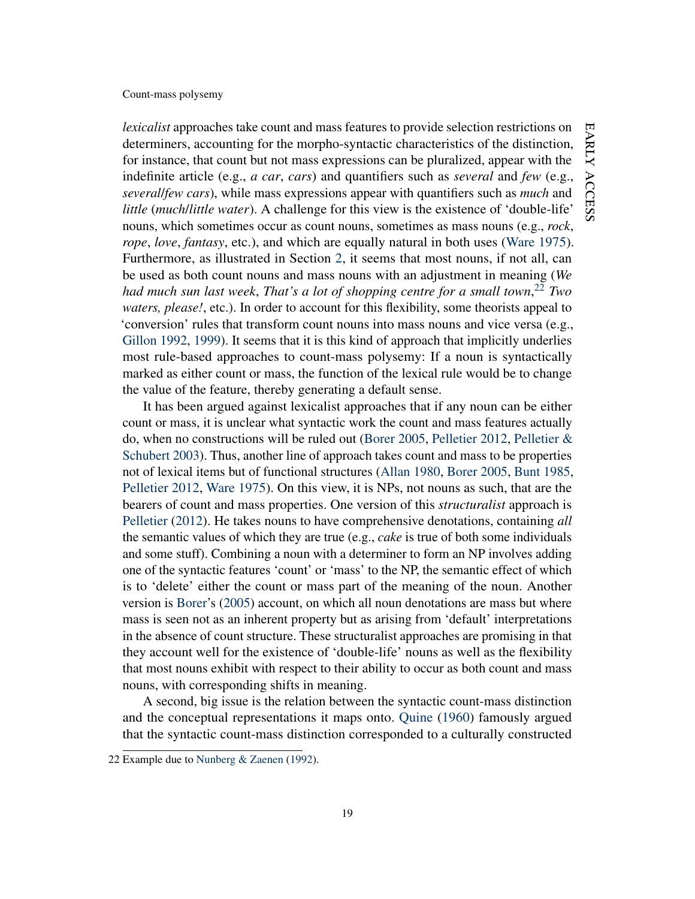*lexicalist* approaches take count and mass features to provide selection restrictions on determiners, accounting for the morpho-syntactic characteristics of the distinction, for instance, that count but not mass expressions can be pluralized, appear with the indefinite article (e.g., *a car*, *cars*) and quantifiers such as *several* and *few* (e.g., *several/few cars*), while mass expressions appear with quantifiers such as *much* and *little* (*much/little water*). A challenge for this view is the existence of 'double-life' nouns, which sometimes occur as count nouns, sometimes as mass nouns (e.g., *rock*, *rope*, *love*, *fantasy*, etc.), and which are equally natural in both uses (Ware 1975). Furthermore, as illustrated in Section 2, it seems that most nouns, if not all, can be used as both count nouns and mass nouns with an adjustment in meaning (*We had much sun last week*, *That's a lot of shopping centre for a small town*,[22] *Two waters, please!*, etc.). In order to account for this flexibility, some theorists appeal to 'conversion' rules that transform count nouns into mass nouns and vice versa (e.g., Gillon 1992, 1999). It seems that it is this kind of approach that implicitly underlies most rule-based approaches to count-mass polysemy: If a noun is syntactically marked as either count or mass, the function of the lexical rule would be to change the value of the feature, thereby generating a default sense.

It has been argued against lexicalist approaches that if any noun can be either count or mass, it is unclear what syntactic work the count and mass features actually do, when no constructions will be ruled out (Borer 2005, Pelletier 2012, Pelletier & Schubert 2003). Thus, another line of approach takes count and mass to be properties not of lexical items but of functional structures (Allan 1980, Borer 2005, Bunt 1985, Pelletier 2012, Ware 1975). On this view, it is NPs, not nouns as such, that are the bearers of count and mass properties. One version of this *structuralist* approach is Pelletier (2012). He takes nouns to have comprehensive denotations, containing *all* the semantic values of which they are true (e.g., *cake* is true of both some individuals and some stuff). Combining a noun with a determiner to form an NP involves adding one of the syntactic features 'count' or 'mass' to the NP, the semantic effect of which is to 'delete' either the count or mass part of the meaning of the noun. Another version is Borer's (2005) account, on which all noun denotations are mass but where mass is seen not as an inherent property but as arising from 'default' interpretations in the absence of count structure. These structuralist approaches are promising in that they account well for the existence of 'double-life' nouns as well as the flexibility that most nouns exhibit with respect to their ability to occur as both count and mass nouns, with corresponding shifts in meaning.

A second, big issue is the relation between the syntactic count-mass distinction and the conceptual representations it maps onto. Quine (1960) famously argued that the syntactic count-mass distinction corresponded to a culturally constructed

22 Example due to Nunberg & Zaenen (1992).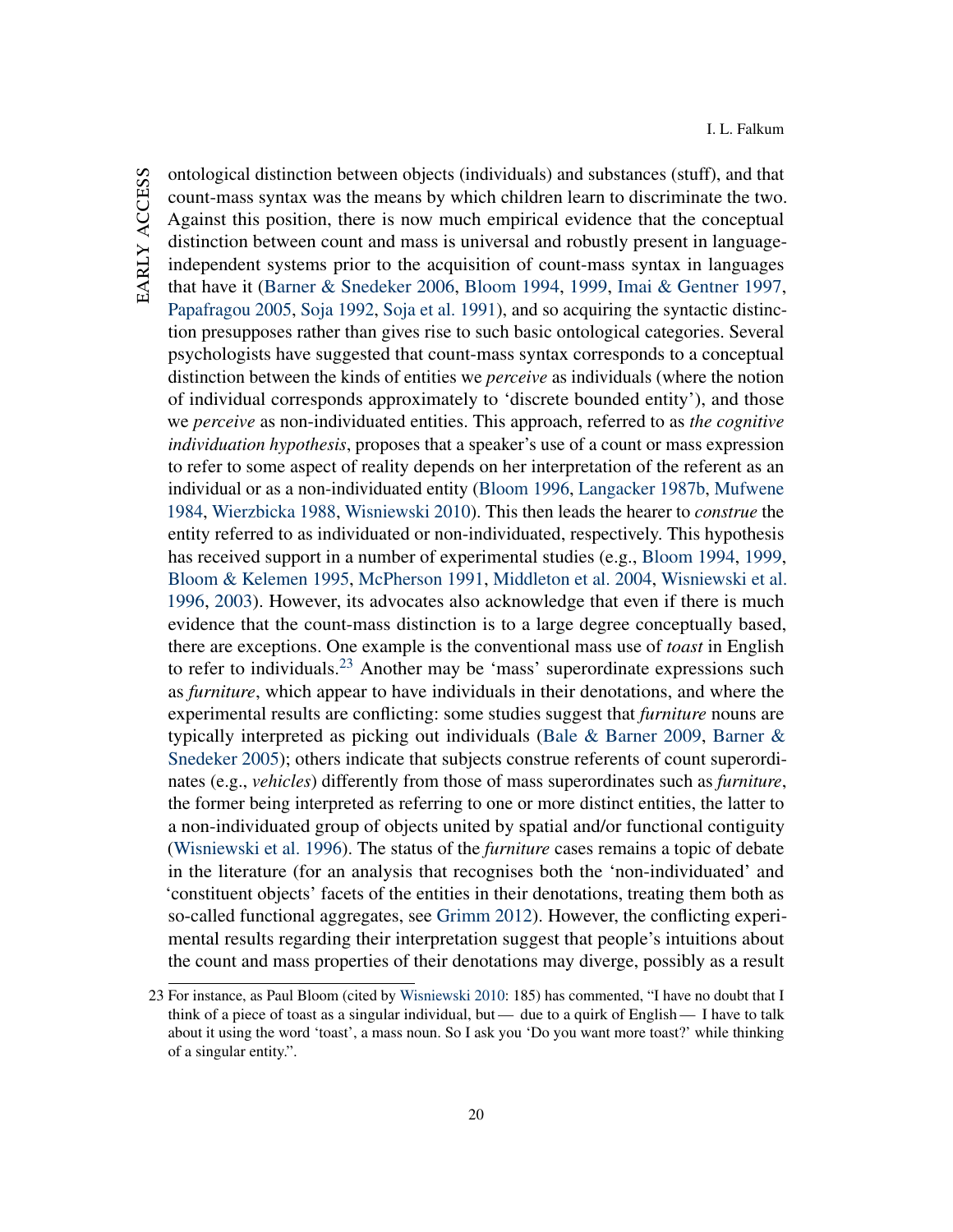ontological distinction between objects (individuals) and substances (stuff), and that count-mass syntax was the means by which children learn to discriminate the two. Against this position, there is now much empirical evidence that the conceptual distinction between count and mass is universal and robustly present in language-independent systems prior to the acquisition of count-mass syntax in languages that have it (Barner & Snedeker 2006, Bloom 1994, 1999, Imai & Gentner 1997, Papafragou 2005, Soja 1992, Soja et al. 1991), and so acquiring the syntactic distinction presupposes rather than gives rise to such basic ontological categories. Several psychologists have suggested that count-mass syntax corresponds to a conceptual distinction between the kinds of entities we *perceive* as individuals (where the notion of individual corresponds approximately to 'discrete bounded entity'), and those we *perceive* as non-individuated entities. This approach, referred to as *the cognitive individuation hypothesis*, proposes that a speaker's use of a count or mass expression to refer to some aspect of reality depends on her interpretation of the referent as an individual or as a non-individuated entity (Bloom 1996, Langacker 1987b, Mufwene 1984, Wierzbicka 1988, Wisniewski 2010). This then leads the hearer to *construe* the entity referred to as individuated or non-individuated, respectively. This hypothesis has received support in a number of experimental studies (e.g., Bloom 1994, 1999, Bloom & Kelemen 1995, McPherson 1991, Middleton et al. 2004, Wisniewski et al. 1996, 2003). However, its advocates also acknowledge that even if there is much evidence that the count-mass distinction is to a large degree conceptually based, there are exceptions. One example is the conventional mass use of *toast* in English to refer to individuals.[23] Another may be 'mass' superordinate expressions such as *furniture*, which appear to have individuals in their denotations, and where the experimental results are conflicting: some studies suggest that *furniture* nouns are typically interpreted as picking out individuals (Bale & Barner 2009, Barner & Snedeker 2005); others indicate that subjects construe referents of count superordinates (e.g., *vehicles*) differently from those of mass superordinates such as *furniture*, the former being interpreted as referring to one or more distinct entities, the latter to a non-individuated group of objects united by spatial and/or functional contiguity (Wisniewski et al. 1996). The status of the *furniture* cases remains a topic of debate in the literature (for an analysis that recognises both the 'non-individuated' and 'constituent objects' facets of the entities in their denotations, treating them both as so-called functional aggregates, see Grimm 2012). However, the conflicting experimental results regarding their interpretation suggest that people's intuitions about the count and mass properties of their denotations may diverge, possibly as a result

23 For instance, as Paul Bloom (cited by Wisniewski 2010: 185) has commented, "I have no doubt that I think of a piece of toast as a singular individual, but — due to a quirk of English — I have to talk about it using the word 'toast', a mass noun. So I ask you 'Do you want more toast?' while thinking of a singular entity.".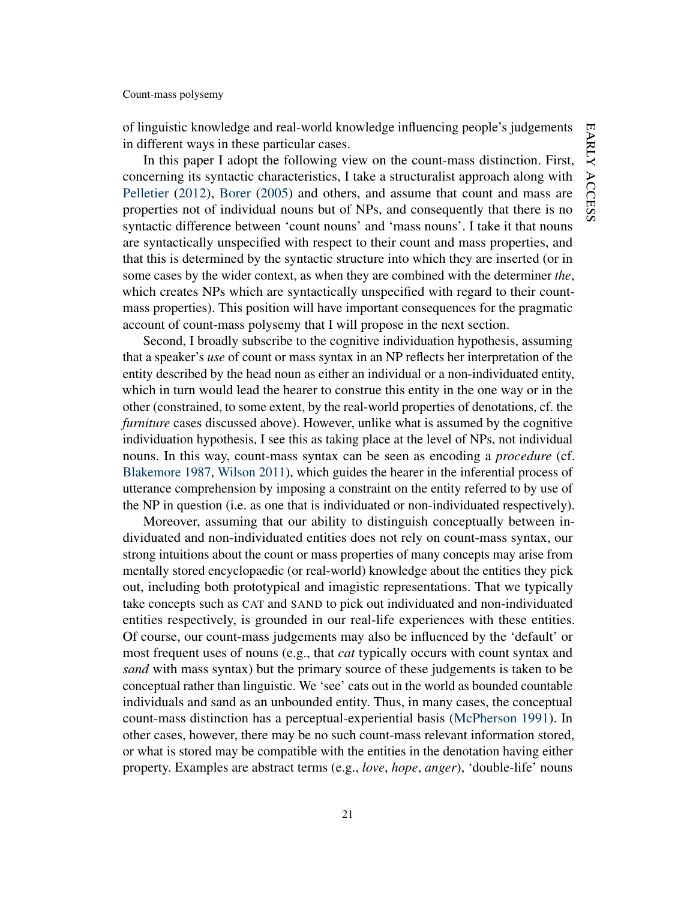of linguistic knowledge and real-world knowledge influencing people's judgements in different ways in these particular cases.

In this paper I adopt the following view on the count-mass distinction. First, concerning its syntactic characteristics, I take a structuralist approach along with Pelletier (2012), Borer (2005) and others, and assume that count and mass are properties not of individual nouns but of NPs, and consequently that there is no syntactic difference between 'count nouns' and 'mass nouns'. I take it that nouns are syntactically unspecified with respect to their count and mass properties, and that this is determined by the syntactic structure into which they are inserted (or in some cases by the wider context, as when they are combined with the determiner *the*, which creates NPs which are syntactically unspecified with regard to their count-mass properties). This position will have important consequences for the pragmatic account of count-mass polysemy that I will propose in the next section.

Second, I broadly subscribe to the cognitive individuation hypothesis, assuming that a speaker's *use* of count or mass syntax in an NP reflects her interpretation of the entity described by the head noun as either an individual or a non-individuated entity, which in turn would lead the hearer to construe this entity in the one way or in the other (constrained, to some extent, by the real-world properties of denotations, cf. the *furniture* cases discussed above). However, unlike what is assumed by the cognitive individuation hypothesis, I see this as taking place at the level of NPs, not individual nouns. In this way, count-mass syntax can be seen as encoding a *procedure* (cf. Blakemore 1987, Wilson 2011), which guides the hearer in the inferential process of utterance comprehension by imposing a constraint on the entity referred to by use of the NP in question (i.e. as one that is individuated or non-individuated respectively).

Moreover, assuming that our ability to distinguish conceptually between individuated and non-individuated entities does not rely on count-mass syntax, our strong intuitions about the count or mass properties of many concepts may arise from mentally stored encyclopaedic (or real-world) knowledge about the entities they pick out, including both prototypical and imagistic representations. That we typically take concepts such as CAT and SAND to pick out individuated and non-individuated entities respectively, is grounded in our real-life experiences with these entities. Of course, our count-mass judgements may also be influenced by the 'default' or most frequent uses of nouns (e.g., that *cat* typically occurs with count syntax and *sand* with mass syntax) but the primary source of these judgements is taken to be conceptual rather than linguistic. We 'see' cats out in the world as bounded countable individuals and sand as an unbounded entity. Thus, in many cases, the conceptual count-mass distinction has a perceptual-experiential basis (McPherson 1991). In other cases, however, there may be no such count-mass relevant information stored, or what is stored may be compatible with the entities in the denotation having either property. Examples are abstract terms (e.g., *love*, *hope*, *anger*), 'double-life' nouns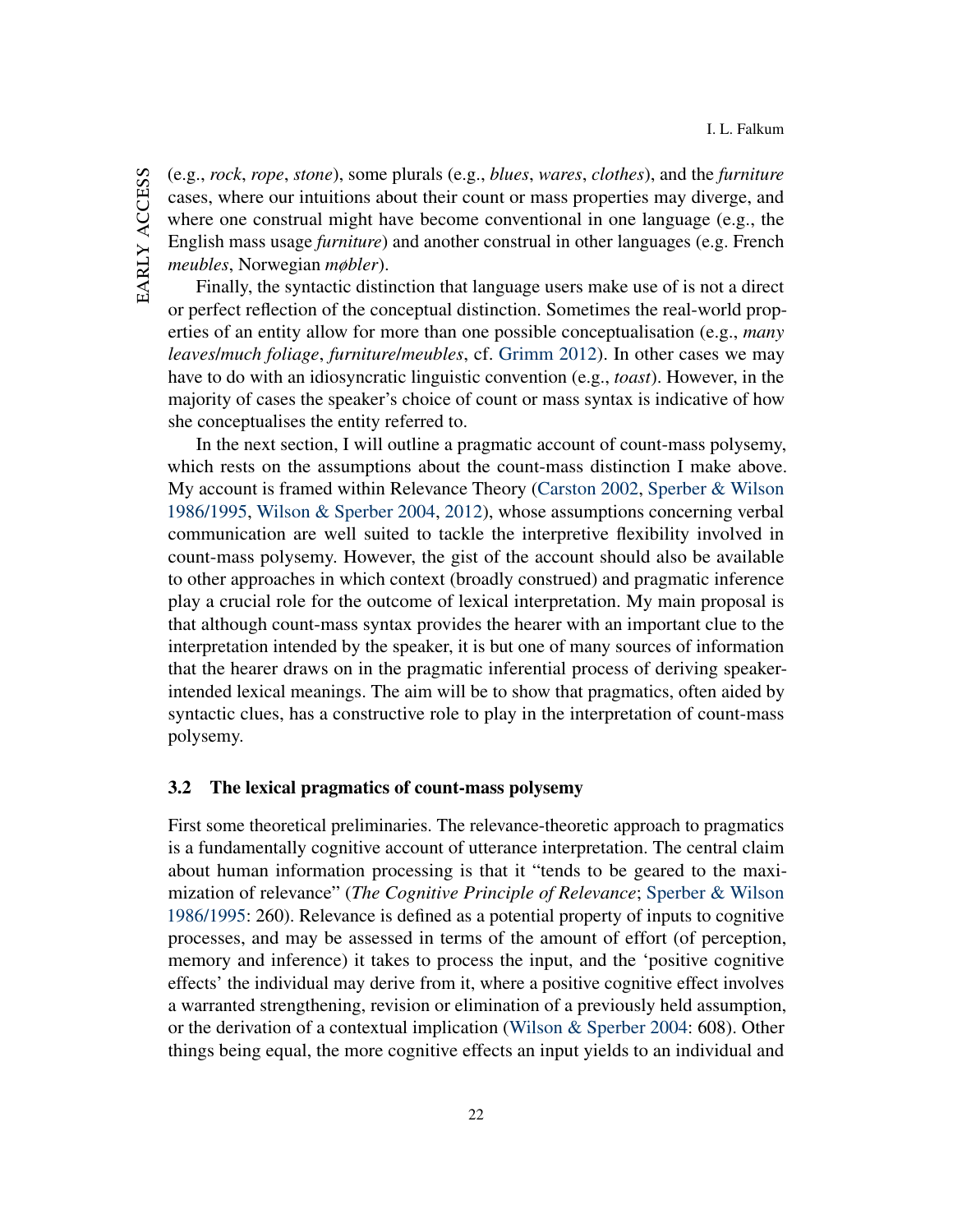(e.g., *rock*, *rope*, *stone*), some plurals (e.g., *blues*, *wares*, *clothes*), and the *furniture* cases, where our intuitions about their count or mass properties may diverge, and where one construal might have become conventional in one language (e.g., the English mass usage *furniture*) and another construal in other languages (e.g. French *meubles*, Norwegian *møbler*).

Finally, the syntactic distinction that language users make use of is not a direct or perfect reflection of the conceptual distinction. Sometimes the real-world properties of an entity allow for more than one possible conceptualisation (e.g., *many leaves*/*much foliage*, *furniture*/*meubles*, cf. Grimm 2012). In other cases we may have to do with an idiosyncratic linguistic convention (e.g., *toast*). However, in the majority of cases the speaker's choice of count or mass syntax is indicative of how she conceptualises the entity referred to.

In the next section, I will outline a pragmatic account of count-mass polysemy, which rests on the assumptions about the count-mass distinction I make above. My account is framed within Relevance Theory (Carston 2002, Sperber & Wilson 1986/1995, Wilson & Sperber 2004, 2012), whose assumptions concerning verbal communication are well suited to tackle the interpretive flexibility involved in count-mass polysemy. However, the gist of the account should also be available to other approaches in which context (broadly construed) and pragmatic inference play a crucial role for the outcome of lexical interpretation. My main proposal is that although count-mass syntax provides the hearer with an important clue to the interpretation intended by the speaker, it is but one of many sources of information that the hearer draws on in the pragmatic inferential process of deriving speaker-intended lexical meanings. The aim will be to show that pragmatics, often aided by syntactic clues, has a constructive role to play in the interpretation of count-mass polysemy.

### 3.2 The lexical pragmatics of count-mass polysemy

First some theoretical preliminaries. The relevance-theoretic approach to pragmatics is a fundamentally cognitive account of utterance interpretation. The central claim about human information processing is that it "tends to be geared to the maximization of relevance" (*The Cognitive Principle of Relevance*; Sperber & Wilson 1986/1995: 260). Relevance is defined as a potential property of inputs to cognitive processes, and may be assessed in terms of the amount of effort (of perception, memory and inference) it takes to process the input, and the 'positive cognitive effects' the individual may derive from it, where a positive cognitive effect involves a warranted strengthening, revision or elimination of a previously held assumption, or the derivation of a contextual implication (Wilson & Sperber 2004: 608). Other things being equal, the more cognitive effects an input yields to an individual and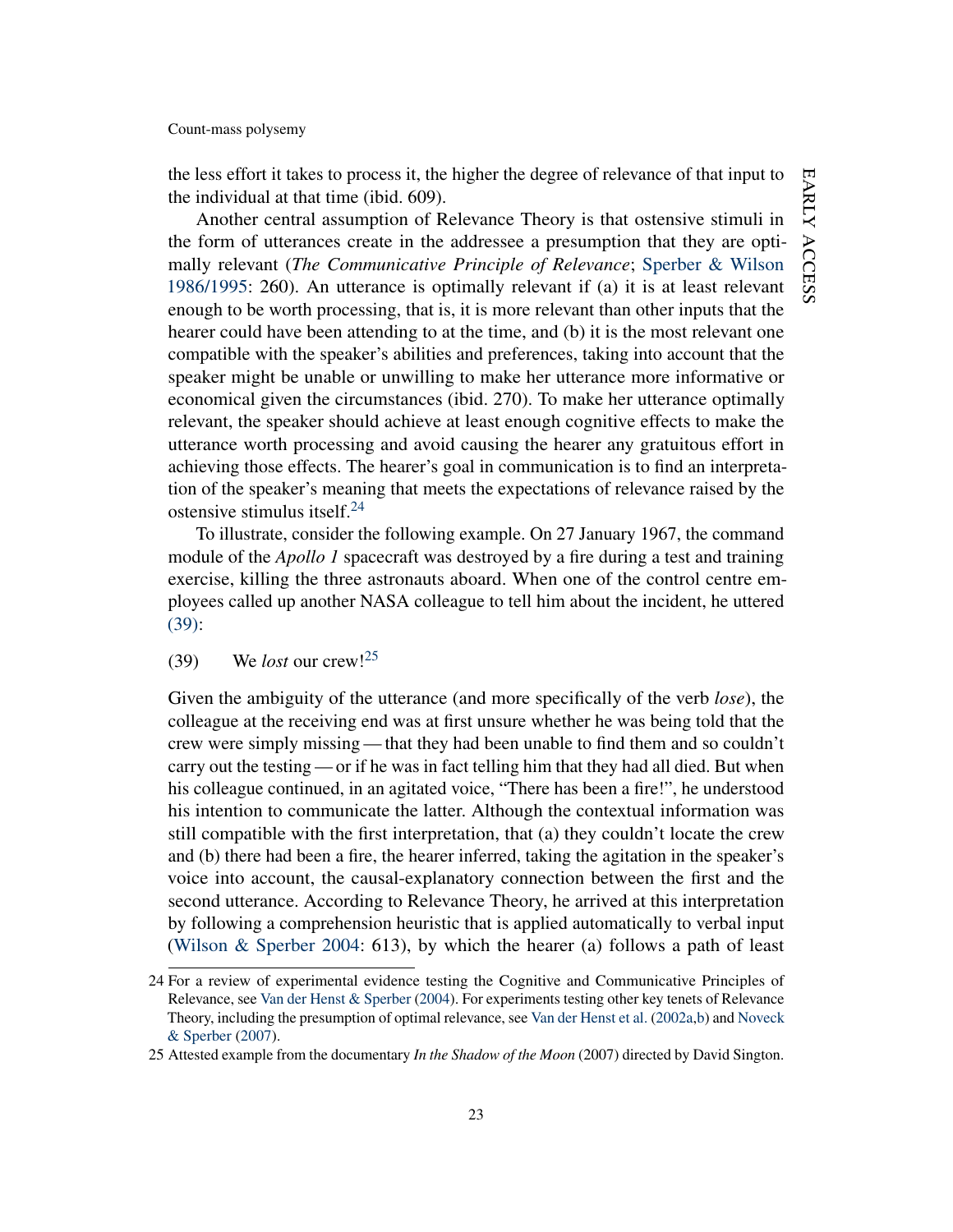the less effort it takes to process it, the higher the degree of relevance of that input to the individual at that time (ibid. 609).

Another central assumption of Relevance Theory is that ostensive stimuli in the form of utterances create in the addressee a presumption that they are optimally relevant (*The Communicative Principle of Relevance*; Sperber & Wilson 1986/1995: 260). An utterance is optimally relevant if (a) it is at least relevant enough to be worth processing, that is, it is more relevant than other inputs that the hearer could have been attending to at the time, and (b) it is the most relevant one compatible with the speaker's abilities and preferences, taking into account that the speaker might be unable or unwilling to make her utterance more informative or economical given the circumstances (ibid. 270). To make her utterance optimally relevant, the speaker should achieve at least enough cognitive effects to make the utterance worth processing and avoid causing the hearer any gratuitous effort in achieving those effects. The hearer's goal in communication is to find an interpretation of the speaker's meaning that meets the expectations of relevance raised by the ostensive stimulus itself.[24]

To illustrate, consider the following example. On 27 January 1967, the command module of the *Apollo 1* spacecraft was destroyed by a fire during a test and training exercise, killing the three astronauts aboard. When one of the control centre employees called up another NASA colleague to tell him about the incident, he uttered (39):

(39) We *lost* our crew![25]

Given the ambiguity of the utterance (and more specifically of the verb *lose*), the colleague at the receiving end was at first unsure whether he was being told that the crew were simply missing — that they had been unable to find them and so couldn't carry out the testing — or if he was in fact telling him that they had all died. But when his colleague continued, in an agitated voice, "There has been a fire!", he understood his intention to communicate the latter. Although the contextual information was still compatible with the first interpretation, that (a) they couldn't locate the crew and (b) there had been a fire, the hearer inferred, taking the agitation in the speaker's voice into account, the causal-explanatory connection between the first and the second utterance. According to Relevance Theory, he arrived at this interpretation by following a comprehension heuristic that is applied automatically to verbal input (Wilson & Sperber 2004: 613), by which the hearer (a) follows a path of least

---

24 For a review of experimental evidence testing the Cognitive and Communicative Principles of Relevance, see Van der Henst & Sperber (2004). For experiments testing other key tenets of Relevance Theory, including the presumption of optimal relevance, see Van der Henst et al. (2002a,b) and Noveck & Sperber (2007).

25 Attested example from the documentary *In the Shadow of the Moon* (2007) directed by David Sington.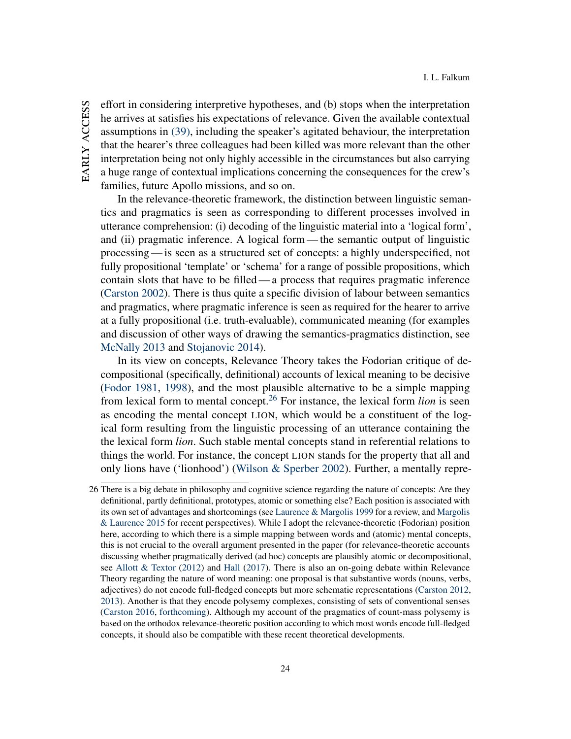effort in considering interpretive hypotheses, and (b) stops when the interpretation he arrives at satisfies his expectations of relevance. Given the available contextual assumptions in (39), including the speaker's agitated behaviour, the interpretation that the hearer's three colleagues had been killed was more relevant than the other interpretation being not only highly accessible in the circumstances but also carrying a huge range of contextual implications concerning the consequences for the crew's families, future Apollo missions, and so on.

In the relevance-theoretic framework, the distinction between linguistic semantics and pragmatics is seen as corresponding to different processes involved in utterance comprehension: (i) decoding of the linguistic material into a 'logical form', and (ii) pragmatic inference. A logical form — the semantic output of linguistic processing — is seen as a structured set of concepts: a highly underspecified, not fully propositional 'template' or 'schema' for a range of possible propositions, which contain slots that have to be filled — a process that requires pragmatic inference (Carston 2002). There is thus quite a specific division of labour between semantics and pragmatics, where pragmatic inference is seen as required for the hearer to arrive at a fully propositional (i.e. truth-evaluable), communicated meaning (for examples and discussion of other ways of drawing the semantics-pragmatics distinction, see McNally 2013 and Stojanovic 2014).

In its view on concepts, Relevance Theory takes the Fodorian critique of decompositional (specifically, definitional) accounts of lexical meaning to be decisive (Fodor 1981, 1998), and the most plausible alternative to be a simple mapping from lexical form to mental concept.[26] For instance, the lexical form *lion* is seen as encoding the mental concept LION, which would be a constituent of the logical form resulting from the linguistic processing of an utterance containing the the lexical form *lion*. Such stable mental concepts stand in referential relations to things the world. For instance, the concept LION stands for the property that all and only lions have ('lionhood') (Wilson & Sperber 2002). Further, a mentally repre-

26 There is a big debate in philosophy and cognitive science regarding the nature of concepts: Are they definitional, partly definitional, prototypes, atomic or something else? Each position is associated with its own set of advantages and shortcomings (see Laurence & Margolis 1999 for a review, and Margolis & Laurence 2015 for recent perspectives). While I adopt the relevance-theoretic (Fodorian) position here, according to which there is a simple mapping between words and (atomic) mental concepts, this is not crucial to the overall argument presented in the paper (for relevance-theoretic accounts discussing whether pragmatically derived (ad hoc) concepts are plausibly atomic or decompositional, see Allott & Textor (2012) and Hall (2017). There is also an on-going debate within Relevance Theory regarding the nature of word meaning: one proposal is that substantive words (nouns, verbs, adjectives) do not encode full-fledged concepts but more schematic representations (Carston 2012, 2013). Another is that they encode polysemy complexes, consisting of sets of conventional senses (Carston 2016, forthcoming). Although my account of the pragmatics of count-mass polysemy is based on the orthodox relevance-theoretic position according to which most words encode full-fledged concepts, it should also be compatible with these recent theoretical developments.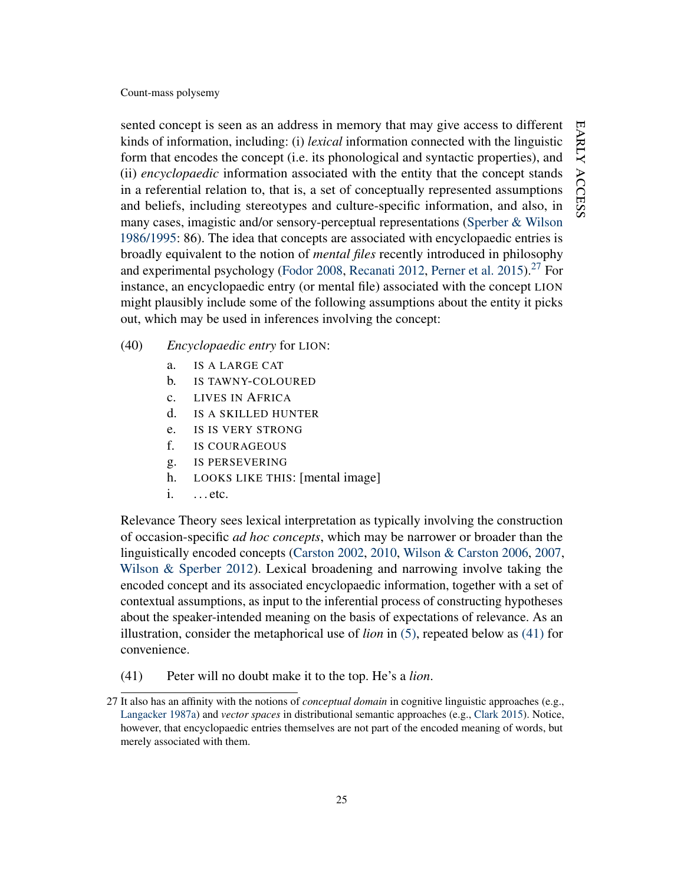sented concept is seen as an address in memory that may give access to different kinds of information, including: (i) *lexical* information connected with the linguistic form that encodes the concept (i.e. its phonological and syntactic properties), and (ii) *encyclopaedic* information associated with the entity that the concept stands in a referential relation to, that is, a set of conceptually represented assumptions and beliefs, including stereotypes and culture-specific information, and also, in many cases, imagistic and/or sensory-perceptual representations (Sperber & Wilson 1986/1995: 86). The idea that concepts are associated with encyclopaedic entries is broadly equivalent to the notion of *mental files* recently introduced in philosophy and experimental psychology (Fodor 2008, Recanati 2012, Perner et al. 2015).[27] For instance, an encyclopaedic entry (or mental file) associated with the concept LION might plausibly include some of the following assumptions about the entity it picks out, which may be used in inferences involving the concept:

(40) *Encyclopaedic entry* for LION:

a. IS A LARGE CAT
b. IS TAWNY-COLOURED
c. LIVES IN AFRICA
d. IS A SKILLED HUNTER
e. IS IS VERY STRONG
f. IS COURAGEOUS
g. IS PERSEVERING
h. LOOKS LIKE THIS: [mental image]
i. …etc.

Relevance Theory sees lexical interpretation as typically involving the construction of occasion-specific *ad hoc concepts*, which may be narrower or broader than the linguistically encoded concepts (Carston 2002, 2010, Wilson & Carston 2006, 2007, Wilson & Sperber 2012). Lexical broadening and narrowing involve taking the encoded concept and its associated encyclopaedic information, together with a set of contextual assumptions, as input to the inferential process of constructing hypotheses about the speaker-intended meaning on the basis of expectations of relevance. As an illustration, consider the metaphorical use of *lion* in (5), repeated below as (41) for convenience.

(41) Peter will no doubt make it to the top. He's a *lion*.

[27] It also has an affinity with the notions of *conceptual domain* in cognitive linguistic approaches (e.g., Langacker 1987a) and *vector spaces* in distributional semantic approaches (e.g., Clark 2015). Notice, however, that encyclopaedic entries themselves are not part of the encoded meaning of words, but merely associated with them.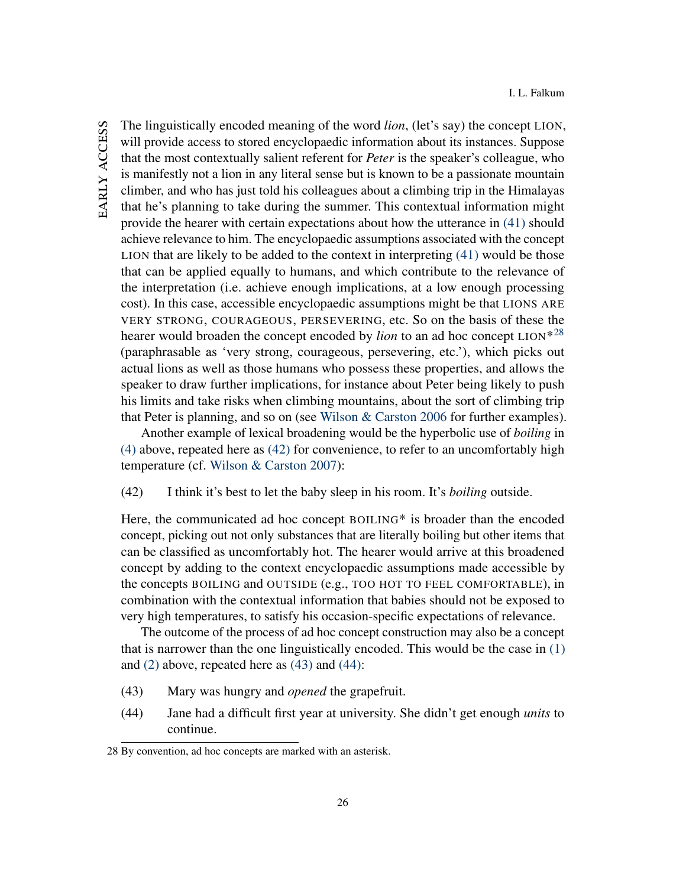The linguistically encoded meaning of the word *lion*, (let's say) the concept LION, will provide access to stored encyclopaedic information about its instances. Suppose that the most contextually salient referent for *Peter* is the speaker's colleague, who is manifestly not a lion in any literal sense but is known to be a passionate mountain climber, and who has just told his colleagues about a climbing trip in the Himalayas that he's planning to take during the summer. This contextual information might provide the hearer with certain expectations about how the utterance in (41) should achieve relevance to him. The encyclopaedic assumptions associated with the concept LION that are likely to be added to the context in interpreting (41) would be those that can be applied equally to humans, and which contribute to the relevance of the interpretation (i.e. achieve enough implications, at a low enough processing cost). In this case, accessible encyclopaedic assumptions might be that LIONS ARE VERY STRONG, COURAGEOUS, PERSEVERING, etc. So on the basis of these the hearer would broaden the concept encoded by *lion* to an ad hoc concept LION*[28] (paraphrasable as 'very strong, courageous, persevering, etc.'), which picks out actual lions as well as those humans who possess these properties, and allows the speaker to draw further implications, for instance about Peter being likely to push his limits and take risks when climbing mountains, about the sort of climbing trip that Peter is planning, and so on (see Wilson & Carston 2006 for further examples).

Another example of lexical broadening would be the hyperbolic use of *boiling* in (4) above, repeated here as (42) for convenience, to refer to an uncomfortably high temperature (cf. Wilson & Carston 2007):

(42) I think it's best to let the baby sleep in his room. It's *boiling* outside.

Here, the communicated ad hoc concept BOILING* is broader than the encoded concept, picking out not only substances that are literally boiling but other items that can be classified as uncomfortably hot. The hearer would arrive at this broadened concept by adding to the context encyclopaedic assumptions made accessible by the concepts BOILING and OUTSIDE (e.g., TOO HOT TO FEEL COMFORTABLE), in combination with the contextual information that babies should not be exposed to very high temperatures, to satisfy his occasion-specific expectations of relevance.

The outcome of the process of ad hoc concept construction may also be a concept that is narrower than the one linguistically encoded. This would be the case in (1) and (2) above, repeated here as (43) and (44):

(43) Mary was hungry and *opened* the grapefruit.

(44) Jane had a difficult first year at university. She didn't get enough *units* to continue.

28 By convention, ad hoc concepts are marked with an asterisk.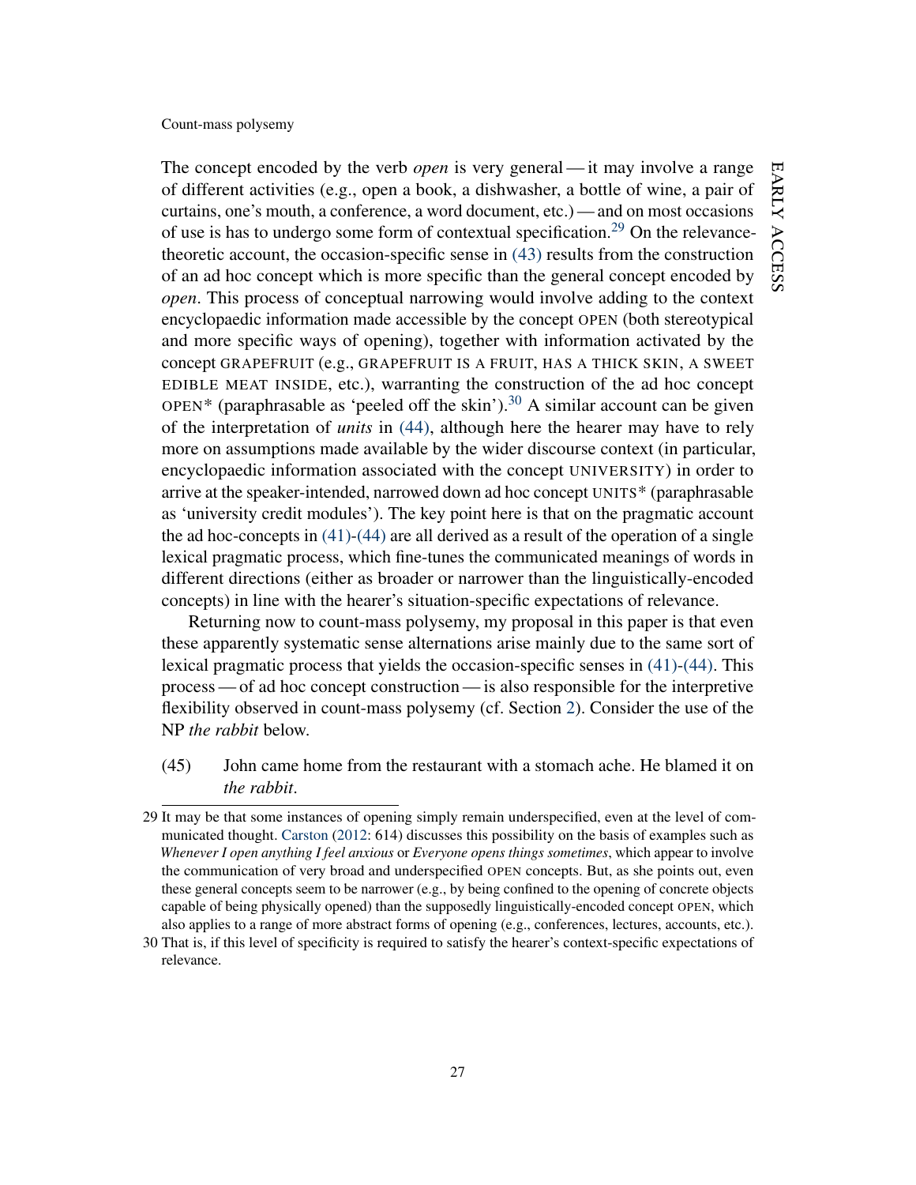The concept encoded by the verb *open* is very general — it may involve a range of different activities (e.g., open a book, a dishwasher, a bottle of wine, a pair of curtains, one's mouth, a conference, a word document, etc.) — and on most occasions of use is has to undergo some form of contextual specification.[29] On the relevance-theoretic account, the occasion-specific sense in (43) results from the construction of an ad hoc concept which is more specific than the general concept encoded by *open*. This process of conceptual narrowing would involve adding to the context encyclopaedic information made accessible by the concept OPEN (both stereotypical and more specific ways of opening), together with information activated by the concept GRAPEFRUIT (e.g., GRAPEFRUIT IS A FRUIT, HAS A THICK SKIN, A SWEET EDIBLE MEAT INSIDE, etc.), warranting the construction of the ad hoc concept OPEN* (paraphrasable as 'peeled off the skin').[30] A similar account can be given of the interpretation of *units* in (44), although here the hearer may have to rely more on assumptions made available by the wider discourse context (in particular, encyclopaedic information associated with the concept UNIVERSITY) in order to arrive at the speaker-intended, narrowed down ad hoc concept UNITS* (paraphrasable as 'university credit modules'). The key point here is that on the pragmatic account the ad hoc-concepts in (41)-(44) are all derived as a result of the operation of a single lexical pragmatic process, which fine-tunes the communicated meanings of words in different directions (either as broader or narrower than the linguistically-encoded concepts) in line with the hearer's situation-specific expectations of relevance.

Returning now to count-mass polysemy, my proposal in this paper is that even these apparently systematic sense alternations arise mainly due to the same sort of lexical pragmatic process that yields the occasion-specific senses in (41)-(44). This process — of ad hoc concept construction — is also responsible for the interpretive flexibility observed in count-mass polysemy (cf. Section 2). Consider the use of the NP *the rabbit* below.

(45) John came home from the restaurant with a stomach ache. He blamed it on *the rabbit*.

---

29 It may be that some instances of opening simply remain underspecified, even at the level of communicated thought. Carston (2012: 614) discusses this possibility on the basis of examples such as *Whenever I open anything I feel anxious* or *Everyone opens things sometimes*, which appear to involve the communication of very broad and underspecified OPEN concepts. But, as she points out, even these general concepts seem to be narrower (e.g., by being confined to the opening of concrete objects capable of being physically opened) than the supposedly linguistically-encoded concept OPEN, which also applies to a range of more abstract forms of opening (e.g., conferences, lectures, accounts, etc.).

30 That is, if this level of specificity is required to satisfy the hearer's context-specific expectations of relevance.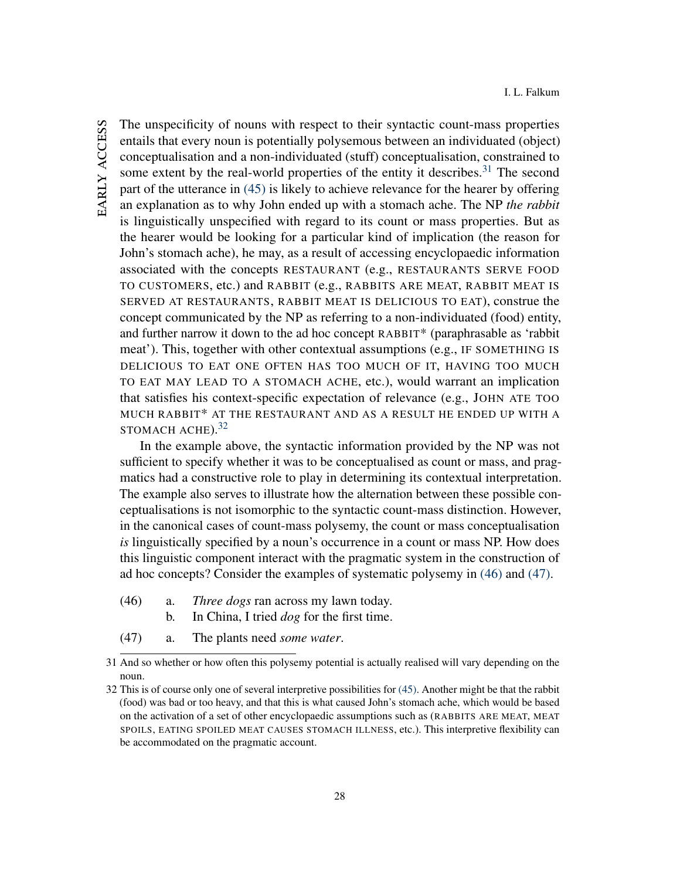The unspecificity of nouns with respect to their syntactic count-mass properties entails that every noun is potentially polysemous between an individuated (object) conceptualisation and a non-individuated (stuff) conceptualisation, constrained to some extent by the real-world properties of the entity it describes.[31] The second part of the utterance in (45) is likely to achieve relevance for the hearer by offering an explanation as to why John ended up with a stomach ache. The NP *the rabbit* is linguistically unspecified with regard to its count or mass properties. But as the hearer would be looking for a particular kind of implication (the reason for John's stomach ache), he may, as a result of accessing encyclopaedic information associated with the concepts RESTAURANT (e.g., RESTAURANTS SERVE FOOD TO CUSTOMERS, etc.) and RABBIT (e.g., RABBITS ARE MEAT, RABBIT MEAT IS SERVED AT RESTAURANTS, RABBIT MEAT IS DELICIOUS TO EAT), construe the concept communicated by the NP as referring to a non-individuated (food) entity, and further narrow it down to the ad hoc concept RABBIT* (paraphrasable as 'rabbit meat'). This, together with other contextual assumptions (e.g., IF SOMETHING IS DELICIOUS TO EAT ONE OFTEN HAS TOO MUCH OF IT, HAVING TOO MUCH TO EAT MAY LEAD TO A STOMACH ACHE, etc.), would warrant an implication that satisfies his context-specific expectation of relevance (e.g., JOHN ATE TOO MUCH RABBIT* AT THE RESTAURANT AND AS A RESULT HE ENDED UP WITH A STOMACH ACHE).[32]

In the example above, the syntactic information provided by the NP was not sufficient to specify whether it was to be conceptualised as count or mass, and pragmatics had a constructive role to play in determining its contextual interpretation. The example also serves to illustrate how the alternation between these possible conceptualisations is not isomorphic to the syntactic count-mass distinction. However, in the canonical cases of count-mass polysemy, the count or mass conceptualisation *is* linguistically specified by a noun's occurrence in a count or mass NP. How does this linguistic component interact with the pragmatic system in the construction of ad hoc concepts? Consider the examples of systematic polysemy in (46) and (47).

(46) a. *Three dogs* ran across my lawn today.
     b. In China, I tried *dog* for the first time.

(47) a. The plants need *some water*.

---

31 And so whether or how often this polysemy potential is actually realised will vary depending on the noun.

32 This is of course only one of several interpretive possibilities for (45). Another might be that the rabbit (food) was bad or too heavy, and that this is what caused John's stomach ache, which would be based on the activation of a set of other encyclopaedic assumptions such as (RABBITS ARE MEAT, MEAT SPOILS, EATING SPOILED MEAT CAUSES STOMACH ILLNESS, etc.). This interpretive flexibility can be accommodated on the pragmatic account.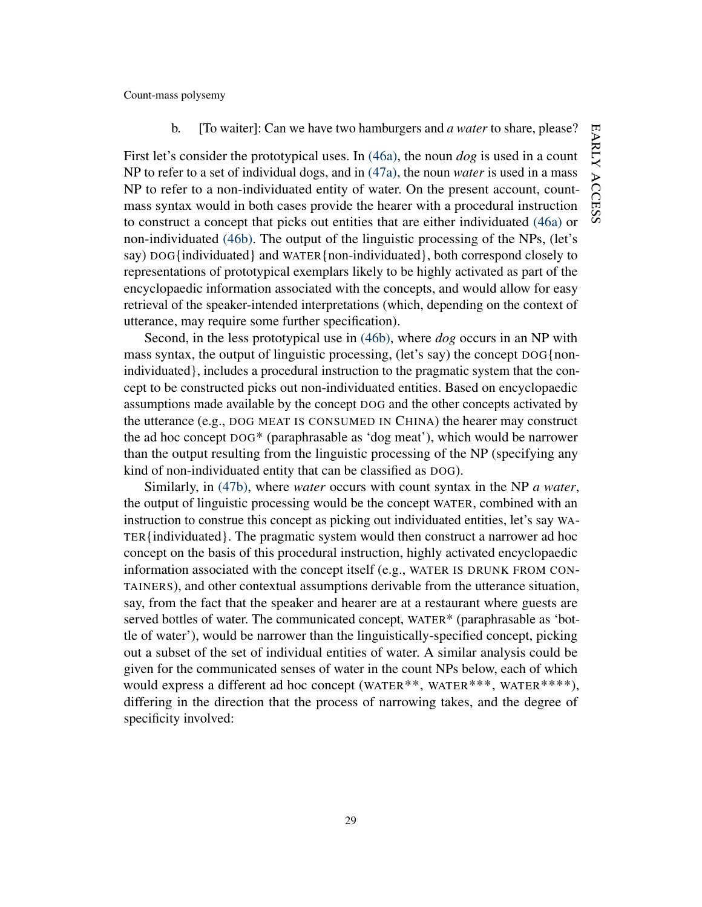b. [To waiter]: Can we have two hamburgers and *a water* to share, please?

First let's consider the prototypical uses. In (46a), the noun *dog* is used in a count NP to refer to a set of individual dogs, and in (47a), the noun *water* is used in a mass NP to refer to a non-individuated entity of water. On the present account, count-mass syntax would in both cases provide the hearer with a procedural instruction to construct a concept that picks out entities that are either individuated (46a) or non-individuated (46b). The output of the linguistic processing of the NPs, (let's say) DOG{individuated} and WATER{non-individuated}, both correspond closely to representations of prototypical exemplars likely to be highly activated as part of the encyclopaedic information associated with the concepts, and would allow for easy retrieval of the speaker-intended interpretations (which, depending on the context of utterance, may require some further specification).

Second, in the less prototypical use in (46b), where *dog* occurs in an NP with mass syntax, the output of linguistic processing, (let's say) the concept DOG{non-individuated}, includes a procedural instruction to the pragmatic system that the concept to be constructed picks out non-individuated entities. Based on encyclopaedic assumptions made available by the concept DOG and the other concepts activated by the utterance (e.g., DOG MEAT IS CONSUMED IN CHINA) the hearer may construct the ad hoc concept DOG* (paraphrasable as 'dog meat'), which would be narrower than the output resulting from the linguistic processing of the NP (specifying any kind of non-individuated entity that can be classified as DOG).

Similarly, in (47b), where *water* occurs with count syntax in the NP *a water*, the output of linguistic processing would be the concept WATER, combined with an instruction to construe this concept as picking out individuated entities, let's say WATER{individuated}. The pragmatic system would then construct a narrower ad hoc concept on the basis of this procedural instruction, highly activated encyclopaedic information associated with the concept itself (e.g., WATER IS DRUNK FROM CONTAINERS), and other contextual assumptions derivable from the utterance situation, say, from the fact that the speaker and hearer are at a restaurant where guests are served bottles of water. The communicated concept, WATER* (paraphrasable as 'bottle of water'), would be narrower than the linguistically-specified concept, picking out a subset of the set of individual entities of water. A similar analysis could be given for the communicated senses of water in the count NPs below, each of which would express a different ad hoc concept (WATER**, WATER***, WATER****), differing in the direction that the process of narrowing takes, and the degree of specificity involved: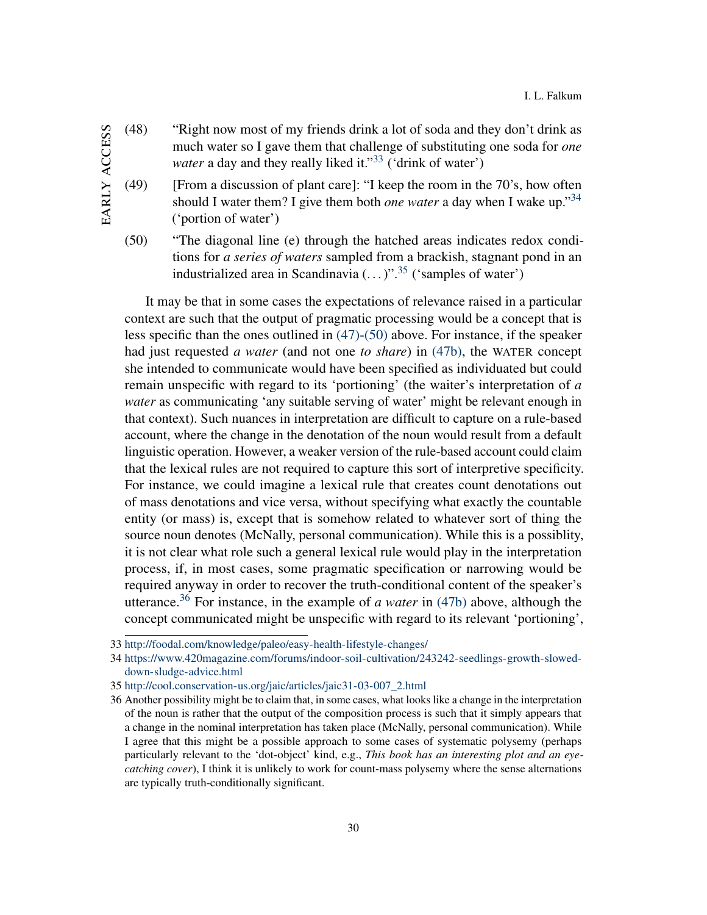(48) "Right now most of my friends drink a lot of soda and they don't drink as much water so I gave them that challenge of substituting one soda for *one water* a day and they really liked it."[33] ('drink of water')

(49) [From a discussion of plant care]: "I keep the room in the 70's, how often should I water them? I give them both *one water* a day when I wake up."[34] ('portion of water')

(50) "The diagonal line (e) through the hatched areas indicates redox conditions for *a series of waters* sampled from a brackish, stagnant pond in an industrialized area in Scandinavia (...)".[35] ('samples of water')

It may be that in some cases the expectations of relevance raised in a particular context are such that the output of pragmatic processing would be a concept that is less specific than the ones outlined in (47)-(50) above. For instance, if the speaker had just requested *a water* (and not one *to share*) in (47b), the WATER concept she intended to communicate would have been specified as individuated but could remain unspecific with regard to its 'portioning' (the waiter's interpretation of *a water* as communicating 'any suitable serving of water' might be relevant enough in that context). Such nuances in interpretation are difficult to capture on a rule-based account, where the change in the denotation of the noun would result from a default linguistic operation. However, a weaker version of the rule-based account could claim that the lexical rules are not required to capture this sort of interpretive specificity. For instance, we could imagine a lexical rule that creates count denotations out of mass denotations and vice versa, without specifying what exactly the countable entity (or mass) is, except that is somehow related to whatever sort of thing the source noun denotes (McNally, personal communication). While this is a possiblity, it is not clear what role such a general lexical rule would play in the interpretation process, if, in most cases, some pragmatic specification or narrowing would be required anyway in order to recover the truth-conditional content of the speaker's utterance.[36] For instance, in the example of *a water* in (47b) above, although the concept communicated might be unspecific with regard to its relevant 'portioning',

33 http://foodal.com/knowledge/paleo/easy-health-lifestyle-changes/

34 https://www.420magazine.com/forums/indoor-soil-cultivation/243242-seedlings-growth-slowed-down-sludge-advice.html

35 http://cool.conservation-us.org/jaic/articles/jaic31-03-007_2.html

36 Another possibility might be to claim that, in some cases, what looks like a change in the interpretation of the noun is rather that the output of the composition process is such that it simply appears that a change in the nominal interpretation has taken place (McNally, personal communication). While I agree that this might be a possible approach to some cases of systematic polysemy (perhaps particularly relevant to the 'dot-object' kind, e.g., *This book has an interesting plot and an eye-catching cover*), I think it is unlikely to work for count-mass polysemy where the sense alternations are typically truth-conditionally significant.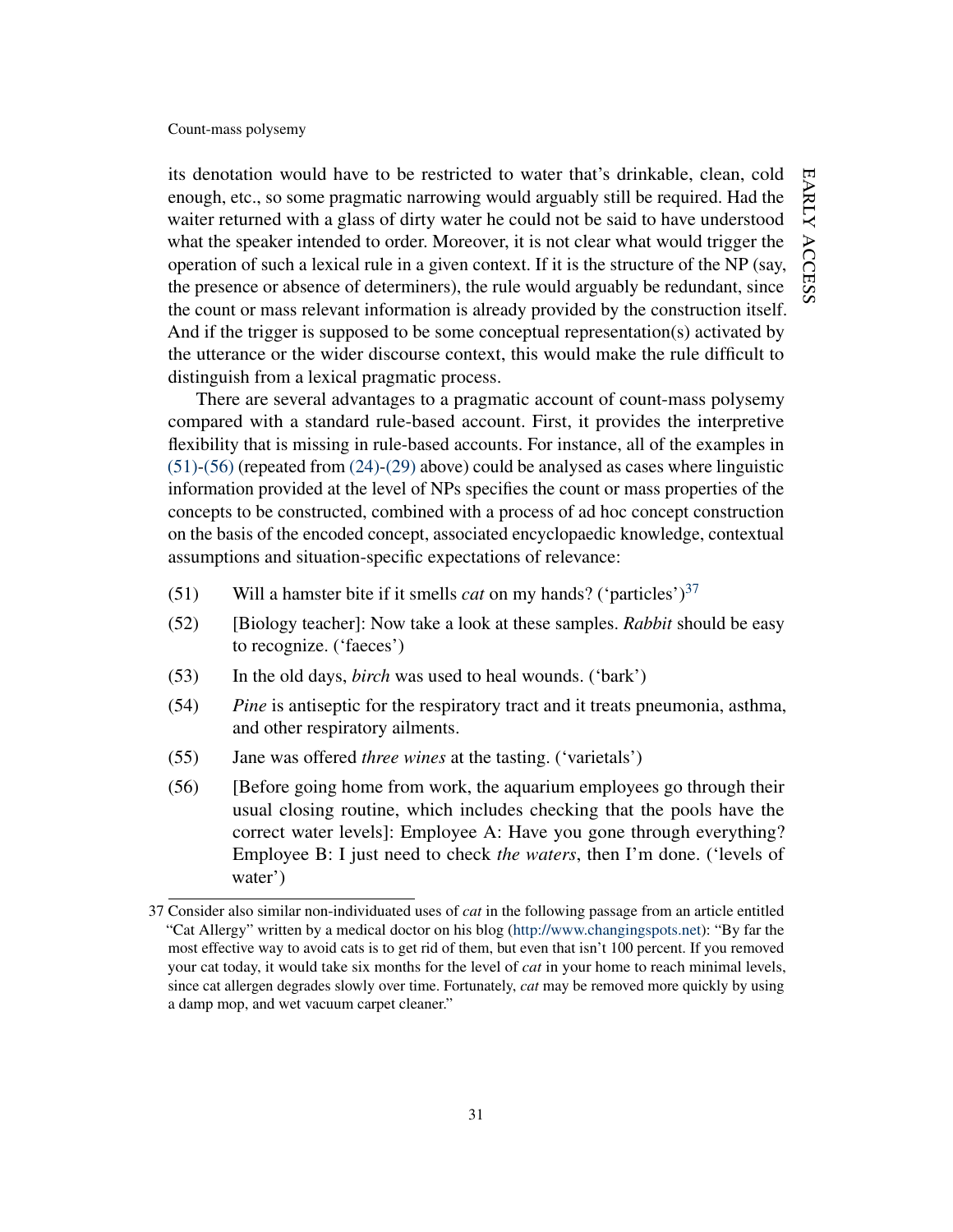its denotation would have to be restricted to water that's drinkable, clean, cold enough, etc., so some pragmatic narrowing would arguably still be required. Had the waiter returned with a glass of dirty water he could not be said to have understood what the speaker intended to order. Moreover, it is not clear what would trigger the operation of such a lexical rule in a given context. If it is the structure of the NP (say, the presence or absence of determiners), the rule would arguably be redundant, since the count or mass relevant information is already provided by the construction itself. And if the trigger is supposed to be some conceptual representation(s) activated by the utterance or the wider discourse context, this would make the rule difficult to distinguish from a lexical pragmatic process.

There are several advantages to a pragmatic account of count-mass polysemy compared with a standard rule-based account. First, it provides the interpretive flexibility that is missing in rule-based accounts. For instance, all of the examples in (51)-(56) (repeated from (24)-(29) above) could be analysed as cases where linguistic information provided at the level of NPs specifies the count or mass properties of the concepts to be constructed, combined with a process of ad hoc concept construction on the basis of the encoded concept, associated encyclopaedic knowledge, contextual assumptions and situation-specific expectations of relevance:

(51) Will a hamster bite if it smells *cat* on my hands? ('particles')[37]

(52) [Biology teacher]: Now take a look at these samples. *Rabbit* should be easy to recognize. ('faeces')

(53) In the old days, *birch* was used to heal wounds. ('bark')

(54) *Pine* is antiseptic for the respiratory tract and it treats pneumonia, asthma, and other respiratory ailments.

(55) Jane was offered *three wines* at the tasting. ('varietals')

(56) [Before going home from work, the aquarium employees go through their usual closing routine, which includes checking that the pools have the correct water levels]: Employee A: Have you gone through everything? Employee B: I just need to check *the waters*, then I'm done. ('levels of water')

---

37 Consider also similar non-individuated uses of *cat* in the following passage from an article entitled "Cat Allergy" written by a medical doctor on his blog (http://www.changingspots.net): "By far the most effective way to avoid cats is to get rid of them, but even that isn't 100 percent. If you removed your cat today, it would take six months for the level of *cat* in your home to reach minimal levels, since cat allergen degrades slowly over time. Fortunately, *cat* may be removed more quickly by using a damp mop, and wet vacuum carpet cleaner."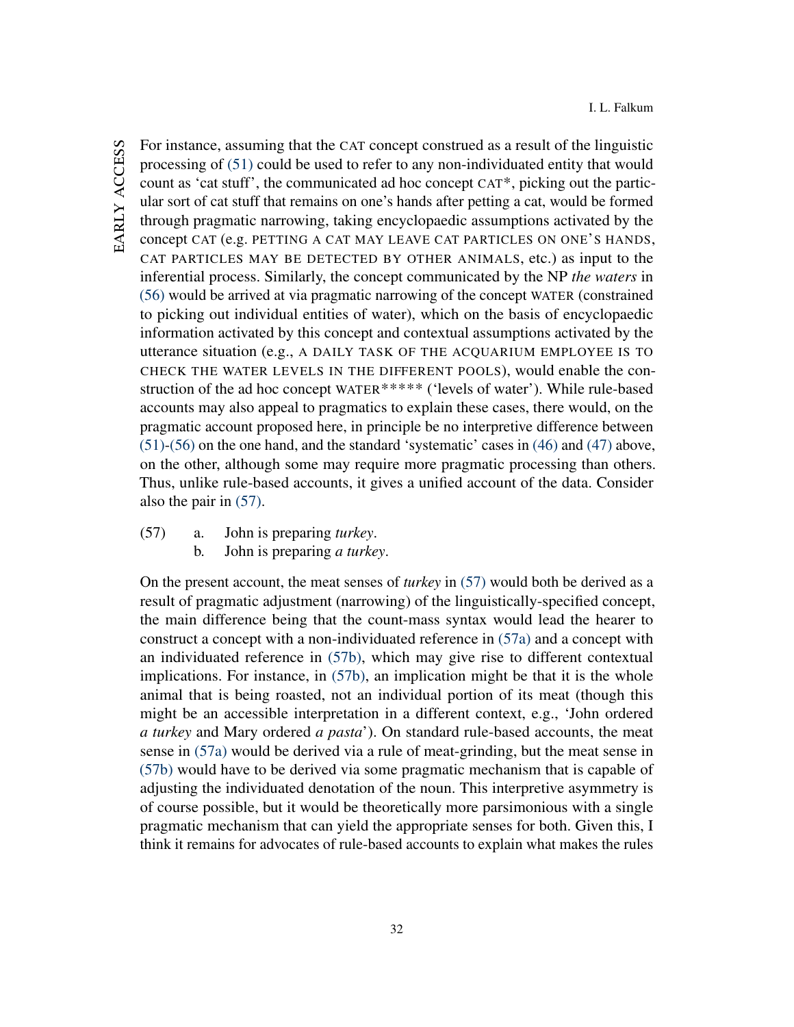For instance, assuming that the CAT concept construed as a result of the linguistic processing of (51) could be used to refer to any non-individuated entity that would count as 'cat stuff', the communicated ad hoc concept CAT*, picking out the particular sort of cat stuff that remains on one's hands after petting a cat, would be formed through pragmatic narrowing, taking encyclopaedic assumptions activated by the concept CAT (e.g. PETTING A CAT MAY LEAVE CAT PARTICLES ON ONE'S HANDS, CAT PARTICLES MAY BE DETECTED BY OTHER ANIMALS, etc.) as input to the inferential process. Similarly, the concept communicated by the NP *the waters* in (56) would be arrived at via pragmatic narrowing of the concept WATER (constrained to picking out individual entities of water), which on the basis of encyclopaedic information activated by this concept and contextual assumptions activated by the utterance situation (e.g., A DAILY TASK OF THE ACQUARIUM EMPLOYEE IS TO CHECK THE WATER LEVELS IN THE DIFFERENT POOLS), would enable the construction of the ad hoc concept WATER***** ('levels of water'). While rule-based accounts may also appeal to pragmatics to explain these cases, there would, on the pragmatic account proposed here, in principle be no interpretive difference between (51)-(56) on the one hand, and the standard 'systematic' cases in (46) and (47) above, on the other, although some may require more pragmatic processing than others. Thus, unlike rule-based accounts, it gives a unified account of the data. Consider also the pair in (57).

(57) a. John is preparing *turkey*.
     b. John is preparing *a turkey*.

On the present account, the meat senses of *turkey* in (57) would both be derived as a result of pragmatic adjustment (narrowing) of the linguistically-specified concept, the main difference being that the count-mass syntax would lead the hearer to construct a concept with a non-individuated reference in (57a) and a concept with an individuated reference in (57b), which may give rise to different contextual implications. For instance, in (57b), an implication might be that it is the whole animal that is being roasted, not an individual portion of its meat (though this might be an accessible interpretation in a different context, e.g., 'John ordered *a turkey* and Mary ordered *a pasta*'). On standard rule-based accounts, the meat sense in (57a) would be derived via a rule of meat-grinding, but the meat sense in (57b) would have to be derived via some pragmatic mechanism that is capable of adjusting the individuated denotation of the noun. This interpretive asymmetry is of course possible, but it would be theoretically more parsimonious with a single pragmatic mechanism that can yield the appropriate senses for both. Given this, I think it remains for advocates of rule-based accounts to explain what makes the rules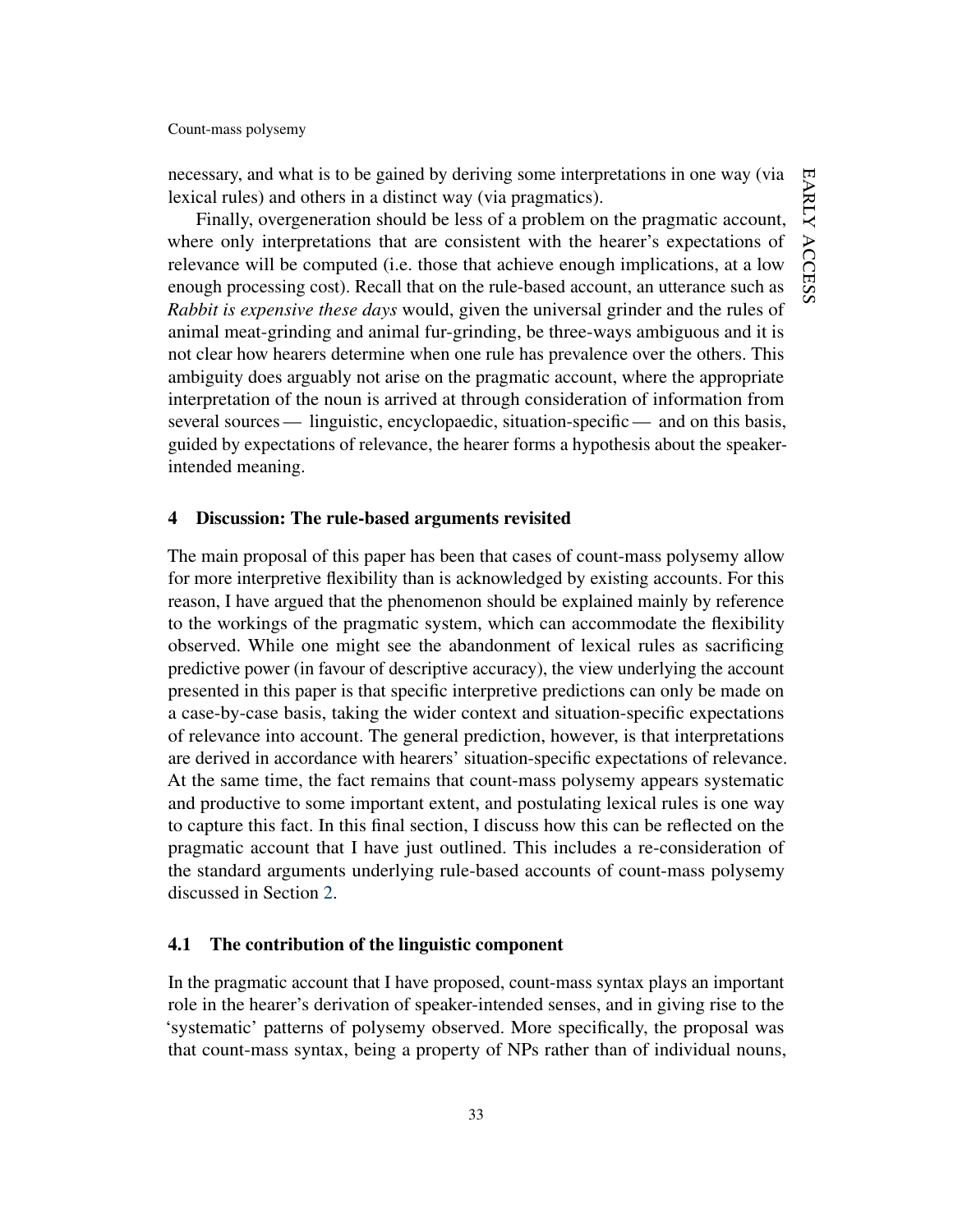necessary, and what is to be gained by deriving some interpretations in one way (via lexical rules) and others in a distinct way (via pragmatics).

Finally, overgeneration should be less of a problem on the pragmatic account, where only interpretations that are consistent with the hearer's expectations of relevance will be computed (i.e. those that achieve enough implications, at a low enough processing cost). Recall that on the rule-based account, an utterance such as *Rabbit is expensive these days* would, given the universal grinder and the rules of animal meat-grinding and animal fur-grinding, be three-ways ambiguous and it is not clear how hearers determine when one rule has prevalence over the others. This ambiguity does arguably not arise on the pragmatic account, where the appropriate interpretation of the noun is arrived at through consideration of information from several sources — linguistic, encyclopaedic, situation-specific — and on this basis, guided by expectations of relevance, the hearer forms a hypothesis about the speaker-intended meaning.

## 4 Discussion: The rule-based arguments revisited

The main proposal of this paper has been that cases of count-mass polysemy allow for more interpretive flexibility than is acknowledged by existing accounts. For this reason, I have argued that the phenomenon should be explained mainly by reference to the workings of the pragmatic system, which can accommodate the flexibility observed. While one might see the abandonment of lexical rules as sacrificing predictive power (in favour of descriptive accuracy), the view underlying the account presented in this paper is that specific interpretive predictions can only be made on a case-by-case basis, taking the wider context and situation-specific expectations of relevance into account. The general prediction, however, is that interpretations are derived in accordance with hearers' situation-specific expectations of relevance. At the same time, the fact remains that count-mass polysemy appears systematic and productive to some important extent, and postulating lexical rules is one way to capture this fact. In this final section, I discuss how this can be reflected on the pragmatic account that I have just outlined. This includes a re-consideration of the standard arguments underlying rule-based accounts of count-mass polysemy discussed in Section 2.

### 4.1 The contribution of the linguistic component

In the pragmatic account that I have proposed, count-mass syntax plays an important role in the hearer's derivation of speaker-intended senses, and in giving rise to the 'systematic' patterns of polysemy observed. More specifically, the proposal was that count-mass syntax, being a property of NPs rather than of individual nouns,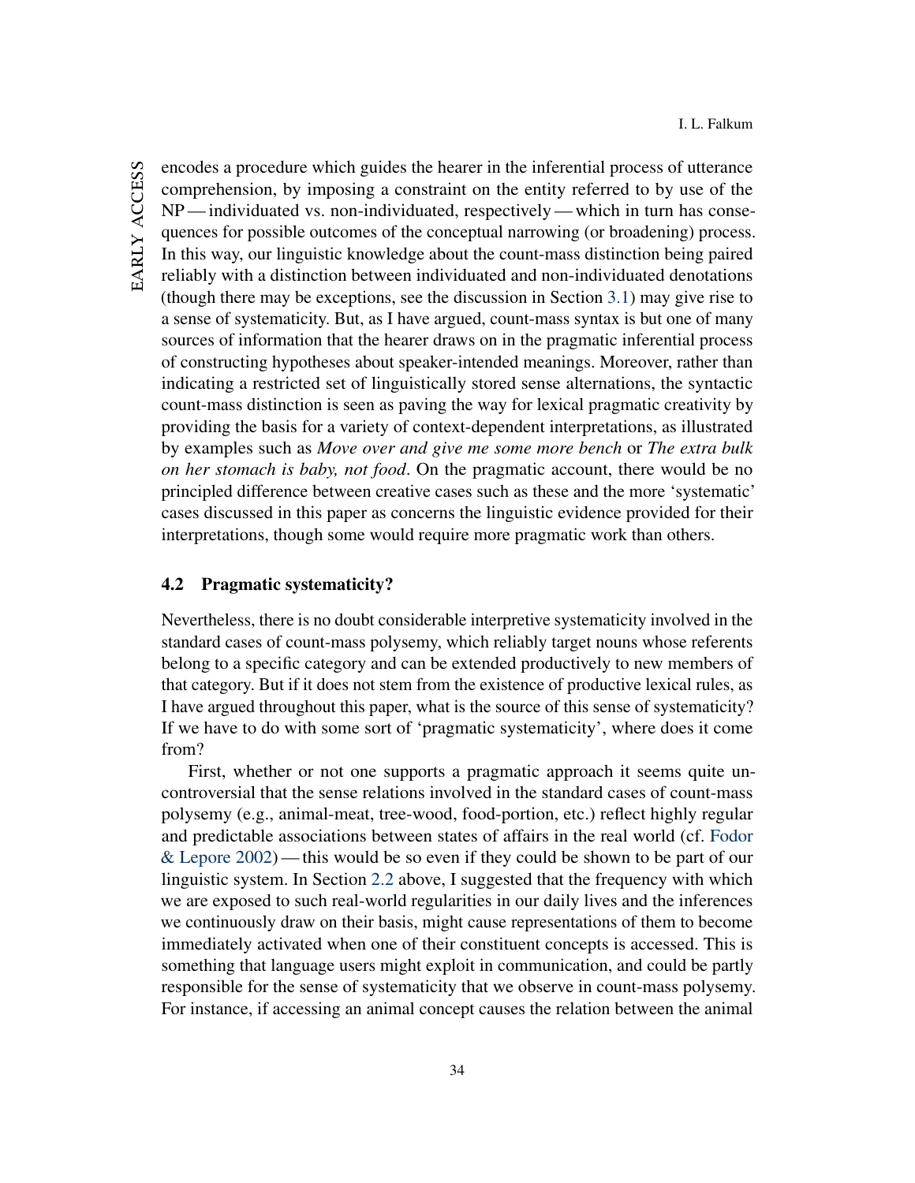encodes a procedure which guides the hearer in the inferential process of utterance comprehension, by imposing a constraint on the entity referred to by use of the NP — individuated vs. non-individuated, respectively — which in turn has consequences for possible outcomes of the conceptual narrowing (or broadening) process. In this way, our linguistic knowledge about the count-mass distinction being paired reliably with a distinction between individuated and non-individuated denotations (though there may be exceptions, see the discussion in Section 3.1) may give rise to a sense of systematicity. But, as I have argued, count-mass syntax is but one of many sources of information that the hearer draws on in the pragmatic inferential process of constructing hypotheses about speaker-intended meanings. Moreover, rather than indicating a restricted set of linguistically stored sense alternations, the syntactic count-mass distinction is seen as paving the way for lexical pragmatic creativity by providing the basis for a variety of context-dependent interpretations, as illustrated by examples such as *Move over and give me some more bench* or *The extra bulk on her stomach is baby, not food*. On the pragmatic account, there would be no principled difference between creative cases such as these and the more 'systematic' cases discussed in this paper as concerns the linguistic evidence provided for their interpretations, though some would require more pragmatic work than others.

### 4.2 Pragmatic systematicity?

Nevertheless, there is no doubt considerable interpretive systematicity involved in the standard cases of count-mass polysemy, which reliably target nouns whose referents belong to a specific category and can be extended productively to new members of that category. But if it does not stem from the existence of productive lexical rules, as I have argued throughout this paper, what is the source of this sense of systematicity? If we have to do with some sort of 'pragmatic systematicity', where does it come from?

First, whether or not one supports a pragmatic approach it seems quite uncontroversial that the sense relations involved in the standard cases of count-mass polysemy (e.g., animal-meat, tree-wood, food-portion, etc.) reflect highly regular and predictable associations between states of affairs in the real world (cf. Fodor & Lepore 2002) — this would be so even if they could be shown to be part of our linguistic system. In Section 2.2 above, I suggested that the frequency with which we are exposed to such real-world regularities in our daily lives and the inferences we continuously draw on their basis, might cause representations of them to become immediately activated when one of their constituent concepts is accessed. This is something that language users might exploit in communication, and could be partly responsible for the sense of systematicity that we observe in count-mass polysemy. For instance, if accessing an animal concept causes the relation between the animal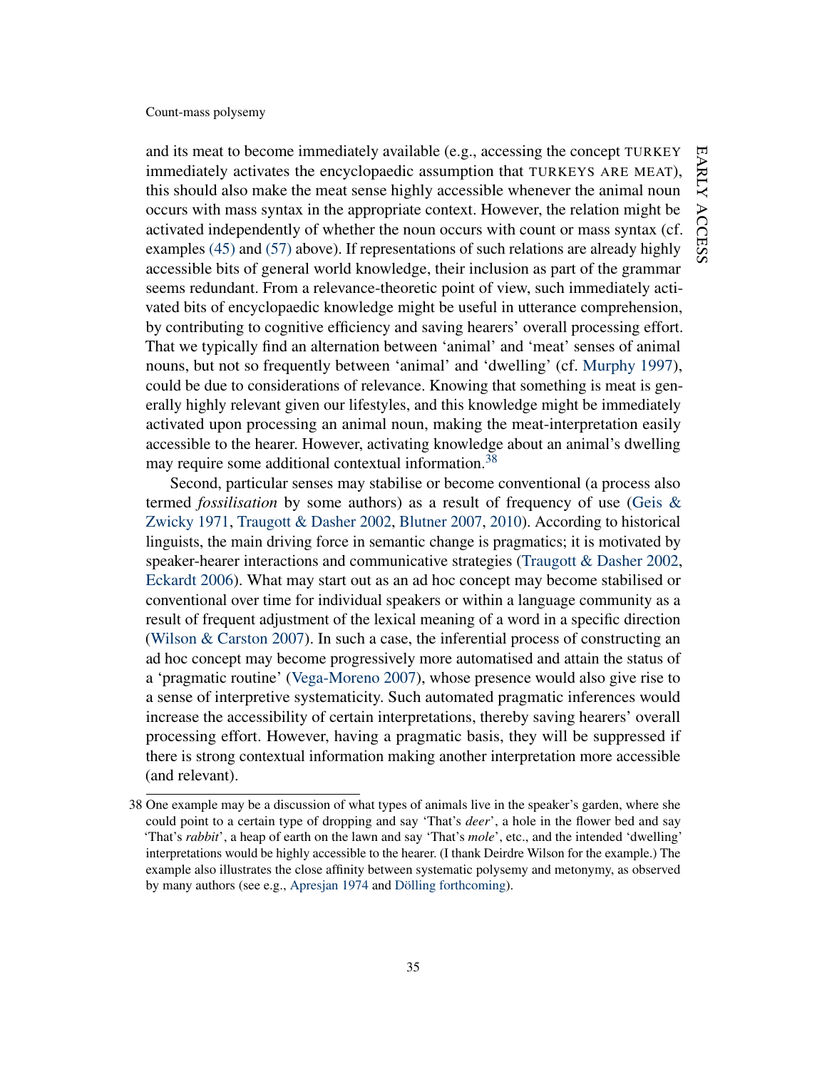and its meat to become immediately available (e.g., accessing the concept TURKEY immediately activates the encyclopaedic assumption that TURKEYS ARE MEAT), this should also make the meat sense highly accessible whenever the animal noun occurs with mass syntax in the appropriate context. However, the relation might be activated independently of whether the noun occurs with count or mass syntax (cf. examples (45) and (57) above). If representations of such relations are already highly accessible bits of general world knowledge, their inclusion as part of the grammar seems redundant. From a relevance-theoretic point of view, such immediately activated bits of encyclopaedic knowledge might be useful in utterance comprehension, by contributing to cognitive efficiency and saving hearers' overall processing effort. That we typically find an alternation between 'animal' and 'meat' senses of animal nouns, but not so frequently between 'animal' and 'dwelling' (cf. Murphy 1997), could be due to considerations of relevance. Knowing that something is meat is generally highly relevant given our lifestyles, and this knowledge might be immediately activated upon processing an animal noun, making the meat-interpretation easily accessible to the hearer. However, activating knowledge about an animal's dwelling may require some additional contextual information.[38]

Second, particular senses may stabilise or become conventional (a process also termed *fossilisation* by some authors) as a result of frequency of use (Geis & Zwicky 1971, Traugott & Dasher 2002, Blutner 2007, 2010). According to historical linguists, the main driving force in semantic change is pragmatics; it is motivated by speaker-hearer interactions and communicative strategies (Traugott & Dasher 2002, Eckardt 2006). What may start out as an ad hoc concept may become stabilised or conventional over time for individual speakers or within a language community as a result of frequent adjustment of the lexical meaning of a word in a specific direction (Wilson & Carston 2007). In such a case, the inferential process of constructing an ad hoc concept may become progressively more automatised and attain the status of a 'pragmatic routine' (Vega-Moreno 2007), whose presence would also give rise to a sense of interpretive systematicity. Such automated pragmatic inferences would increase the accessibility of certain interpretations, thereby saving hearers' overall processing effort. However, having a pragmatic basis, they will be suppressed if there is strong contextual information making another interpretation more accessible (and relevant).

38 One example may be a discussion of what types of animals live in the speaker's garden, where she could point to a certain type of dropping and say 'That's *deer*', a hole in the flower bed and say 'That's *rabbit*', a heap of earth on the lawn and say 'That's *mole*', etc., and the intended 'dwelling' interpretations would be highly accessible to the hearer. (I thank Deirdre Wilson for the example.) The example also illustrates the close affinity between systematic polysemy and metonymy, as observed by many authors (see e.g., Apresjan 1974 and Dölling forthcoming).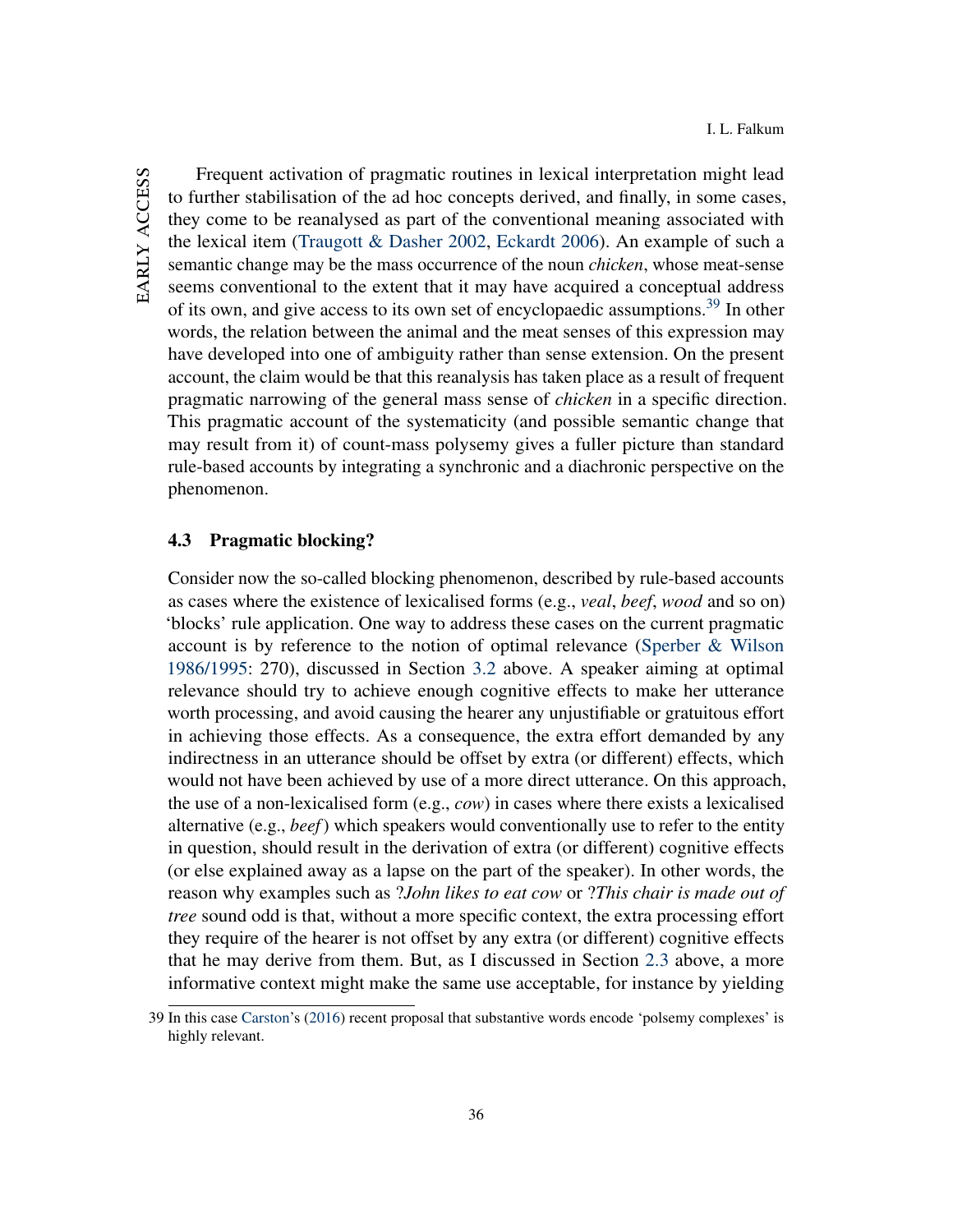Frequent activation of pragmatic routines in lexical interpretation might lead to further stabilisation of the ad hoc concepts derived, and finally, in some cases, they come to be reanalysed as part of the conventional meaning associated with the lexical item (Traugott & Dasher 2002, Eckardt 2006). An example of such a semantic change may be the mass occurrence of the noun *chicken*, whose meat-sense seems conventional to the extent that it may have acquired a conceptual address of its own, and give access to its own set of encyclopaedic assumptions.[39] In other words, the relation between the animal and the meat senses of this expression may have developed into one of ambiguity rather than sense extension. On the present account, the claim would be that this reanalysis has taken place as a result of frequent pragmatic narrowing of the general mass sense of *chicken* in a specific direction. This pragmatic account of the systematicity (and possible semantic change that may result from it) of count-mass polysemy gives a fuller picture than standard rule-based accounts by integrating a synchronic and a diachronic perspective on the phenomenon.

### 4.3 Pragmatic blocking?

Consider now the so-called blocking phenomenon, described by rule-based accounts as cases where the existence of lexicalised forms (e.g., *veal*, *beef*, *wood* and so on) 'blocks' rule application. One way to address these cases on the current pragmatic account is by reference to the notion of optimal relevance (Sperber & Wilson 1986/1995: 270), discussed in Section 3.2 above. A speaker aiming at optimal relevance should try to achieve enough cognitive effects to make her utterance worth processing, and avoid causing the hearer any unjustifiable or gratuitous effort in achieving those effects. As a consequence, the extra effort demanded by any indirectness in an utterance should be offset by extra (or different) effects, which would not have been achieved by use of a more direct utterance. On this approach, the use of a non-lexicalised form (e.g., *cow*) in cases where there exists a lexicalised alternative (e.g., *beef*) which speakers would conventionally use to refer to the entity in question, should result in the derivation of extra (or different) cognitive effects (or else explained away as a lapse on the part of the speaker). In other words, the reason why examples such as ?*John likes to eat cow* or ?*This chair is made out of tree* sound odd is that, without a more specific context, the extra processing effort they require of the hearer is not offset by any extra (or different) cognitive effects that he may derive from them. But, as I discussed in Section 2.3 above, a more informative context might make the same use acceptable, for instance by yielding

39 In this case Carston's (2016) recent proposal that substantive words encode 'polsemy complexes' is highly relevant.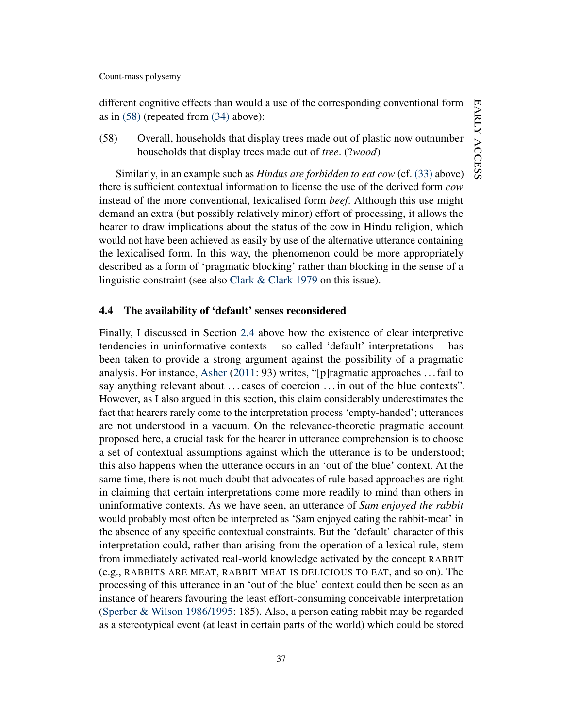different cognitive effects than would a use of the corresponding conventional form as in (58) (repeated from (34) above):

(58) Overall, households that display trees made out of plastic now outnumber households that display trees made out of *tree*. (?*wood*)

Similarly, in an example such as *Hindus are forbidden to eat cow* (cf. (33) above) there is sufficient contextual information to license the use of the derived form *cow* instead of the more conventional, lexicalised form *beef*. Although this use might demand an extra (but possibly relatively minor) effort of processing, it allows the hearer to draw implications about the status of the cow in Hindu religion, which would not have been achieved as easily by use of the alternative utterance containing the lexicalised form. In this way, the phenomenon could be more appropriately described as a form of 'pragmatic blocking' rather than blocking in the sense of a linguistic constraint (see also Clark & Clark 1979 on this issue).

### 4.4 The availability of 'default' senses reconsidered

Finally, I discussed in Section 2.4 above how the existence of clear interpretive tendencies in uninformative contexts — so-called 'default' interpretations — has been taken to provide a strong argument against the possibility of a pragmatic analysis. For instance, Asher (2011: 93) writes, "[p]ragmatic approaches . . . fail to say anything relevant about . . . cases of coercion . . . in out of the blue contexts". However, as I also argued in this section, this claim considerably underestimates the fact that hearers rarely come to the interpretation process 'empty-handed'; utterances are not understood in a vacuum. On the relevance-theoretic pragmatic account proposed here, a crucial task for the hearer in utterance comprehension is to choose a set of contextual assumptions against which the utterance is to be understood; this also happens when the utterance occurs in an 'out of the blue' context. At the same time, there is not much doubt that advocates of rule-based approaches are right in claiming that certain interpretations come more readily to mind than others in uninformative contexts. As we have seen, an utterance of *Sam enjoyed the rabbit* would probably most often be interpreted as 'Sam enjoyed eating the rabbit-meat' in the absence of any specific contextual constraints. But the 'default' character of this interpretation could, rather than arising from the operation of a lexical rule, stem from immediately activated real-world knowledge activated by the concept RABBIT (e.g., RABBITS ARE MEAT, RABBIT MEAT IS DELICIOUS TO EAT, and so on). The processing of this utterance in an 'out of the blue' context could then be seen as an instance of hearers favouring the least effort-consuming conceivable interpretation (Sperber & Wilson 1986/1995: 185). Also, a person eating rabbit may be regarded as a stereotypical event (at least in certain parts of the world) which could be stored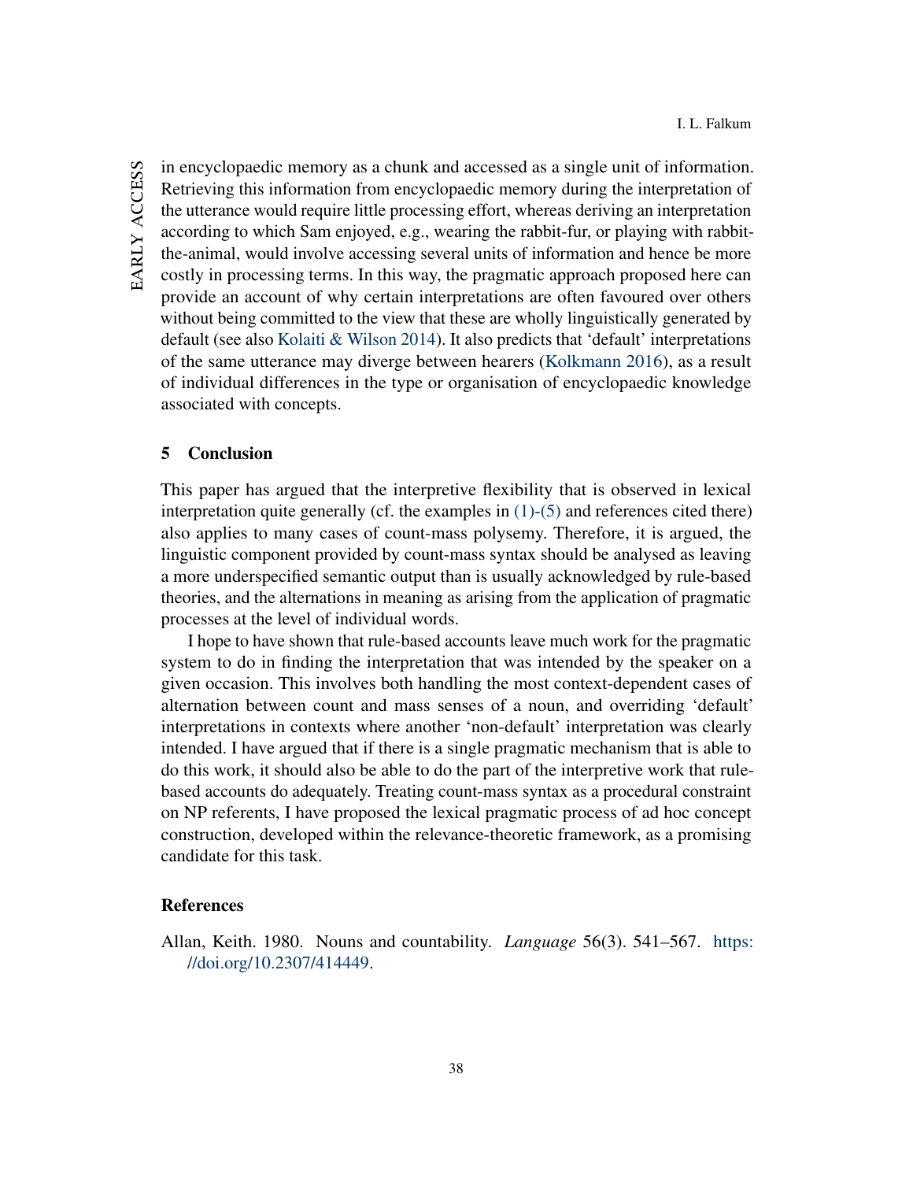in encyclopaedic memory as a chunk and accessed as a single unit of information. Retrieving this information from encyclopaedic memory during the interpretation of the utterance would require little processing effort, whereas deriving an interpretation according to which Sam enjoyed, e.g., wearing the rabbit-fur, or playing with rabbit-the-animal, would involve accessing several units of information and hence be more costly in processing terms. In this way, the pragmatic approach proposed here can provide an account of why certain interpretations are often favoured over others without being committed to the view that these are wholly linguistically generated by default (see also Kolaiti & Wilson 2014). It also predicts that 'default' interpretations of the same utterance may diverge between hearers (Kolkmann 2016), as a result of individual differences in the type or organisation of encyclopaedic knowledge associated with concepts.

## 5 Conclusion

This paper has argued that the interpretive flexibility that is observed in lexical interpretation quite generally (cf. the examples in (1)-(5) and references cited there) also applies to many cases of count-mass polysemy. Therefore, it is argued, the linguistic component provided by count-mass syntax should be analysed as leaving a more underspecified semantic output than is usually acknowledged by rule-based theories, and the alternations in meaning as arising from the application of pragmatic processes at the level of individual words.

I hope to have shown that rule-based accounts leave much work for the pragmatic system to do in finding the interpretation that was intended by the speaker on a given occasion. This involves both handling the most context-dependent cases of alternation between count and mass senses of a noun, and overriding 'default' interpretations in contexts where another 'non-default' interpretation was clearly intended. I have argued that if there is a single pragmatic mechanism that is able to do this work, it should also be able to do the part of the interpretive work that rule-based accounts do adequately. Treating count-mass syntax as a procedural constraint on NP referents, I have proposed the lexical pragmatic process of ad hoc concept construction, developed within the relevance-theoretic framework, as a promising candidate for this task.

## References

Allan, Keith. 1980. Nouns and countability. *Language* 56(3). 541–567. https://doi.org/10.2307/414449.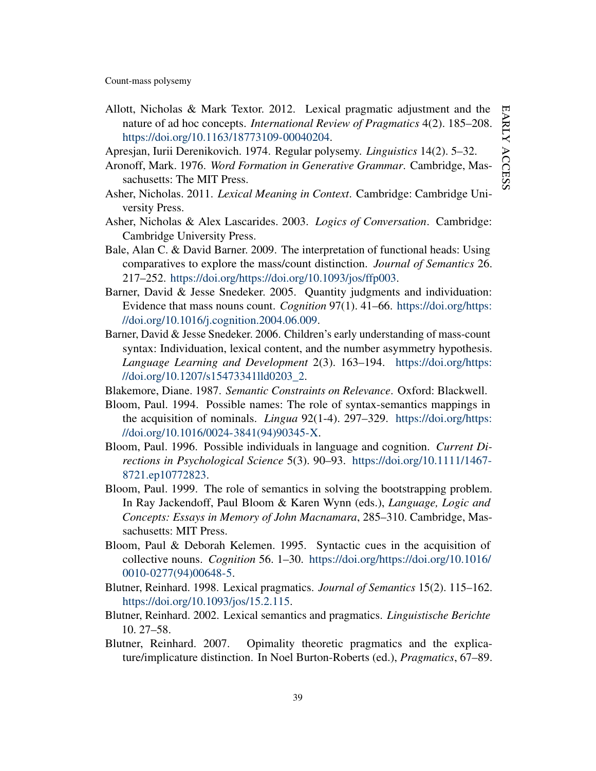Allott, Nicholas & Mark Textor. 2012. Lexical pragmatic adjustment and the nature of ad hoc concepts. *International Review of Pragmatics* 4(2). 185–208. https://doi.org/10.1163/18773109-00040204.

Apresjan, Iurii Derenikovich. 1974. Regular polysemy. *Linguistics* 14(2). 5–32.

Aronoff, Mark. 1976. *Word Formation in Generative Grammar*. Cambridge, Massachusetts: The MIT Press.

Asher, Nicholas. 2011. *Lexical Meaning in Context*. Cambridge: Cambridge University Press.

Asher, Nicholas & Alex Lascarides. 2003. *Logics of Conversation*. Cambridge: Cambridge University Press.

Bale, Alan C. & David Barner. 2009. The interpretation of functional heads: Using comparatives to explore the mass/count distinction. *Journal of Semantics* 26. 217–252. https://doi.org/https://doi.org/10.1093/jos/ffp003.

Barner, David & Jesse Snedeker. 2005. Quantity judgments and individuation: Evidence that mass nouns count. *Cognition* 97(1). 41–66. https://doi.org/https://doi.org/10.1016/j.cognition.2004.06.009.

Barner, David & Jesse Snedeker. 2006. Children's early understanding of mass-count syntax: Individuation, lexical content, and the number asymmetry hypothesis. *Language Learning and Development* 2(3). 163–194. https://doi.org/https://doi.org/10.1207/s15473341lld0203_2.

Blakemore, Diane. 1987. *Semantic Constraints on Relevance*. Oxford: Blackwell.

Bloom, Paul. 1994. Possible names: The role of syntax-semantics mappings in the acquisition of nominals. *Lingua* 92(1-4). 297–329. https://doi.org/https://doi.org/10.1016/0024-3841(94)90345-X.

Bloom, Paul. 1996. Possible individuals in language and cognition. *Current Directions in Psychological Science* 5(3). 90–93. https://doi.org/10.1111/1467-8721.ep10772823.

Bloom, Paul. 1999. The role of semantics in solving the bootstrapping problem. In Ray Jackendoff, Paul Bloom & Karen Wynn (eds.), *Language, Logic and Concepts: Essays in Memory of John Macnamara*, 285–310. Cambridge, Massachusetts: MIT Press.

Bloom, Paul & Deborah Kelemen. 1995. Syntactic cues in the acquisition of collective nouns. *Cognition* 56. 1–30. https://doi.org/https://doi.org/10.1016/0010-0277(94)00648-5.

Blutner, Reinhard. 1998. Lexical pragmatics. *Journal of Semantics* 15(2). 115–162. https://doi.org/10.1093/jos/15.2.115.

Blutner, Reinhard. 2002. Lexical semantics and pragmatics. *Linguistische Berichte* 10. 27–58.

Blutner, Reinhard. 2007. Opimality theoretic pragmatics and the explicature/implicature distinction. In Noel Burton-Roberts (ed.), *Pragmatics*, 67–89.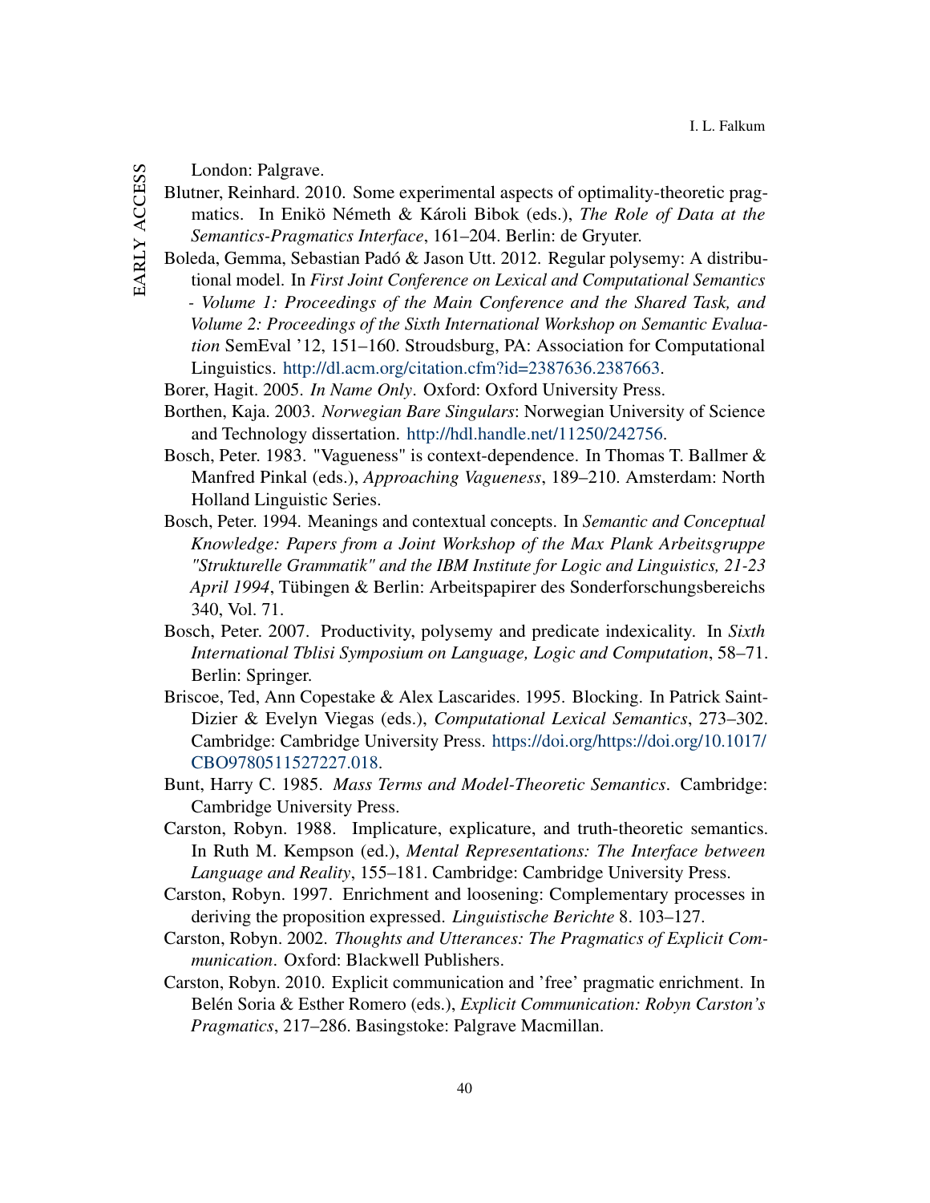London: Palgrave.

Blutner, Reinhard. 2010. Some experimental aspects of optimality-theoretic pragmatics. In Enikö Németh & Károli Bibok (eds.), *The Role of Data at the Semantics-Pragmatics Interface*, 161–204. Berlin: de Gryuter.

Boleda, Gemma, Sebastian Padó & Jason Utt. 2012. Regular polysemy: A distributional model. In *First Joint Conference on Lexical and Computational Semantics - Volume 1: Proceedings of the Main Conference and the Shared Task, and Volume 2: Proceedings of the Sixth International Workshop on Semantic Evaluation* SemEval '12, 151–160. Stroudsburg, PA: Association for Computational Linguistics. http://dl.acm.org/citation.cfm?id=2387636.2387663.

Borer, Hagit. 2005. *In Name Only*. Oxford: Oxford University Press.

Borthen, Kaja. 2003. *Norwegian Bare Singulars*: Norwegian University of Science and Technology dissertation. http://hdl.handle.net/11250/242756.

Bosch, Peter. 1983. "Vagueness" is context-dependence. In Thomas T. Ballmer & Manfred Pinkal (eds.), *Approaching Vagueness*, 189–210. Amsterdam: North Holland Linguistic Series.

Bosch, Peter. 1994. Meanings and contextual concepts. In *Semantic and Conceptual Knowledge: Papers from a Joint Workshop of the Max Plank Arbeitsgruppe "Strukturelle Grammatik" and the IBM Institute for Logic and Linguistics, 21-23 April 1994*, Tübingen & Berlin: Arbeitspapirer des Sonderforschungsbereichs 340, Vol. 71.

Bosch, Peter. 2007. Productivity, polysemy and predicate indexicality. In *Sixth International Tblisi Symposium on Language, Logic and Computation*, 58–71. Berlin: Springer.

Briscoe, Ted, Ann Copestake & Alex Lascarides. 1995. Blocking. In Patrick Saint-Dizier & Evelyn Viegas (eds.), *Computational Lexical Semantics*, 273–302. Cambridge: Cambridge University Press. https://doi.org/https://doi.org/10.1017/CBO9780511527227.018.

Bunt, Harry C. 1985. *Mass Terms and Model-Theoretic Semantics*. Cambridge: Cambridge University Press.

Carston, Robyn. 1988. Implicature, explicature, and truth-theoretic semantics. In Ruth M. Kempson (ed.), *Mental Representations: The Interface between Language and Reality*, 155–181. Cambridge: Cambridge University Press.

Carston, Robyn. 1997. Enrichment and loosening: Complementary processes in deriving the proposition expressed. *Linguistische Berichte* 8. 103–127.

Carston, Robyn. 2002. *Thoughts and Utterances: The Pragmatics of Explicit Communication*. Oxford: Blackwell Publishers.

Carston, Robyn. 2010. Explicit communication and 'free' pragmatic enrichment. In Belén Soria & Esther Romero (eds.), *Explicit Communication: Robyn Carston's Pragmatics*, 217–286. Basingstoke: Palgrave Macmillan.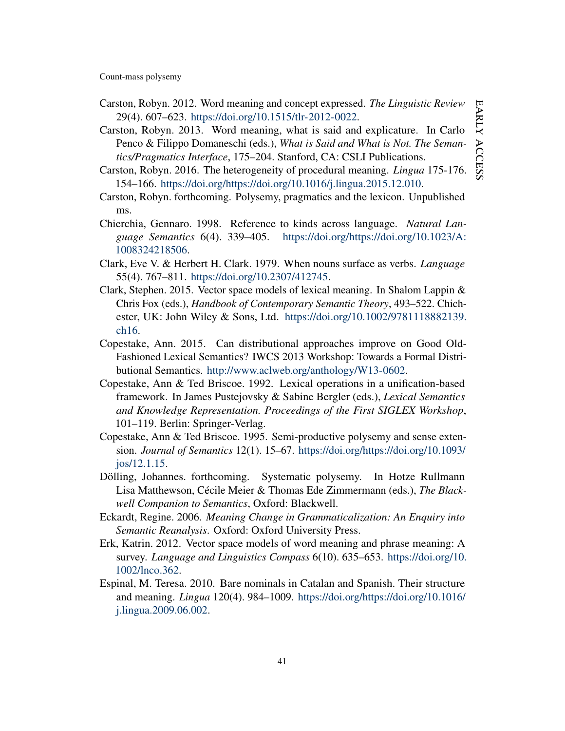Carston, Robyn. 2012. Word meaning and concept expressed. *The Linguistic Review* 29(4). 607–623. https://doi.org/10.1515/tlr-2012-0022.

Carston, Robyn. 2013. Word meaning, what is said and explicature. In Carlo Penco & Filippo Domaneschi (eds.), *What is Said and What is Not. The Semantics/Pragmatics Interface*, 175–204. Stanford, CA: CSLI Publications.

Carston, Robyn. 2016. The heterogeneity of procedural meaning. *Lingua* 175-176. 154–166. https://doi.org/https://doi.org/10.1016/j.lingua.2015.12.010.

Carston, Robyn. forthcoming. Polysemy, pragmatics and the lexicon. Unpublished ms.

Chierchia, Gennaro. 1998. Reference to kinds across language. *Natural Language Semantics* 6(4). 339–405. https://doi.org/https://doi.org/10.1023/A:1008324218506.

Clark, Eve V. & Herbert H. Clark. 1979. When nouns surface as verbs. *Language* 55(4). 767–811. https://doi.org/10.2307/412745.

Clark, Stephen. 2015. Vector space models of lexical meaning. In Shalom Lappin & Chris Fox (eds.), *Handbook of Contemporary Semantic Theory*, 493–522. Chichester, UK: John Wiley & Sons, Ltd. https://doi.org/10.1002/9781118882139.ch16.

Copestake, Ann. 2015. Can distributional approaches improve on Good Old-Fashioned Lexical Semantics? IWCS 2013 Workshop: Towards a Formal Distributional Semantics. http://www.aclweb.org/anthology/W13-0602.

Copestake, Ann & Ted Briscoe. 1992. Lexical operations in a unification-based framework. In James Pustejovsky & Sabine Bergler (eds.), *Lexical Semantics and Knowledge Representation. Proceedings of the First SIGLEX Workshop*, 101–119. Berlin: Springer-Verlag.

Copestake, Ann & Ted Briscoe. 1995. Semi-productive polysemy and sense extension. *Journal of Semantics* 12(1). 15–67. https://doi.org/https://doi.org/10.1093/jos/12.1.15.

Dölling, Johannes. forthcoming. Systematic polysemy. In Hotze Rullmann Lisa Matthewson, Cécile Meier & Thomas Ede Zimmermann (eds.), *The Blackwell Companion to Semantics*, Oxford: Blackwell.

Eckardt, Regine. 2006. *Meaning Change in Grammaticalization: An Enquiry into Semantic Reanalysis*. Oxford: Oxford University Press.

Erk, Katrin. 2012. Vector space models of word meaning and phrase meaning: A survey. *Language and Linguistics Compass* 6(10). 635–653. https://doi.org/10.1002/lnco.362.

Espinal, M. Teresa. 2010. Bare nominals in Catalan and Spanish. Their structure and meaning. *Lingua* 120(4). 984–1009. https://doi.org/https://doi.org/10.1016/j.lingua.2009.06.002.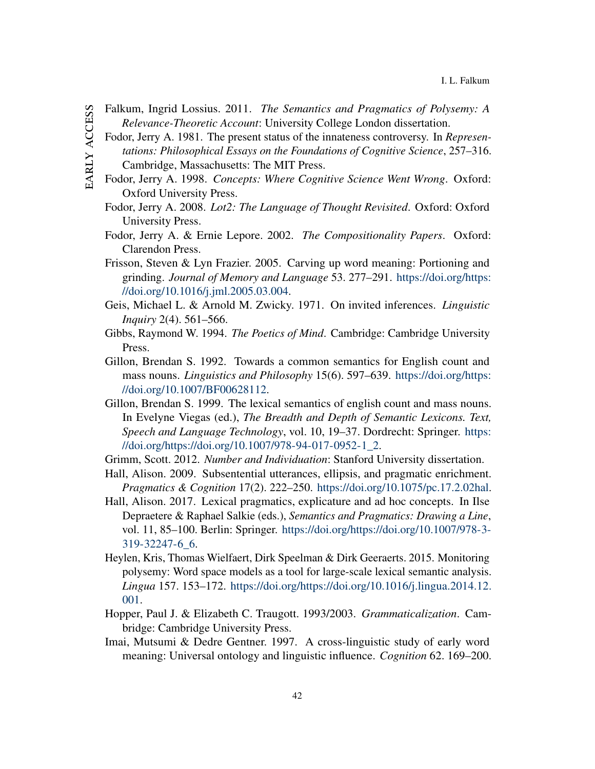Falkum, Ingrid Lossius. 2011. *The Semantics and Pragmatics of Polysemy: A Relevance-Theoretic Account*: University College London dissertation.

Fodor, Jerry A. 1981. The present status of the innateness controversy. In *Representations: Philosophical Essays on the Foundations of Cognitive Science*, 257–316. Cambridge, Massachusetts: The MIT Press.

Fodor, Jerry A. 1998. *Concepts: Where Cognitive Science Went Wrong*. Oxford: Oxford University Press.

Fodor, Jerry A. 2008. *Lot2: The Language of Thought Revisited*. Oxford: Oxford University Press.

Fodor, Jerry A. & Ernie Lepore. 2002. *The Compositionality Papers*. Oxford: Clarendon Press.

Frisson, Steven & Lyn Frazier. 2005. Carving up word meaning: Portioning and grinding. *Journal of Memory and Language* 53. 277–291. https://doi.org/https://doi.org/10.1016/j.jml.2005.03.004.

Geis, Michael L. & Arnold M. Zwicky. 1971. On invited inferences. *Linguistic Inquiry* 2(4). 561–566.

Gibbs, Raymond W. 1994. *The Poetics of Mind*. Cambridge: Cambridge University Press.

Gillon, Brendan S. 1992. Towards a common semantics for English count and mass nouns. *Linguistics and Philosophy* 15(6). 597–639. https://doi.org/https://doi.org/10.1007/BF00628112.

Gillon, Brendan S. 1999. The lexical semantics of english count and mass nouns. In Evelyne Viegas (ed.), *The Breadth and Depth of Semantic Lexicons. Text, Speech and Language Technology*, vol. 10, 19–37. Dordrecht: Springer. https://doi.org/https://doi.org/10.1007/978-94-017-0952-1_2.

Grimm, Scott. 2012. *Number and Individuation*: Stanford University dissertation.

Hall, Alison. 2009. Subsentential utterances, ellipsis, and pragmatic enrichment. *Pragmatics & Cognition* 17(2). 222–250. https://doi.org/10.1075/pc.17.2.02hal.

Hall, Alison. 2017. Lexical pragmatics, explicature and ad hoc concepts. In Ilse Depraetere & Raphael Salkie (eds.), *Semantics and Pragmatics: Drawing a Line*, vol. 11, 85–100. Berlin: Springer. https://doi.org/https://doi.org/10.1007/978-3-319-32247-6_6.

Heylen, Kris, Thomas Wielfaert, Dirk Speelman & Dirk Geeraerts. 2015. Monitoring polysemy: Word space models as a tool for large-scale lexical semantic analysis. *Lingua* 157. 153–172. https://doi.org/https://doi.org/10.1016/j.lingua.2014.12.001.

Hopper, Paul J. & Elizabeth C. Traugott. 1993/2003. *Grammaticalization*. Cambridge: Cambridge University Press.

Imai, Mutsumi & Dedre Gentner. 1997. A cross-linguistic study of early word meaning: Universal ontology and linguistic influence. *Cognition* 62. 169–200.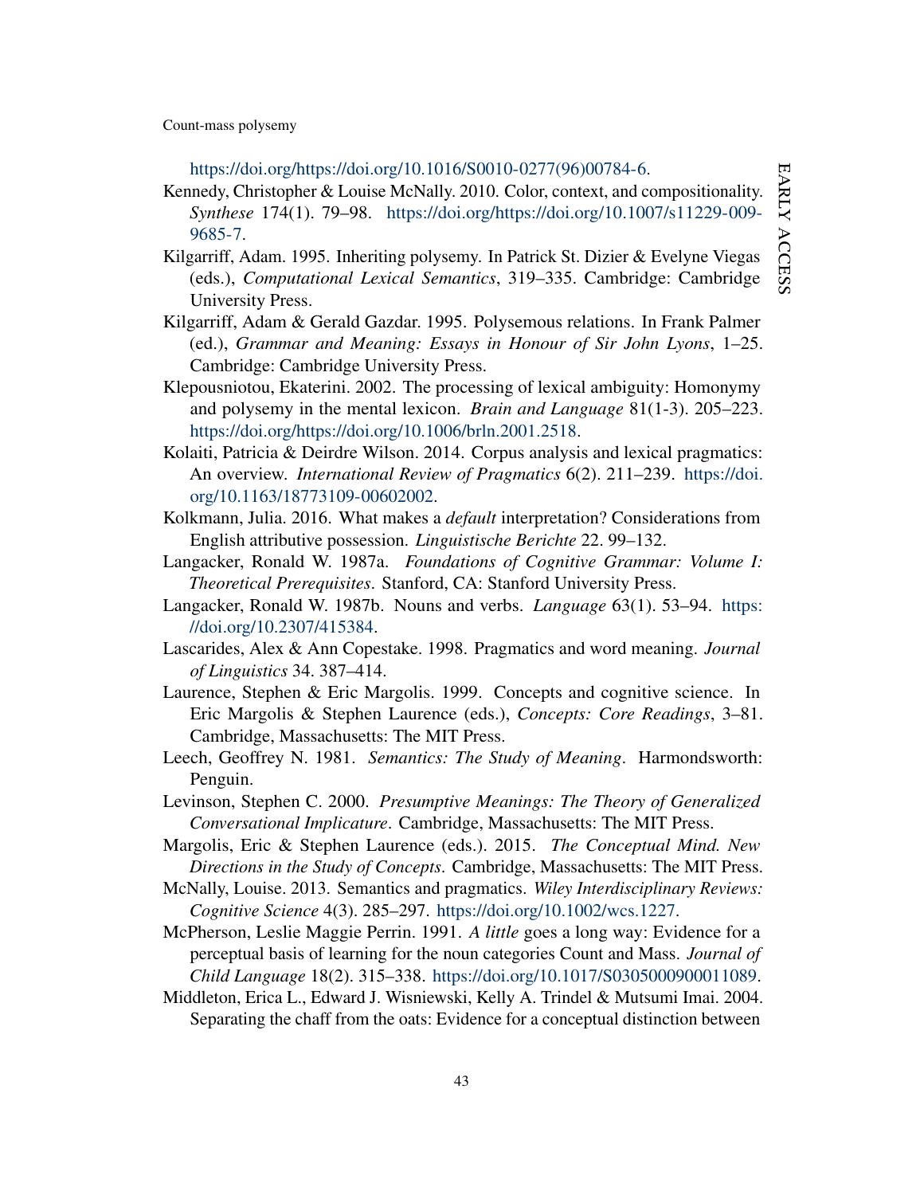https://doi.org/https://doi.org/10.1016/S0010-0277(96)00784-6.

Kennedy, Christopher & Louise McNally. 2010. Color, context, and compositionality. *Synthese* 174(1). 79–98. https://doi.org/https://doi.org/10.1007/s11229-009-9685-7.

Kilgarriff, Adam. 1995. Inheriting polysemy. In Patrick St. Dizier & Evelyne Viegas (eds.), *Computational Lexical Semantics*, 319–335. Cambridge: Cambridge University Press.

Kilgarriff, Adam & Gerald Gazdar. 1995. Polysemous relations. In Frank Palmer (ed.), *Grammar and Meaning: Essays in Honour of Sir John Lyons*, 1–25. Cambridge: Cambridge University Press.

Klepousniotou, Ekaterini. 2002. The processing of lexical ambiguity: Homonymy and polysemy in the mental lexicon. *Brain and Language* 81(1-3). 205–223. https://doi.org/https://doi.org/10.1006/brln.2001.2518.

Kolaiti, Patricia & Deirdre Wilson. 2014. Corpus analysis and lexical pragmatics: An overview. *International Review of Pragmatics* 6(2). 211–239. https://doi.org/10.1163/18773109-00602002.

Kolkmann, Julia. 2016. What makes a *default* interpretation? Considerations from English attributive possession. *Linguistische Berichte* 22. 99–132.

Langacker, Ronald W. 1987a. *Foundations of Cognitive Grammar: Volume I: Theoretical Prerequisites*. Stanford, CA: Stanford University Press.

Langacker, Ronald W. 1987b. Nouns and verbs. *Language* 63(1). 53–94. https://doi.org/10.2307/415384.

Lascarides, Alex & Ann Copestake. 1998. Pragmatics and word meaning. *Journal of Linguistics* 34. 387–414.

Laurence, Stephen & Eric Margolis. 1999. Concepts and cognitive science. In Eric Margolis & Stephen Laurence (eds.), *Concepts: Core Readings*, 3–81. Cambridge, Massachusetts: The MIT Press.

Leech, Geoffrey N. 1981. *Semantics: The Study of Meaning*. Harmondsworth: Penguin.

Levinson, Stephen C. 2000. *Presumptive Meanings: The Theory of Generalized Conversational Implicature*. Cambridge, Massachusetts: The MIT Press.

Margolis, Eric & Stephen Laurence (eds.). 2015. *The Conceptual Mind. New Directions in the Study of Concepts*. Cambridge, Massachusetts: The MIT Press.

McNally, Louise. 2013. Semantics and pragmatics. *Wiley Interdisciplinary Reviews: Cognitive Science* 4(3). 285–297. https://doi.org/10.1002/wcs.1227.

McPherson, Leslie Maggie Perrin. 1991. *A little* goes a long way: Evidence for a perceptual basis of learning for the noun categories Count and Mass. *Journal of Child Language* 18(2). 315–338. https://doi.org/10.1017/S0305000900011089.

Middleton, Erica L., Edward J. Wisniewski, Kelly A. Trindel & Mutsumi Imai. 2004. Separating the chaff from the oats: Evidence for a conceptual distinction between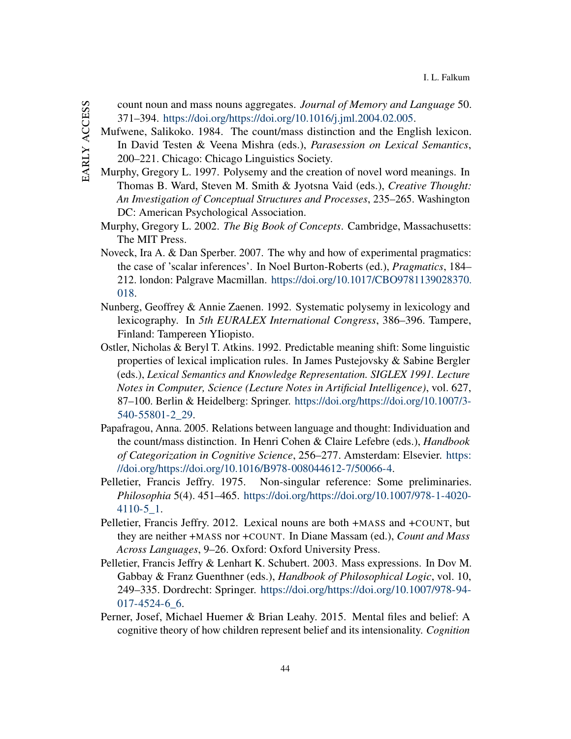count noun and mass nouns aggregates. *Journal of Memory and Language* 50. 371–394. https://doi.org/https://doi.org/10.1016/j.jml.2004.02.005.

Mufwene, Salikoko. 1984. The count/mass distinction and the English lexicon. In David Testen & Veena Mishra (eds.), *Parasession on Lexical Semantics*, 200–221. Chicago: Chicago Linguistics Society.

Murphy, Gregory L. 1997. Polysemy and the creation of novel word meanings. In Thomas B. Ward, Steven M. Smith & Jyotsna Vaid (eds.), *Creative Thought: An Investigation of Conceptual Structures and Processes*, 235–265. Washington DC: American Psychological Association.

Murphy, Gregory L. 2002. *The Big Book of Concepts*. Cambridge, Massachusetts: The MIT Press.

Noveck, Ira A. & Dan Sperber. 2007. The why and how of experimental pragmatics: the case of 'scalar inferences'. In Noel Burton-Roberts (ed.), *Pragmatics*, 184–212. london: Palgrave Macmillan. https://doi.org/10.1017/CBO9781139028370.018.

Nunberg, Geoffrey & Annie Zaenen. 1992. Systematic polysemy in lexicology and lexicography. In *5th EURALEX International Congress*, 386–396. Tampere, Finland: Tampereen YIiopisto.

Ostler, Nicholas & Beryl T. Atkins. 1992. Predictable meaning shift: Some linguistic properties of lexical implication rules. In James Pustejovsky & Sabine Bergler (eds.), *Lexical Semantics and Knowledge Representation. SIGLEX 1991. Lecture Notes in Computer, Science (Lecture Notes in Artificial Intelligence)*, vol. 627, 87–100. Berlin & Heidelberg: Springer. https://doi.org/https://doi.org/10.1007/3-540-55801-2_29.

Papafragou, Anna. 2005. Relations between language and thought: Individuation and the count/mass distinction. In Henri Cohen & Claire Lefebre (eds.), *Handbook of Categorization in Cognitive Science*, 256–277. Amsterdam: Elsevier. https://doi.org/https://doi.org/10.1016/B978-008044612-7/50066-4.

Pelletier, Francis Jeffry. 1975. Non-singular reference: Some preliminaries. *Philosophia* 5(4). 451–465. https://doi.org/https://doi.org/10.1007/978-1-4020-4110-5_1.

Pelletier, Francis Jeffry. 2012. Lexical nouns are both +MASS and +COUNT, but they are neither +MASS nor +COUNT. In Diane Massam (ed.), *Count and Mass Across Languages*, 9–26. Oxford: Oxford University Press.

Pelletier, Francis Jeffry & Lenhart K. Schubert. 2003. Mass expressions. In Dov M. Gabbay & Franz Guenthner (eds.), *Handbook of Philosophical Logic*, vol. 10, 249–335. Dordrecht: Springer. https://doi.org/https://doi.org/10.1007/978-94-017-4524-6_6.

Perner, Josef, Michael Huemer & Brian Leahy. 2015. Mental files and belief: A cognitive theory of how children represent belief and its intensionality. *Cognition*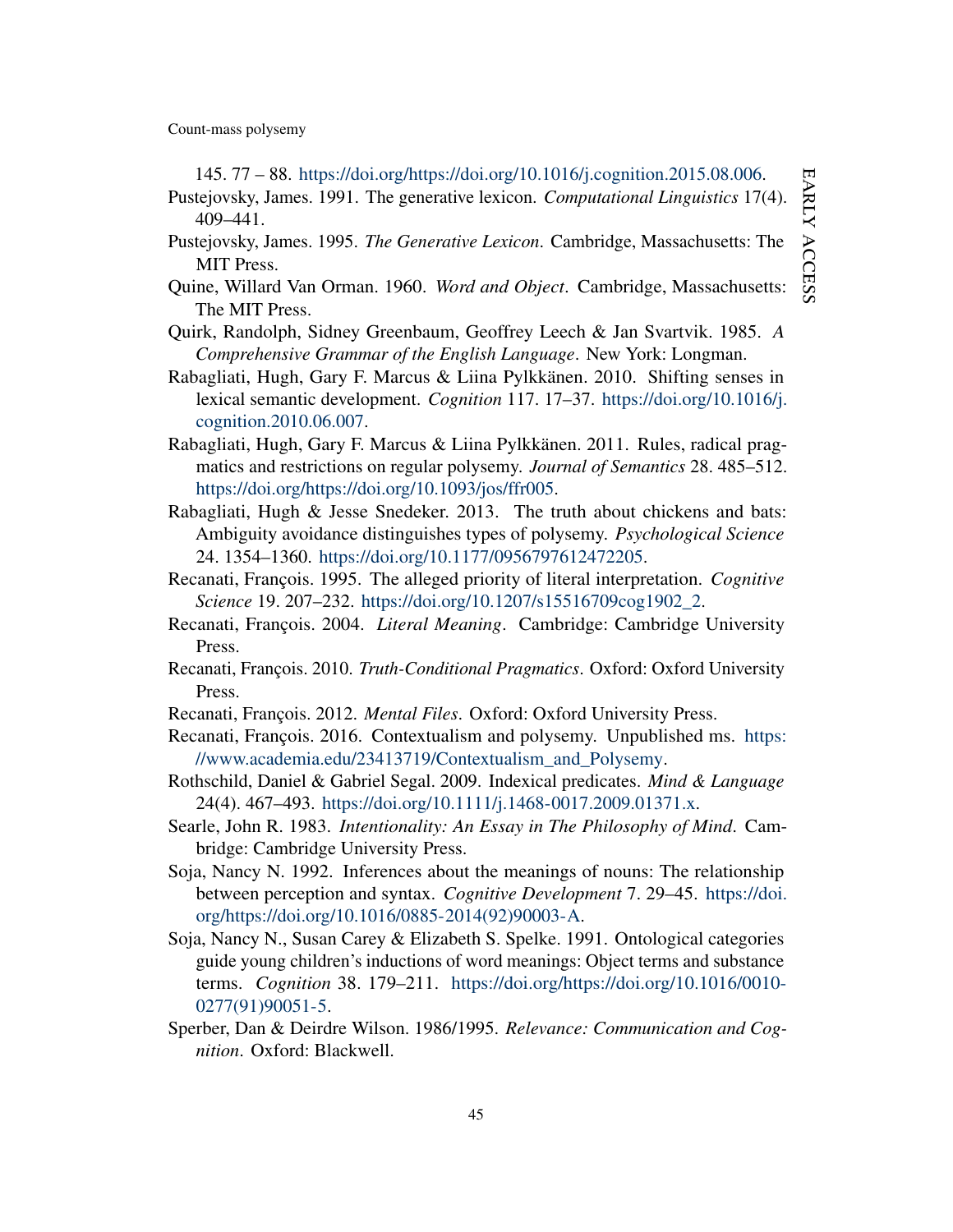145. 77 – 88. https://doi.org/https://doi.org/10.1016/j.cognition.2015.08.006.

Pustejovsky, James. 1991. The generative lexicon. *Computational Linguistics* 17(4). 409–441.

Pustejovsky, James. 1995. *The Generative Lexicon*. Cambridge, Massachusetts: The MIT Press.

Quine, Willard Van Orman. 1960. *Word and Object*. Cambridge, Massachusetts: The MIT Press.

Quirk, Randolph, Sidney Greenbaum, Geoffrey Leech & Jan Svartvik. 1985. *A Comprehensive Grammar of the English Language*. New York: Longman.

Rabagliati, Hugh, Gary F. Marcus & Liina Pylkkänen. 2010. Shifting senses in lexical semantic development. *Cognition* 117. 17–37. https://doi.org/10.1016/j.cognition.2010.06.007.

Rabagliati, Hugh, Gary F. Marcus & Liina Pylkkänen. 2011. Rules, radical pragmatics and restrictions on regular polysemy. *Journal of Semantics* 28. 485–512. https://doi.org/https://doi.org/10.1093/jos/ffr005.

Rabagliati, Hugh & Jesse Snedeker. 2013. The truth about chickens and bats: Ambiguity avoidance distinguishes types of polysemy. *Psychological Science* 24. 1354–1360. https://doi.org/10.1177/0956797612472205.

Recanati, François. 1995. The alleged priority of literal interpretation. *Cognitive Science* 19. 207–232. https://doi.org/10.1207/s15516709cog1902_2.

Recanati, François. 2004. *Literal Meaning*. Cambridge: Cambridge University Press.

Recanati, François. 2010. *Truth-Conditional Pragmatics*. Oxford: Oxford University Press.

Recanati, François. 2012. *Mental Files*. Oxford: Oxford University Press.

Recanati, François. 2016. Contextualism and polysemy. Unpublished ms. https://www.academia.edu/23413719/Contextualism_and_Polysemy.

Rothschild, Daniel & Gabriel Segal. 2009. Indexical predicates. *Mind & Language* 24(4). 467–493. https://doi.org/10.1111/j.1468-0017.2009.01371.x.

Searle, John R. 1983. *Intentionality: An Essay in The Philosophy of Mind*. Cambridge: Cambridge University Press.

Soja, Nancy N. 1992. Inferences about the meanings of nouns: The relationship between perception and syntax. *Cognitive Development* 7. 29–45. https://doi.org/https://doi.org/10.1016/0885-2014(92)90003-A.

Soja, Nancy N., Susan Carey & Elizabeth S. Spelke. 1991. Ontological categories guide young children's inductions of word meanings: Object terms and substance terms. *Cognition* 38. 179–211. https://doi.org/https://doi.org/10.1016/0010-0277(91)90051-5.

Sperber, Dan & Deirdre Wilson. 1986/1995. *Relevance: Communication and Cognition*. Oxford: Blackwell.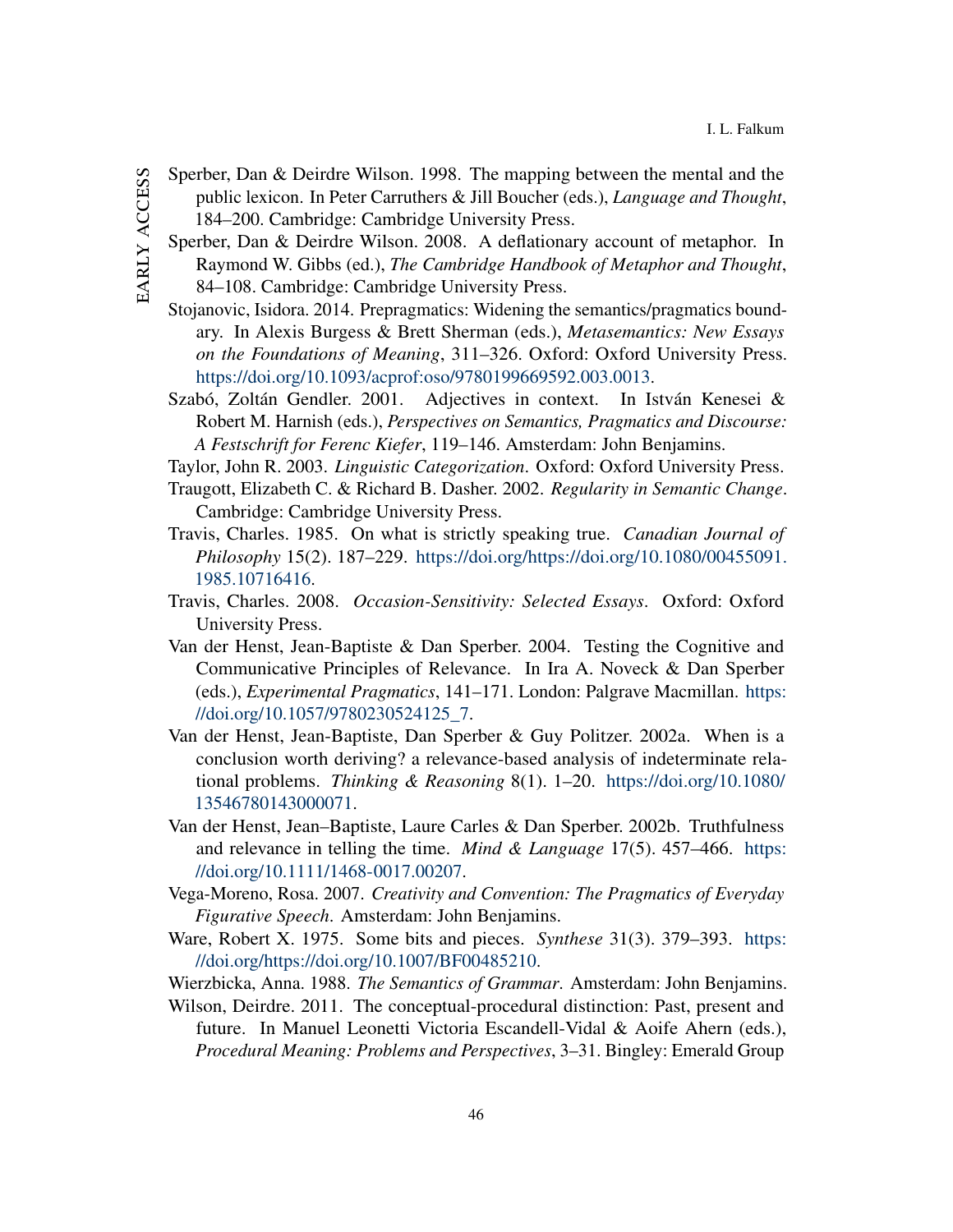Sperber, Dan & Deirdre Wilson. 1998. The mapping between the mental and the public lexicon. In Peter Carruthers & Jill Boucher (eds.), *Language and Thought*, 184–200. Cambridge: Cambridge University Press.

Sperber, Dan & Deirdre Wilson. 2008. A deflationary account of metaphor. In Raymond W. Gibbs (ed.), *The Cambridge Handbook of Metaphor and Thought*, 84–108. Cambridge: Cambridge University Press.

Stojanovic, Isidora. 2014. Prepragmatics: Widening the semantics/pragmatics boundary. In Alexis Burgess & Brett Sherman (eds.), *Metasemantics: New Essays on the Foundations of Meaning*, 311–326. Oxford: Oxford University Press. https://doi.org/10.1093/acprof:oso/9780199669592.003.0013.

Szabó, Zoltán Gendler. 2001. Adjectives in context. In István Kenesei & Robert M. Harnish (eds.), *Perspectives on Semantics, Pragmatics and Discourse: A Festschrift for Ferenc Kiefer*, 119–146. Amsterdam: John Benjamins.

Taylor, John R. 2003. *Linguistic Categorization*. Oxford: Oxford University Press.

Traugott, Elizabeth C. & Richard B. Dasher. 2002. *Regularity in Semantic Change*. Cambridge: Cambridge University Press.

Travis, Charles. 1985. On what is strictly speaking true. *Canadian Journal of Philosophy* 15(2). 187–229. https://doi.org/https://doi.org/10.1080/00455091.1985.10716416.

Travis, Charles. 2008. *Occasion-Sensitivity: Selected Essays*. Oxford: Oxford University Press.

Van der Henst, Jean-Baptiste & Dan Sperber. 2004. Testing the Cognitive and Communicative Principles of Relevance. In Ira A. Noveck & Dan Sperber (eds.), *Experimental Pragmatics*, 141–171. London: Palgrave Macmillan. https://doi.org/10.1057/9780230524125_7.

Van der Henst, Jean-Baptiste, Dan Sperber & Guy Politzer. 2002a. When is a conclusion worth deriving? a relevance-based analysis of indeterminate relational problems. *Thinking & Reasoning* 8(1). 1–20. https://doi.org/10.1080/13546780143000071.

Van der Henst, Jean–Baptiste, Laure Carles & Dan Sperber. 2002b. Truthfulness and relevance in telling the time. *Mind & Language* 17(5). 457–466. https://doi.org/10.1111/1468-0017.00207.

Vega-Moreno, Rosa. 2007. *Creativity and Convention: The Pragmatics of Everyday Figurative Speech*. Amsterdam: John Benjamins.

Ware, Robert X. 1975. Some bits and pieces. *Synthese* 31(3). 379–393. https://doi.org/https://doi.org/10.1007/BF00485210.

Wierzbicka, Anna. 1988. *The Semantics of Grammar*. Amsterdam: John Benjamins.

Wilson, Deirdre. 2011. The conceptual-procedural distinction: Past, present and future. In Manuel Leonetti Victoria Escandell-Vidal & Aoife Ahern (eds.), *Procedural Meaning: Problems and Perspectives*, 3–31. Bingley: Emerald Group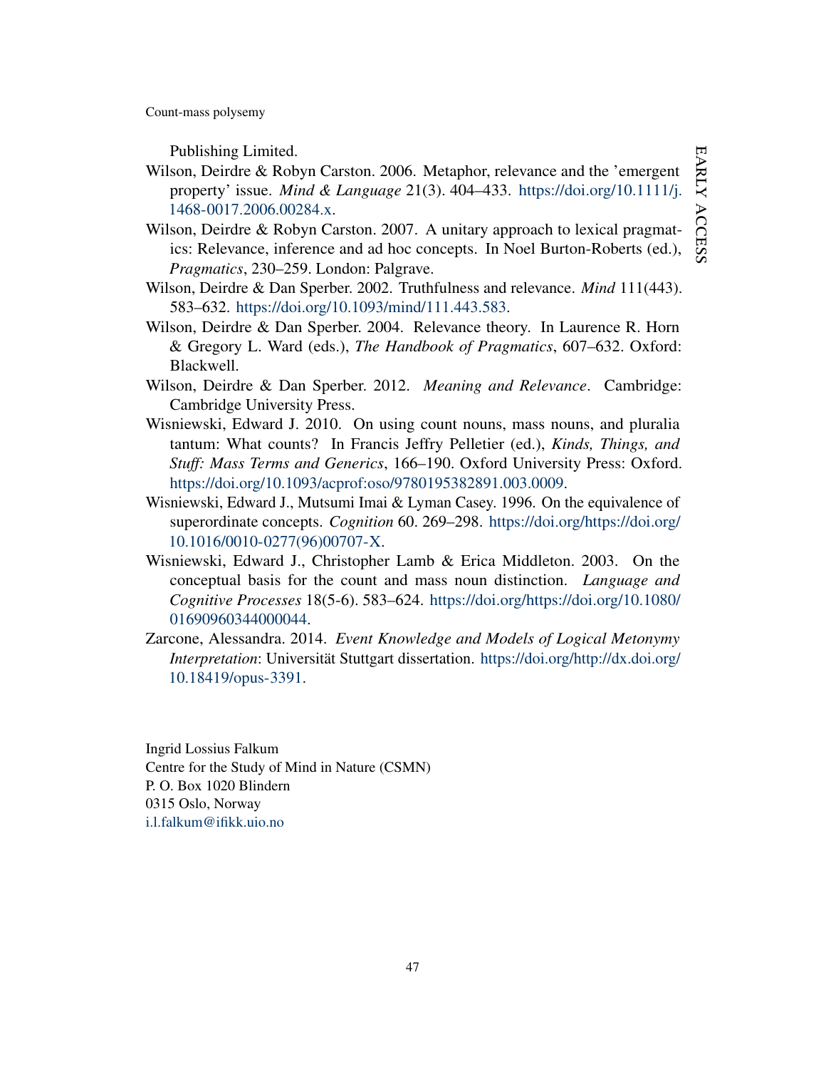Publishing Limited.

Wilson, Deirdre & Robyn Carston. 2006. Metaphor, relevance and the 'emergent property' issue. *Mind & Language* 21(3). 404–433. https://doi.org/10.1111/j.1468-0017.2006.00284.x.

Wilson, Deirdre & Robyn Carston. 2007. A unitary approach to lexical pragmatics: Relevance, inference and ad hoc concepts. In Noel Burton-Roberts (ed.), *Pragmatics*, 230–259. London: Palgrave.

Wilson, Deirdre & Dan Sperber. 2002. Truthfulness and relevance. *Mind* 111(443). 583–632. https://doi.org/10.1093/mind/111.443.583.

Wilson, Deirdre & Dan Sperber. 2004. Relevance theory. In Laurence R. Horn & Gregory L. Ward (eds.), *The Handbook of Pragmatics*, 607–632. Oxford: Blackwell.

Wilson, Deirdre & Dan Sperber. 2012. *Meaning and Relevance*. Cambridge: Cambridge University Press.

Wisniewski, Edward J. 2010. On using count nouns, mass nouns, and pluralia tantum: What counts? In Francis Jeffry Pelletier (ed.), *Kinds, Things, and Stuff: Mass Terms and Generics*, 166–190. Oxford University Press: Oxford. https://doi.org/10.1093/acprof:oso/9780195382891.003.0009.

Wisniewski, Edward J., Mutsumi Imai & Lyman Casey. 1996. On the equivalence of superordinate concepts. *Cognition* 60. 269–298. https://doi.org/https://doi.org/10.1016/0010-0277(96)00707-X.

Wisniewski, Edward J., Christopher Lamb & Erica Middleton. 2003. On the conceptual basis for the count and mass noun distinction. *Language and Cognitive Processes* 18(5-6). 583–624. https://doi.org/https://doi.org/10.1080/01690960344000044.

Zarcone, Alessandra. 2014. *Event Knowledge and Models of Logical Metonymy Interpretation*: Universität Stuttgart dissertation. https://doi.org/http://dx.doi.org/10.18419/opus-3391.

Ingrid Lossius Falkum
Centre for the Study of Mind in Nature (CSMN)
P. O. Box 1020 Blindern
0315 Oslo, Norway
i.l.falkum@ifikk.uio.no